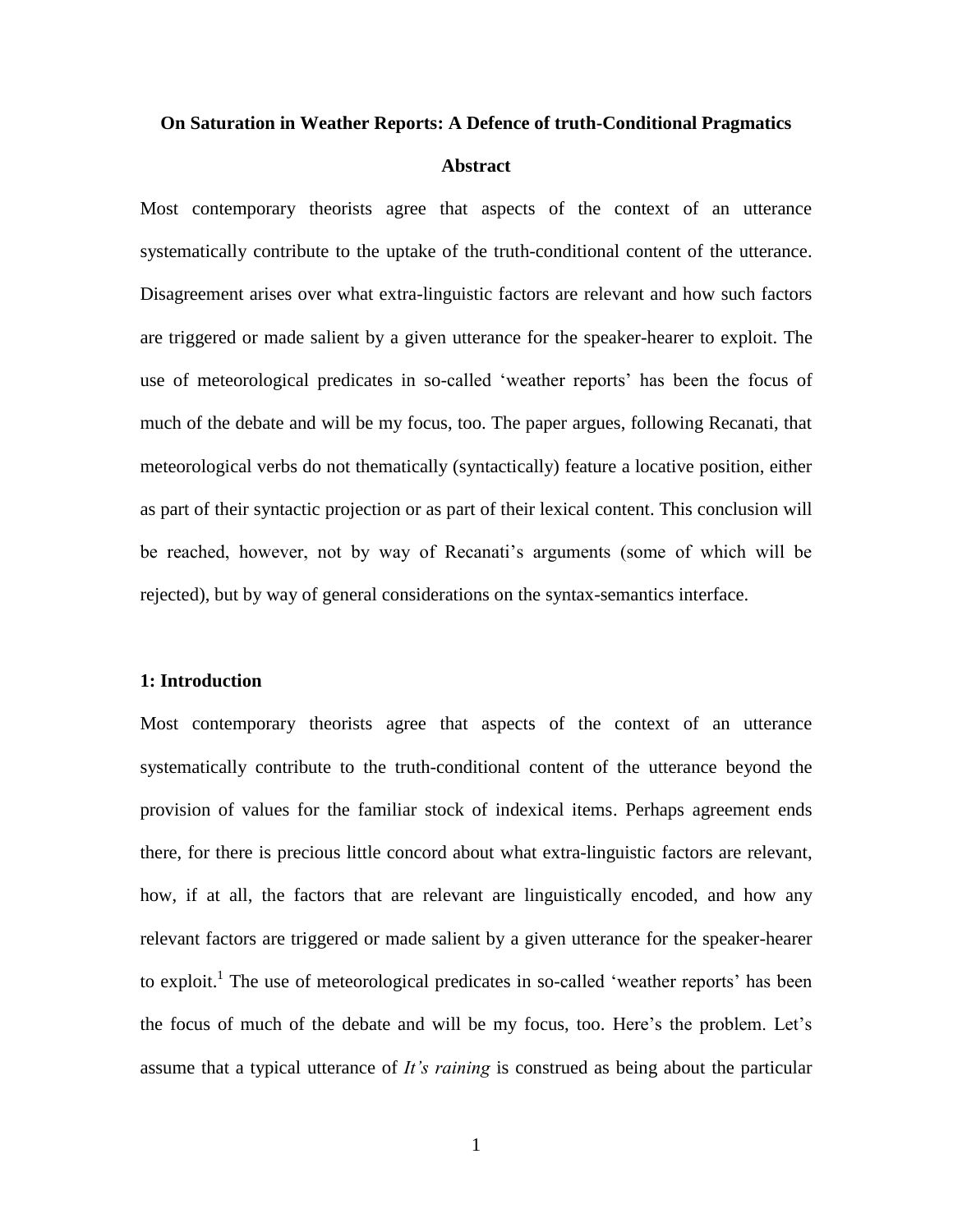# On Saturation in Weather Reports: A Defence of truth-Conditional Pragmatics

## Abstract

Most contemporary theorists agree that aspects of the context of an utterance systematically contribute to the uptake of the truth-conditional content of the utterance. Disagreement arises over what extra-linguistic factors are relevant and how such factors are triggered or made salient by a given utterance for the speaker-hearer to exploit. The use of meteorological predicates in so-called 'weather reports' has been the focus of much of the debate and will be my focus, too. The paper argues, following Recanati, that meteorological verbs do not thematically (syntactically) feature a locative position, either as part of their syntactic projection or as part of their lexical content. This conclusion will be reached, however, not by way of Recanati's arguments (some of which will be rejected), but by way of general considerations on the syntax-semantics interface.

## 1: Introduction

Most contemporary theorists agree that aspects of the context of an utterance systematically contribute to the truth-conditional content of the utterance beyond the provision of values for the familiar stock of indexical items. Perhaps agreement ends there, for there is precious little concord about what extra-linguistic factors are relevant, how, if at all, the factors that are relevant are linguistically encoded, and how any relevant factors are triggered or made salient by a given utterance for the speaker-hearer to exploit.[1] The use of meteorological predicates in so-called 'weather reports' has been the focus of much of the debate and will be my focus, too. Here's the problem. Let's assume that a typical utterance of *It's raining* is construed as being about the particular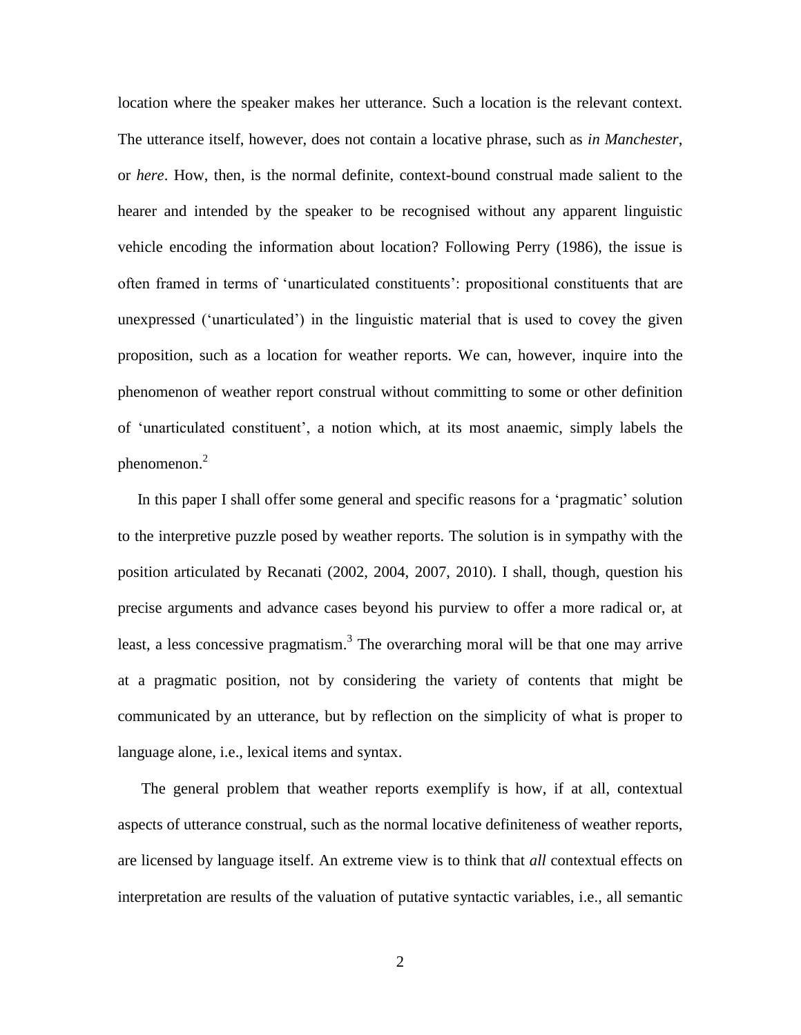location where the speaker makes her utterance. Such a location is the relevant context. The utterance itself, however, does not contain a locative phrase, such as *in Manchester*, or *here*. How, then, is the normal definite, context-bound construal made salient to the hearer and intended by the speaker to be recognised without any apparent linguistic vehicle encoding the information about location? Following Perry (1986), the issue is often framed in terms of 'unarticulated constituents': propositional constituents that are unexpressed ('unarticulated') in the linguistic material that is used to covey the given proposition, such as a location for weather reports. We can, however, inquire into the phenomenon of weather report construal without committing to some or other definition of 'unarticulated constituent', a notion which, at its most anaemic, simply labels the phenomenon.[2]

In this paper I shall offer some general and specific reasons for a 'pragmatic' solution to the interpretive puzzle posed by weather reports. The solution is in sympathy with the position articulated by Recanati (2002, 2004, 2007, 2010). I shall, though, question his precise arguments and advance cases beyond his purview to offer a more radical or, at least, a less concessive pragmatism.[3] The overarching moral will be that one may arrive at a pragmatic position, not by considering the variety of contents that might be communicated by an utterance, but by reflection on the simplicity of what is proper to language alone, i.e., lexical items and syntax.

The general problem that weather reports exemplify is how, if at all, contextual aspects of utterance construal, such as the normal locative definiteness of weather reports, are licensed by language itself. An extreme view is to think that *all* contextual effects on interpretation are results of the valuation of putative syntactic variables, i.e., all semantic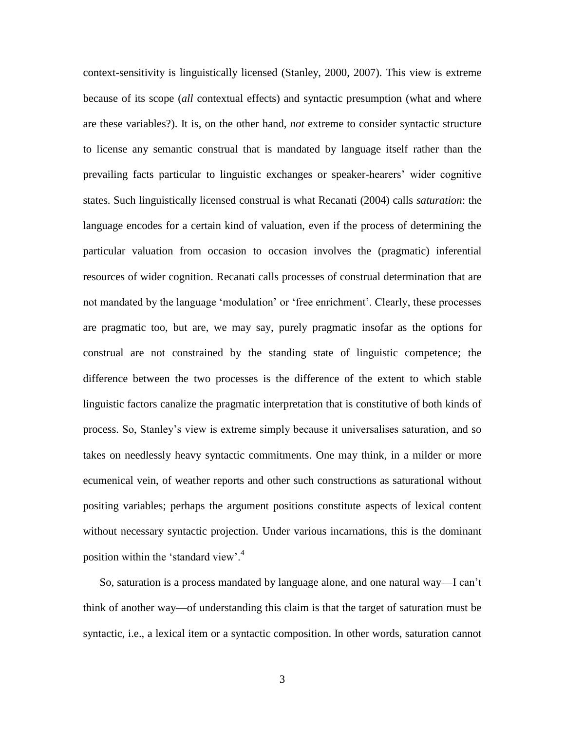context-sensitivity is linguistically licensed (Stanley, 2000, 2007). This view is extreme because of its scope (*all* contextual effects) and syntactic presumption (what and where are these variables?). It is, on the other hand, *not* extreme to consider syntactic structure to license any semantic construal that is mandated by language itself rather than the prevailing facts particular to linguistic exchanges or speaker-hearers' wider cognitive states. Such linguistically licensed construal is what Recanati (2004) calls *saturation*: the language encodes for a certain kind of valuation, even if the process of determining the particular valuation from occasion to occasion involves the (pragmatic) inferential resources of wider cognition. Recanati calls processes of construal determination that are not mandated by the language 'modulation' or 'free enrichment'. Clearly, these processes are pragmatic too, but are, we may say, purely pragmatic insofar as the options for construal are not constrained by the standing state of linguistic competence; the difference between the two processes is the difference of the extent to which stable linguistic factors canalize the pragmatic interpretation that is constitutive of both kinds of process. So, Stanley's view is extreme simply because it universalises saturation, and so takes on needlessly heavy syntactic commitments. One may think, in a milder or more ecumenical vein, of weather reports and other such constructions as saturational without positing variables; perhaps the argument positions constitute aspects of lexical content without necessary syntactic projection. Under various incarnations, this is the dominant position within the 'standard view'.[4]

So, saturation is a process mandated by language alone, and one natural way—I can't think of another way—of understanding this claim is that the target of saturation must be syntactic, i.e., a lexical item or a syntactic composition. In other words, saturation cannot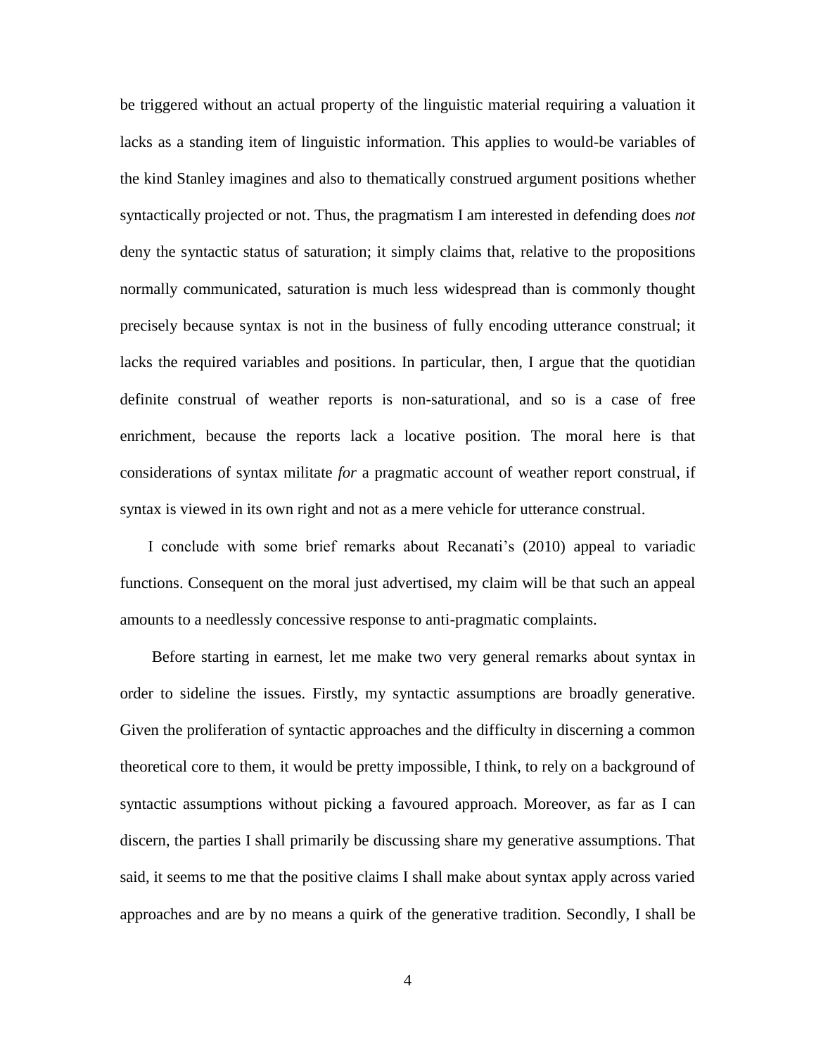be triggered without an actual property of the linguistic material requiring a valuation it lacks as a standing item of linguistic information. This applies to would-be variables of the kind Stanley imagines and also to thematically construed argument positions whether syntactically projected or not. Thus, the pragmatism I am interested in defending does *not* deny the syntactic status of saturation; it simply claims that, relative to the propositions normally communicated, saturation is much less widespread than is commonly thought precisely because syntax is not in the business of fully encoding utterance construal; it lacks the required variables and positions. In particular, then, I argue that the quotidian definite construal of weather reports is non-saturational, and so is a case of free enrichment, because the reports lack a locative position. The moral here is that considerations of syntax militate *for* a pragmatic account of weather report construal, if syntax is viewed in its own right and not as a mere vehicle for utterance construal.

I conclude with some brief remarks about Recanati's (2010) appeal to variadic functions. Consequent on the moral just advertised, my claim will be that such an appeal amounts to a needlessly concessive response to anti-pragmatic complaints.

Before starting in earnest, let me make two very general remarks about syntax in order to sideline the issues. Firstly, my syntactic assumptions are broadly generative. Given the proliferation of syntactic approaches and the difficulty in discerning a common theoretical core to them, it would be pretty impossible, I think, to rely on a background of syntactic assumptions without picking a favoured approach. Moreover, as far as I can discern, the parties I shall primarily be discussing share my generative assumptions. That said, it seems to me that the positive claims I shall make about syntax apply across varied approaches and are by no means a quirk of the generative tradition. Secondly, I shall be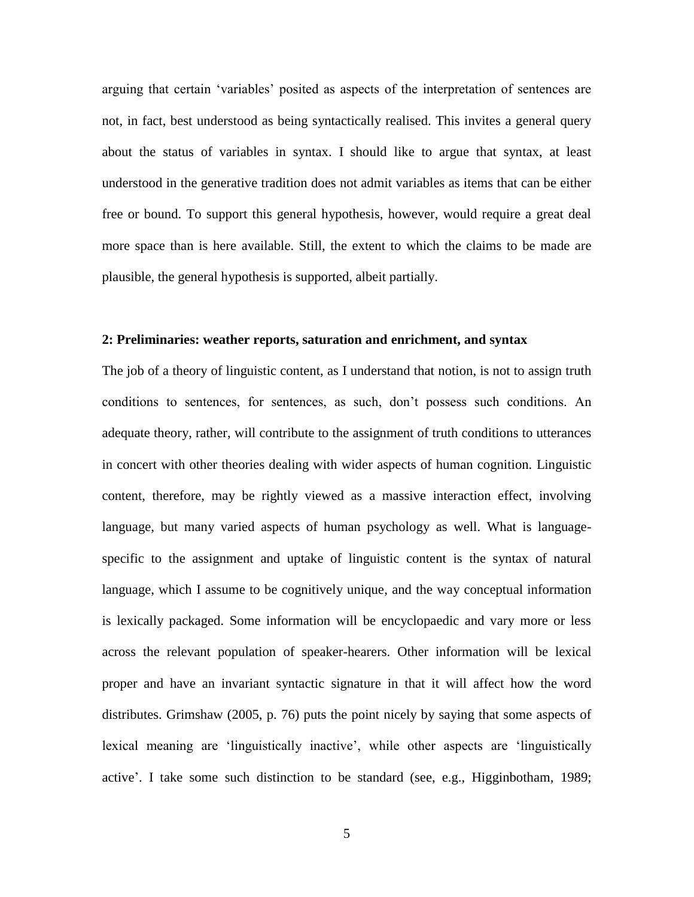arguing that certain 'variables' posited as aspects of the interpretation of sentences are not, in fact, best understood as being syntactically realised. This invites a general query about the status of variables in syntax. I should like to argue that syntax, at least understood in the generative tradition does not admit variables as items that can be either free or bound. To support this general hypothesis, however, would require a great deal more space than is here available. Still, the extent to which the claims to be made are plausible, the general hypothesis is supported, albeit partially.

### 2: Preliminaries: weather reports, saturation and enrichment, and syntax

The job of a theory of linguistic content, as I understand that notion, is not to assign truth conditions to sentences, for sentences, as such, don't possess such conditions. An adequate theory, rather, will contribute to the assignment of truth conditions to utterances in concert with other theories dealing with wider aspects of human cognition. Linguistic content, therefore, may be rightly viewed as a massive interaction effect, involving language, but many varied aspects of human psychology as well. What is language-specific to the assignment and uptake of linguistic content is the syntax of natural language, which I assume to be cognitively unique, and the way conceptual information is lexically packaged. Some information will be encyclopaedic and vary more or less across the relevant population of speaker-hearers. Other information will be lexical proper and have an invariant syntactic signature in that it will affect how the word distributes. Grimshaw (2005, p. 76) puts the point nicely by saying that some aspects of lexical meaning are 'linguistically inactive', while other aspects are 'linguistically active'. I take some such distinction to be standard (see, e.g., Higginbotham, 1989;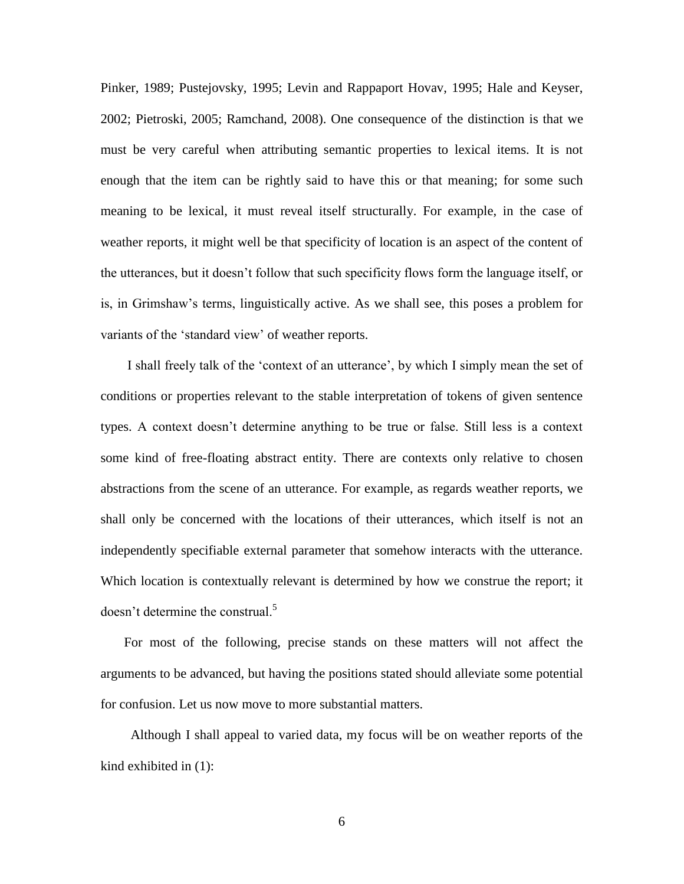Pinker, 1989; Pustejovsky, 1995; Levin and Rappaport Hovav, 1995; Hale and Keyser, 2002; Pietroski, 2005; Ramchand, 2008). One consequence of the distinction is that we must be very careful when attributing semantic properties to lexical items. It is not enough that the item can be rightly said to have this or that meaning; for some such meaning to be lexical, it must reveal itself structurally. For example, in the case of weather reports, it might well be that specificity of location is an aspect of the content of the utterances, but it doesn't follow that such specificity flows form the language itself, or is, in Grimshaw's terms, linguistically active. As we shall see, this poses a problem for variants of the 'standard view' of weather reports.

I shall freely talk of the 'context of an utterance', by which I simply mean the set of conditions or properties relevant to the stable interpretation of tokens of given sentence types. A context doesn't determine anything to be true or false. Still less is a context some kind of free-floating abstract entity. There are contexts only relative to chosen abstractions from the scene of an utterance. For example, as regards weather reports, we shall only be concerned with the locations of their utterances, which itself is not an independently specifiable external parameter that somehow interacts with the utterance. Which location is contextually relevant is determined by how we construe the report; it doesn't determine the construal.[5]

For most of the following, precise stands on these matters will not affect the arguments to be advanced, but having the positions stated should alleviate some potential for confusion. Let us now move to more substantial matters.

Although I shall appeal to varied data, my focus will be on weather reports of the kind exhibited in (1):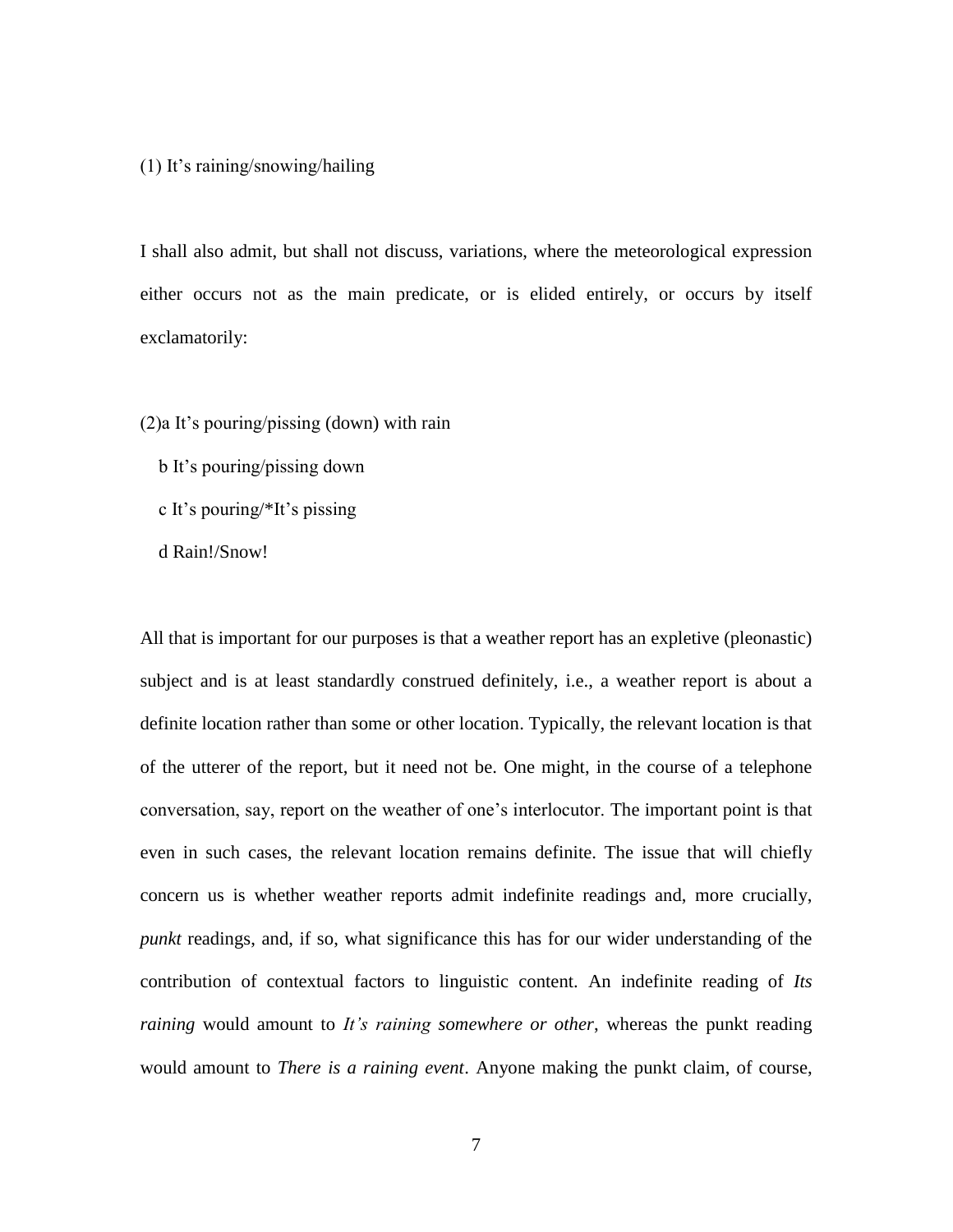(1) It's raining/snowing/hailing

I shall also admit, but shall not discuss, variations, where the meteorological expression either occurs not as the main predicate, or is elided entirely, or occurs by itself exclamatorily:

(2)a It's pouring/pissing (down) with rain

b It's pouring/pissing down

c It's pouring/*It's pissing

d Rain!/Snow!

All that is important for our purposes is that a weather report has an expletive (pleonastic) subject and is at least standardly construed definitely, i.e., a weather report is about a definite location rather than some or other location. Typically, the relevant location is that of the utterer of the report, but it need not be. One might, in the course of a telephone conversation, say, report on the weather of one's interlocutor. The important point is that even in such cases, the relevant location remains definite. The issue that will chiefly concern us is whether weather reports admit indefinite readings and, more crucially, *punkt* readings, and, if so, what significance this has for our wider understanding of the contribution of contextual factors to linguistic content. An indefinite reading of *Its raining* would amount to *It's raining somewhere or other*, whereas the punkt reading would amount to *There is a raining event*. Anyone making the punkt claim, of course,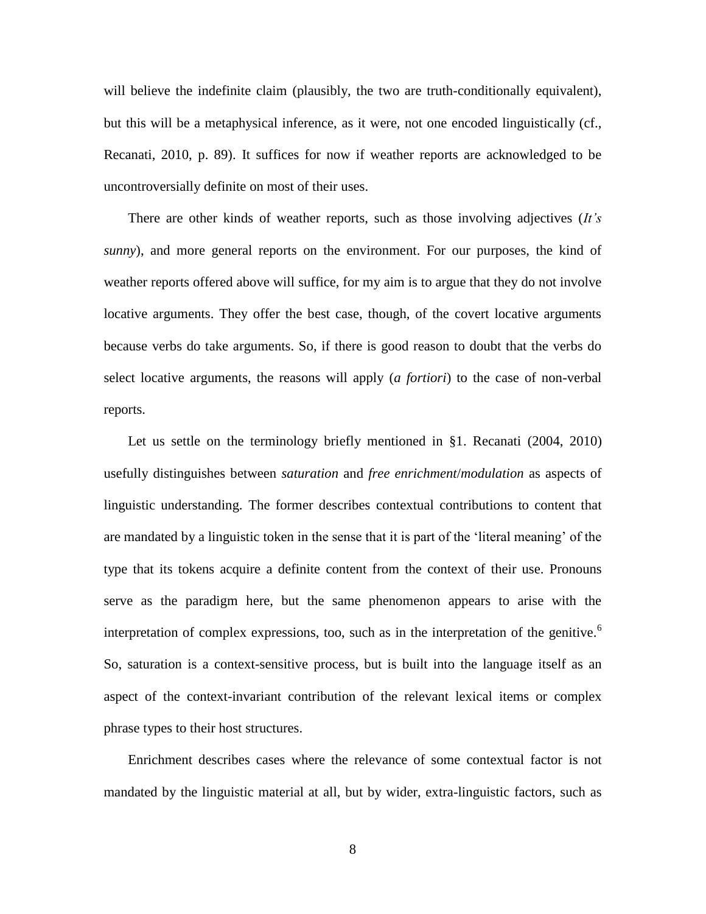will believe the indefinite claim (plausibly, the two are truth-conditionally equivalent), but this will be a metaphysical inference, as it were, not one encoded linguistically (cf., Recanati, 2010, p. 89). It suffices for now if weather reports are acknowledged to be uncontroversially definite on most of their uses.

There are other kinds of weather reports, such as those involving adjectives (*It's sunny*), and more general reports on the environment. For our purposes, the kind of weather reports offered above will suffice, for my aim is to argue that they do not involve locative arguments. They offer the best case, though, of the covert locative arguments because verbs do take arguments. So, if there is good reason to doubt that the verbs do select locative arguments, the reasons will apply (*a fortiori*) to the case of non-verbal reports.

Let us settle on the terminology briefly mentioned in §1. Recanati (2004, 2010) usefully distinguishes between *saturation* and *free enrichment*/*modulation* as aspects of linguistic understanding. The former describes contextual contributions to content that are mandated by a linguistic token in the sense that it is part of the 'literal meaning' of the type that its tokens acquire a definite content from the context of their use. Pronouns serve as the paradigm here, but the same phenomenon appears to arise with the interpretation of complex expressions, too, such as in the interpretation of the genitive.[6] So, saturation is a context-sensitive process, but is built into the language itself as an aspect of the context-invariant contribution of the relevant lexical items or complex phrase types to their host structures.

Enrichment describes cases where the relevance of some contextual factor is not mandated by the linguistic material at all, but by wider, extra-linguistic factors, such as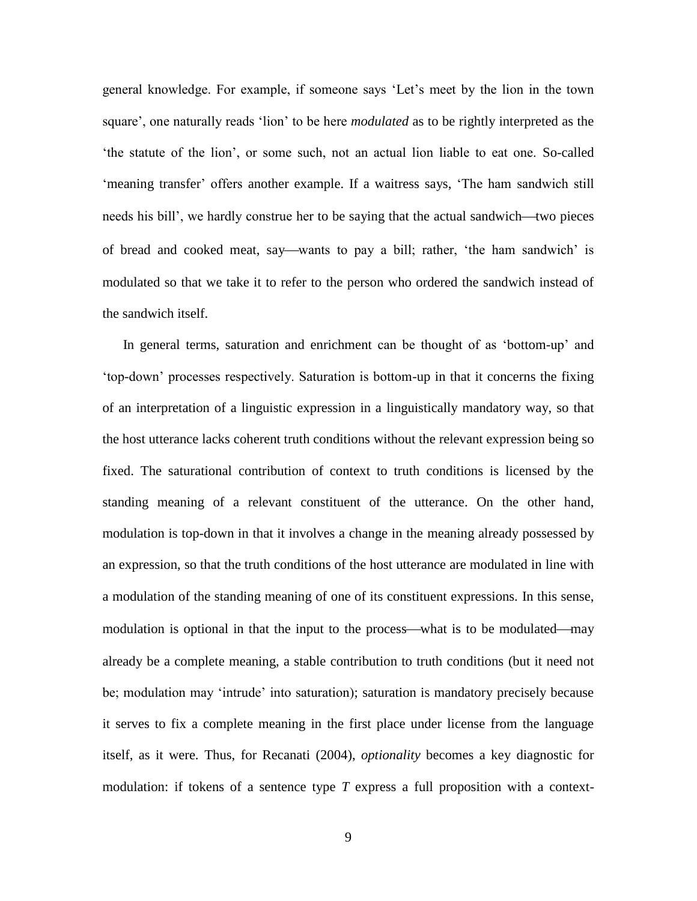general knowledge. For example, if someone says ‘Let’s meet by the lion in the town square’, one naturally reads ‘lion’ to be here *modulated* as to be rightly interpreted as the ‘the statute of the lion’, or some such, not an actual lion liable to eat one. So-called ‘meaning transfer’ offers another example. If a waitress says, ‘The ham sandwich still needs his bill’, we hardly construe her to be saying that the actual sandwich—two pieces of bread and cooked meat, say—wants to pay a bill; rather, ‘the ham sandwich’ is modulated so that we take it to refer to the person who ordered the sandwich instead of the sandwich itself.

In general terms, saturation and enrichment can be thought of as ‘bottom-up’ and ‘top-down’ processes respectively. Saturation is bottom-up in that it concerns the fixing of an interpretation of a linguistic expression in a linguistically mandatory way, so that the host utterance lacks coherent truth conditions without the relevant expression being so fixed. The saturational contribution of context to truth conditions is licensed by the standing meaning of a relevant constituent of the utterance. On the other hand, modulation is top-down in that it involves a change in the meaning already possessed by an expression, so that the truth conditions of the host utterance are modulated in line with a modulation of the standing meaning of one of its constituent expressions. In this sense, modulation is optional in that the input to the process—what is to be modulated—may already be a complete meaning, a stable contribution to truth conditions (but it need not be; modulation may ‘intrude’ into saturation); saturation is mandatory precisely because it serves to fix a complete meaning in the first place under license from the language itself, as it were. Thus, for Recanati (2004), *optionality* becomes a key diagnostic for modulation: if tokens of a sentence type *T* express a full proposition with a context-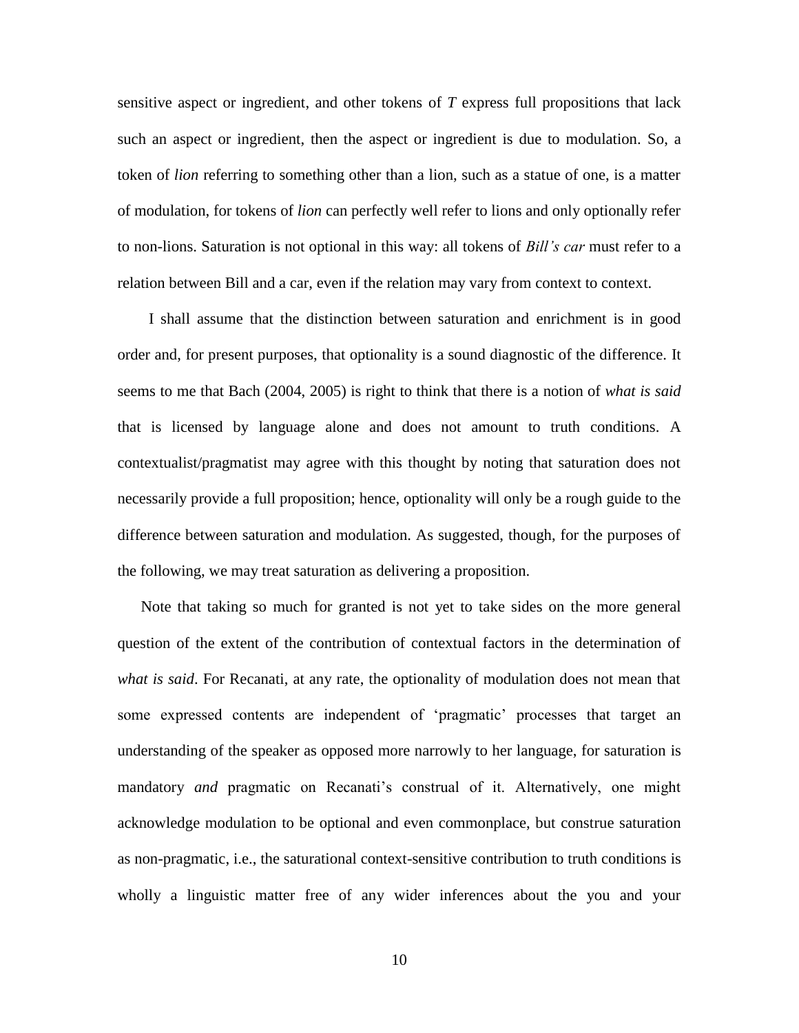sensitive aspect or ingredient, and other tokens of *T* express full propositions that lack such an aspect or ingredient, then the aspect or ingredient is due to modulation. So, a token of *lion* referring to something other than a lion, such as a statue of one, is a matter of modulation, for tokens of *lion* can perfectly well refer to lions and only optionally refer to non-lions. Saturation is not optional in this way: all tokens of *Bill's car* must refer to a relation between Bill and a car, even if the relation may vary from context to context.

I shall assume that the distinction between saturation and enrichment is in good order and, for present purposes, that optionality is a sound diagnostic of the difference. It seems to me that Bach (2004, 2005) is right to think that there is a notion of *what is said* that is licensed by language alone and does not amount to truth conditions. A contextualist/pragmatist may agree with this thought by noting that saturation does not necessarily provide a full proposition; hence, optionality will only be a rough guide to the difference between saturation and modulation. As suggested, though, for the purposes of the following, we may treat saturation as delivering a proposition.

Note that taking so much for granted is not yet to take sides on the more general question of the extent of the contribution of contextual factors in the determination of *what is said*. For Recanati, at any rate, the optionality of modulation does not mean that some expressed contents are independent of 'pragmatic' processes that target an understanding of the speaker as opposed more narrowly to her language, for saturation is mandatory *and* pragmatic on Recanati's construal of it. Alternatively, one might acknowledge modulation to be optional and even commonplace, but construe saturation as non-pragmatic, i.e., the saturational context-sensitive contribution to truth conditions is wholly a linguistic matter free of any wider inferences about the you and your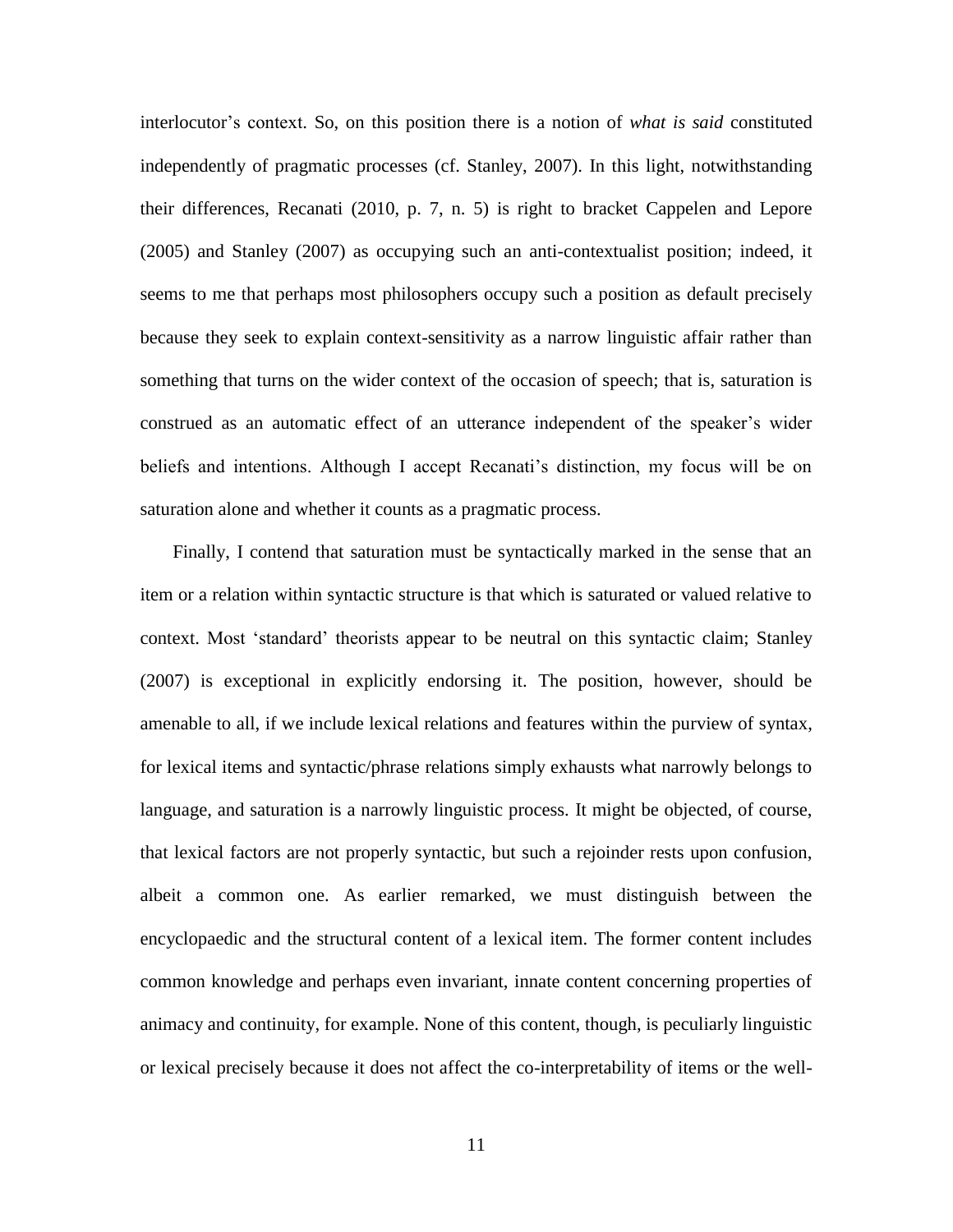interlocutor's context. So, on this position there is a notion of *what is said* constituted independently of pragmatic processes (cf. Stanley, 2007). In this light, notwithstanding their differences, Recanati (2010, p. 7, n. 5) is right to bracket Cappelen and Lepore (2005) and Stanley (2007) as occupying such an anti-contextualist position; indeed, it seems to me that perhaps most philosophers occupy such a position as default precisely because they seek to explain context-sensitivity as a narrow linguistic affair rather than something that turns on the wider context of the occasion of speech; that is, saturation is construed as an automatic effect of an utterance independent of the speaker's wider beliefs and intentions. Although I accept Recanati's distinction, my focus will be on saturation alone and whether it counts as a pragmatic process.

Finally, I contend that saturation must be syntactically marked in the sense that an item or a relation within syntactic structure is that which is saturated or valued relative to context. Most 'standard' theorists appear to be neutral on this syntactic claim; Stanley (2007) is exceptional in explicitly endorsing it. The position, however, should be amenable to all, if we include lexical relations and features within the purview of syntax, for lexical items and syntactic/phrase relations simply exhausts what narrowly belongs to language, and saturation is a narrowly linguistic process. It might be objected, of course, that lexical factors are not properly syntactic, but such a rejoinder rests upon confusion, albeit a common one. As earlier remarked, we must distinguish between the encyclopaedic and the structural content of a lexical item. The former content includes common knowledge and perhaps even invariant, innate content concerning properties of animacy and continuity, for example. None of this content, though, is peculiarly linguistic or lexical precisely because it does not affect the co-interpretability of items or the well-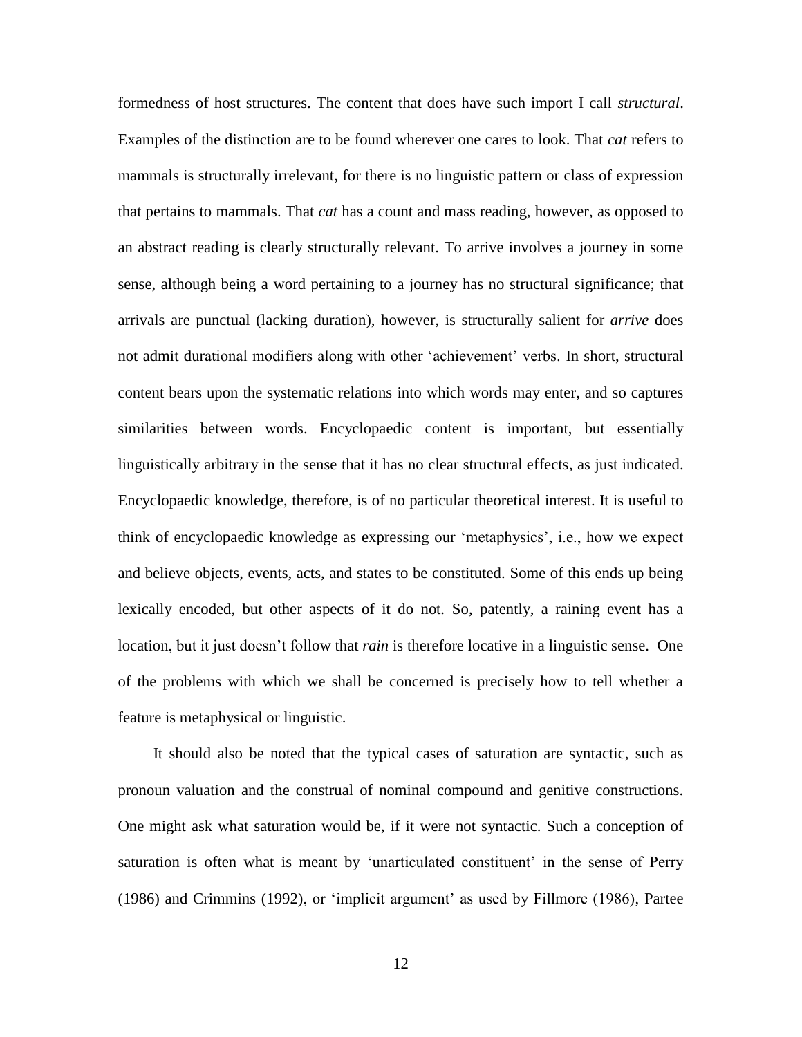formedness of host structures. The content that does have such import I call *structural*. Examples of the distinction are to be found wherever one cares to look. That *cat* refers to mammals is structurally irrelevant, for there is no linguistic pattern or class of expression that pertains to mammals. That *cat* has a count and mass reading, however, as opposed to an abstract reading is clearly structurally relevant. To arrive involves a journey in some sense, although being a word pertaining to a journey has no structural significance; that arrivals are punctual (lacking duration), however, is structurally salient for *arrive* does not admit durational modifiers along with other 'achievement' verbs. In short, structural content bears upon the systematic relations into which words may enter, and so captures similarities between words. Encyclopaedic content is important, but essentially linguistically arbitrary in the sense that it has no clear structural effects, as just indicated. Encyclopaedic knowledge, therefore, is of no particular theoretical interest. It is useful to think of encyclopaedic knowledge as expressing our 'metaphysics', i.e., how we expect and believe objects, events, acts, and states to be constituted. Some of this ends up being lexically encoded, but other aspects of it do not. So, patently, a raining event has a location, but it just doesn't follow that *rain* is therefore locative in a linguistic sense. One of the problems with which we shall be concerned is precisely how to tell whether a feature is metaphysical or linguistic.

It should also be noted that the typical cases of saturation are syntactic, such as pronoun valuation and the construal of nominal compound and genitive constructions. One might ask what saturation would be, if it were not syntactic. Such a conception of saturation is often what is meant by 'unarticulated constituent' in the sense of Perry (1986) and Crimmins (1992), or 'implicit argument' as used by Fillmore (1986), Partee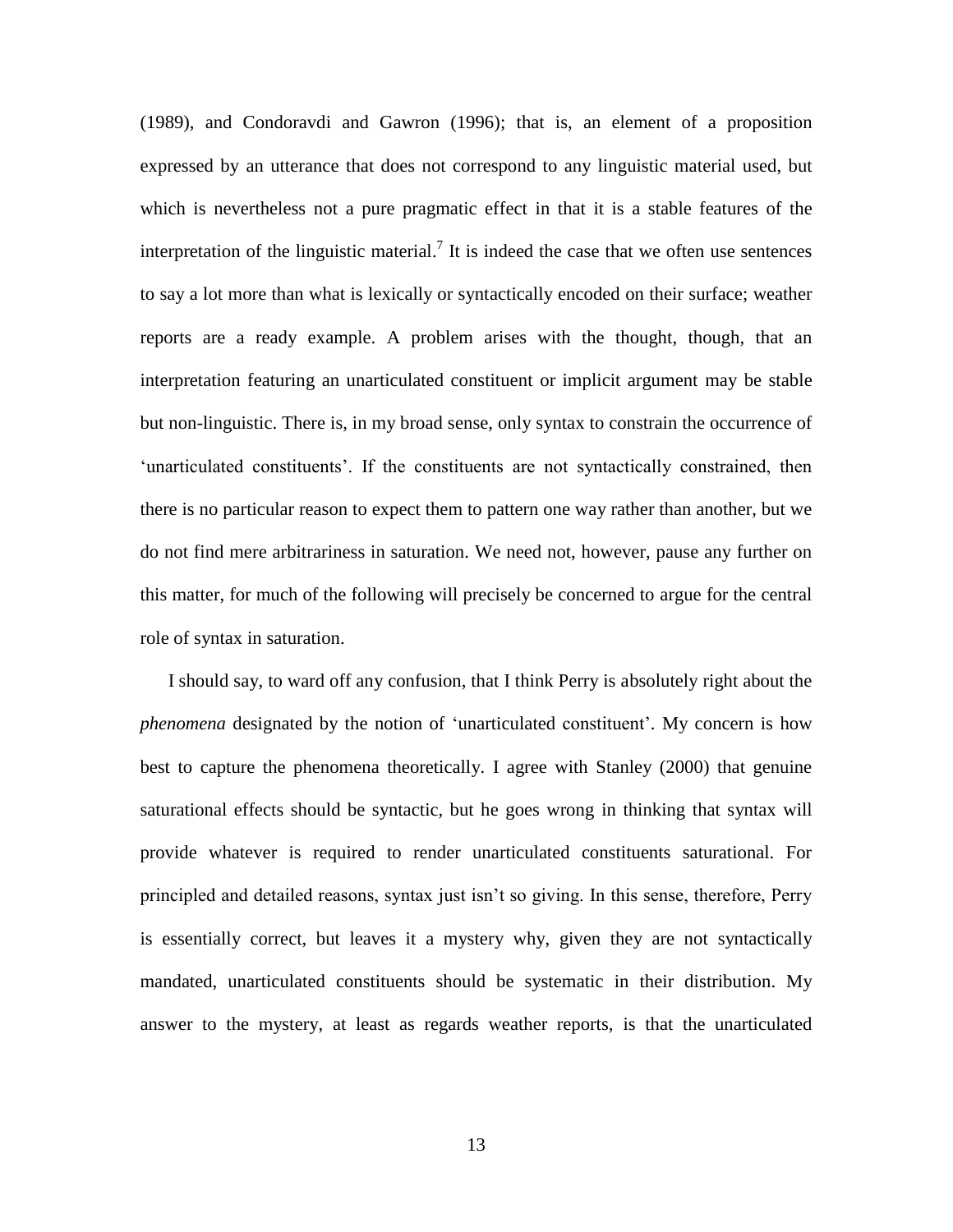(1989), and Condoravdi and Gawron (1996); that is, an element of a proposition expressed by an utterance that does not correspond to any linguistic material used, but which is nevertheless not a pure pragmatic effect in that it is a stable features of the interpretation of the linguistic material.[7] It is indeed the case that we often use sentences to say a lot more than what is lexically or syntactically encoded on their surface; weather reports are a ready example. A problem arises with the thought, though, that an interpretation featuring an unarticulated constituent or implicit argument may be stable but non-linguistic. There is, in my broad sense, only syntax to constrain the occurrence of 'unarticulated constituents'. If the constituents are not syntactically constrained, then there is no particular reason to expect them to pattern one way rather than another, but we do not find mere arbitrariness in saturation. We need not, however, pause any further on this matter, for much of the following will precisely be concerned to argue for the central role of syntax in saturation.

I should say, to ward off any confusion, that I think Perry is absolutely right about the *phenomena* designated by the notion of 'unarticulated constituent'. My concern is how best to capture the phenomena theoretically. I agree with Stanley (2000) that genuine saturational effects should be syntactic, but he goes wrong in thinking that syntax will provide whatever is required to render unarticulated constituents saturational. For principled and detailed reasons, syntax just isn't so giving. In this sense, therefore, Perry is essentially correct, but leaves it a mystery why, given they are not syntactically mandated, unarticulated constituents should be systematic in their distribution. My answer to the mystery, at least as regards weather reports, is that the unarticulated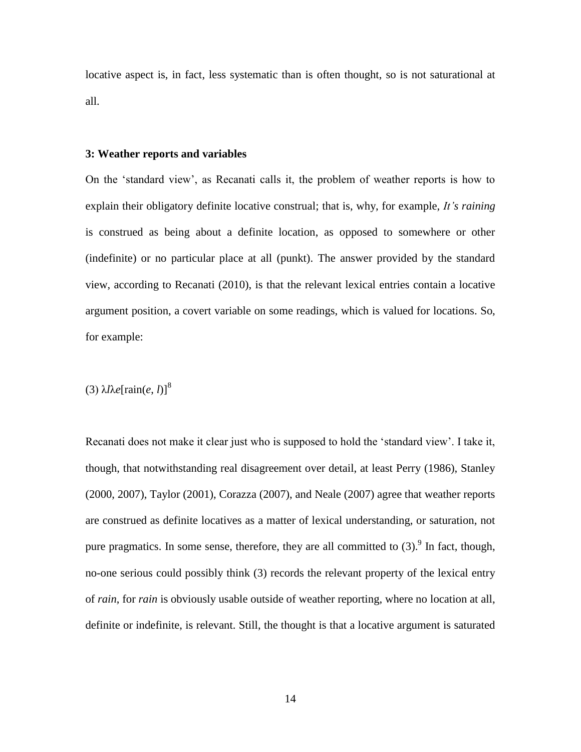locative aspect is, in fact, less systematic than is often thought, so is not saturational at all.

### 3: Weather reports and variables

On the 'standard view', as Recanati calls it, the problem of weather reports is how to explain their obligatory definite locative construal; that is, why, for example, *It's raining* is construed as being about a definite location, as opposed to somewhere or other (indefinite) or no particular place at all (punkt). The answer provided by the standard view, according to Recanati (2010), is that the relevant lexical entries contain a locative argument position, a covert variable on some readings, which is valued for locations. So, for example:

(3) $\lambda l \lambda e[\text{rain}(e, l)]$[8]

Recanati does not make it clear just who is supposed to hold the 'standard view'. I take it, though, that notwithstanding real disagreement over detail, at least Perry (1986), Stanley (2000, 2007), Taylor (2001), Corazza (2007), and Neale (2007) agree that weather reports are construed as definite locatives as a matter of lexical understanding, or saturation, not pure pragmatics. In some sense, therefore, they are all committed to (3).[9] In fact, though, no-one serious could possibly think (3) records the relevant property of the lexical entry of *rain*, for *rain* is obviously usable outside of weather reporting, where no location at all, definite or indefinite, is relevant. Still, the thought is that a locative argument is saturated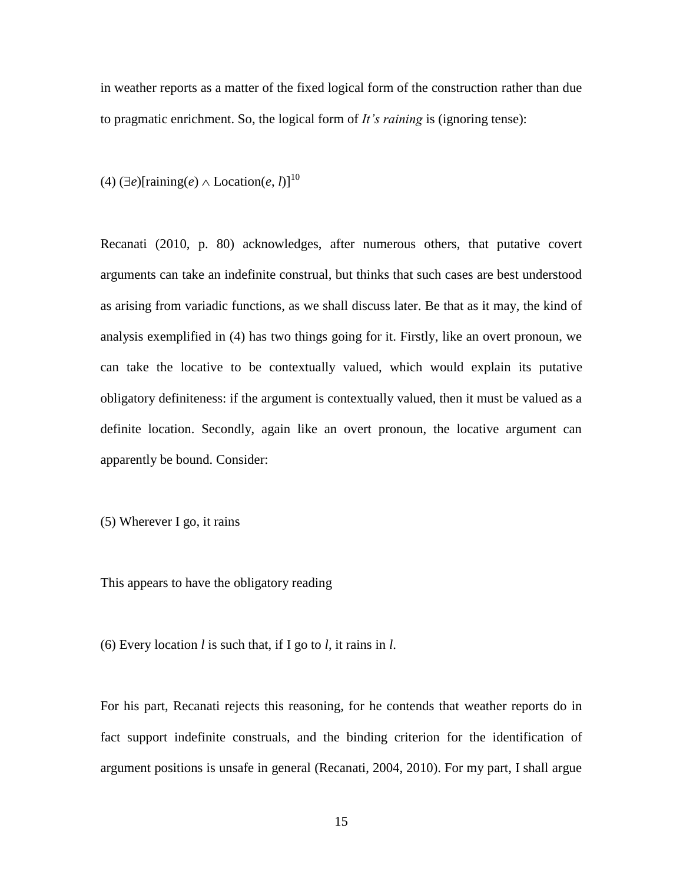in weather reports as a matter of the fixed logical form of the construction rather than due to pragmatic enrichment. So, the logical form of *It's raining* is (ignoring tense):

(4) $(\exists e)[\text{raining}(e) \wedge \text{Location}(e, l)]$[10]

Recanati (2010, p. 80) acknowledges, after numerous others, that putative covert arguments can take an indefinite construal, but thinks that such cases are best understood as arising from variadic functions, as we shall discuss later. Be that as it may, the kind of analysis exemplified in (4) has two things going for it. Firstly, like an overt pronoun, we can take the locative to be contextually valued, which would explain its putative obligatory definiteness: if the argument is contextually valued, then it must be valued as a definite location. Secondly, again like an overt pronoun, the locative argument can apparently be bound. Consider:

(5) Wherever I go, it rains

This appears to have the obligatory reading

(6) Every location $l$ is such that, if I go to $l$, it rains in $l$.

For his part, Recanati rejects this reasoning, for he contends that weather reports do in fact support indefinite construals, and the binding criterion for the identification of argument positions is unsafe in general (Recanati, 2004, 2010). For my part, I shall argue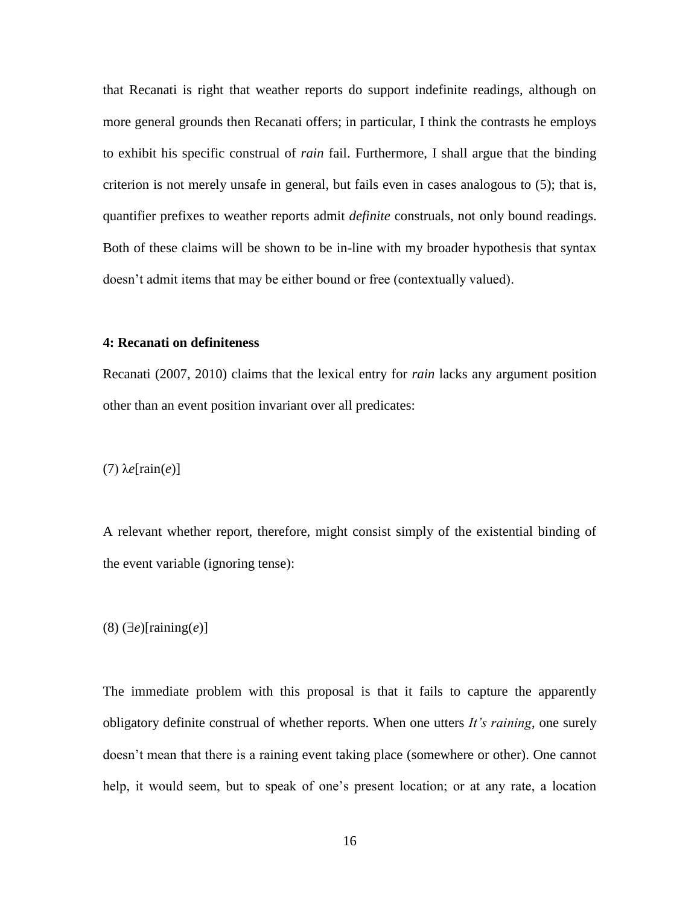that Recanati is right that weather reports do support indefinite readings, although on more general grounds then Recanati offers; in particular, I think the contrasts he employs to exhibit his specific construal of *rain* fail. Furthermore, I shall argue that the binding criterion is not merely unsafe in general, but fails even in cases analogous to (5); that is, quantifier prefixes to weather reports admit *definite* construals, not only bound readings. Both of these claims will be shown to be in-line with my broader hypothesis that syntax doesn't admit items that may be either bound or free (contextually valued).

#### 4: Recanati on definiteness

Recanati (2007, 2010) claims that the lexical entry for *rain* lacks any argument position other than an event position invariant over all predicates:

(7) $\lambda e[\text{rain}(e)]$

A relevant whether report, therefore, might consist simply of the existential binding of the event variable (ignoring tense):

(8) $(\exists e)[\text{raining}(e)]$

The immediate problem with this proposal is that it fails to capture the apparently obligatory definite construal of whether reports. When one utters *It's raining*, one surely doesn't mean that there is a raining event taking place (somewhere or other). One cannot help, it would seem, but to speak of one's present location; or at any rate, a location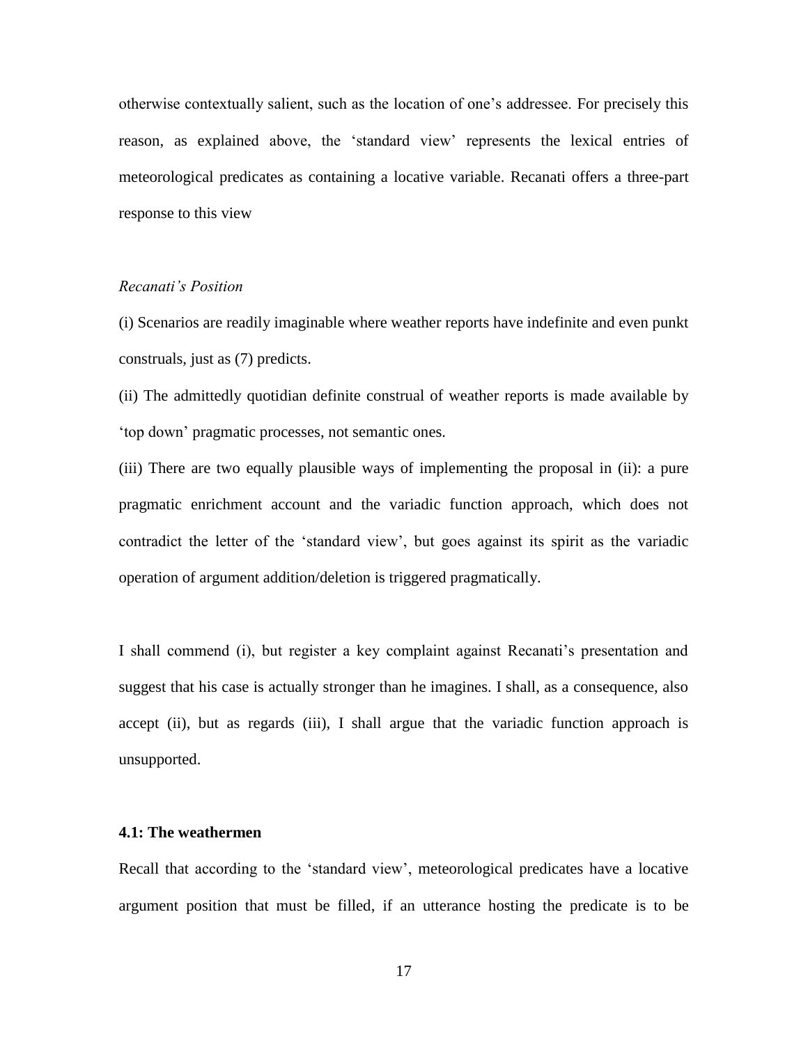otherwise contextually salient, such as the location of one's addressee. For precisely this reason, as explained above, the 'standard view' represents the lexical entries of meteorological predicates as containing a locative variable. Recanati offers a three-part response to this view

*Recanati's Position*

(i) Scenarios are readily imaginable where weather reports have indefinite and even punkt construals, just as (7) predicts.

(ii) The admittedly quotidian definite construal of weather reports is made available by 'top down' pragmatic processes, not semantic ones.

(iii) There are two equally plausible ways of implementing the proposal in (ii): a pure pragmatic enrichment account and the variadic function approach, which does not contradict the letter of the 'standard view', but goes against its spirit as the variadic operation of argument addition/deletion is triggered pragmatically.

I shall commend (i), but register a key complaint against Recanati's presentation and suggest that his case is actually stronger than he imagines. I shall, as a consequence, also accept (ii), but as regards (iii), I shall argue that the variadic function approach is unsupported.

### 4.1: The weathermen

Recall that according to the 'standard view', meteorological predicates have a locative argument position that must be filled, if an utterance hosting the predicate is to be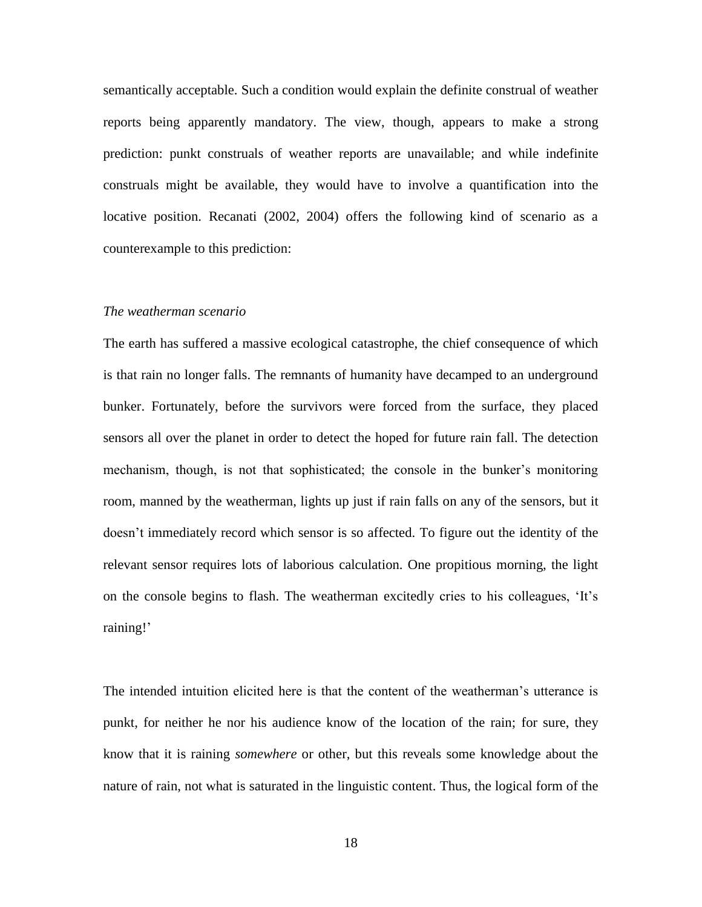semantically acceptable. Such a condition would explain the definite construal of weather reports being apparently mandatory. The view, though, appears to make a strong prediction: punkt construals of weather reports are unavailable; and while indefinite construals might be available, they would have to involve a quantification into the locative position. Recanati (2002, 2004) offers the following kind of scenario as a counterexample to this prediction:

*The weatherman scenario*

The earth has suffered a massive ecological catastrophe, the chief consequence of which is that rain no longer falls. The remnants of humanity have decamped to an underground bunker. Fortunately, before the survivors were forced from the surface, they placed sensors all over the planet in order to detect the hoped for future rain fall. The detection mechanism, though, is not that sophisticated; the console in the bunker's monitoring room, manned by the weatherman, lights up just if rain falls on any of the sensors, but it doesn't immediately record which sensor is so affected. To figure out the identity of the relevant sensor requires lots of laborious calculation. One propitious morning, the light on the console begins to flash. The weatherman excitedly cries to his colleagues, 'It's raining!'

The intended intuition elicited here is that the content of the weatherman's utterance is punkt, for neither he nor his audience know of the location of the rain; for sure, they know that it is raining *somewhere* or other, but this reveals some knowledge about the nature of rain, not what is saturated in the linguistic content. Thus, the logical form of the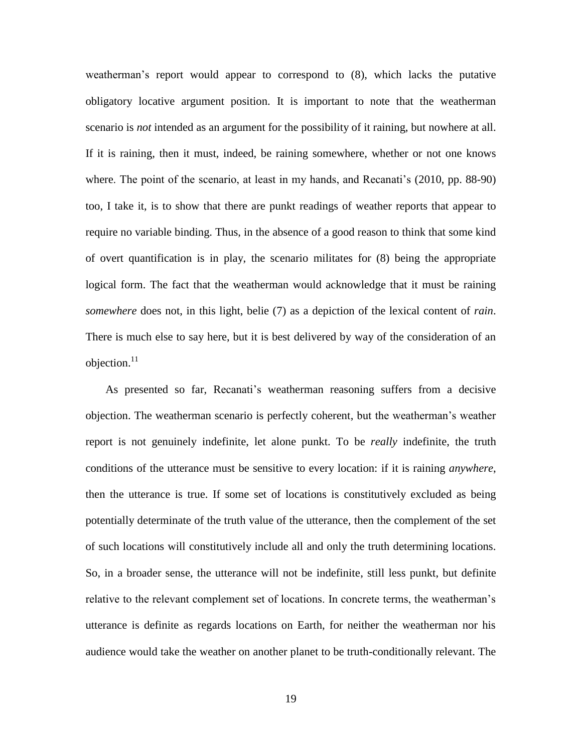weatherman's report would appear to correspond to (8), which lacks the putative obligatory locative argument position. It is important to note that the weatherman scenario is *not* intended as an argument for the possibility of it raining, but nowhere at all. If it is raining, then it must, indeed, be raining somewhere, whether or not one knows where. The point of the scenario, at least in my hands, and Recanati's (2010, pp. 88-90) too, I take it, is to show that there are punkt readings of weather reports that appear to require no variable binding. Thus, in the absence of a good reason to think that some kind of overt quantification is in play, the scenario militates for (8) being the appropriate logical form. The fact that the weatherman would acknowledge that it must be raining *somewhere* does not, in this light, belie (7) as a depiction of the lexical content of *rain*. There is much else to say here, but it is best delivered by way of the consideration of an objection.[11]

As presented so far, Recanati's weatherman reasoning suffers from a decisive objection. The weatherman scenario is perfectly coherent, but the weatherman's weather report is not genuinely indefinite, let alone punkt. To be *really* indefinite, the truth conditions of the utterance must be sensitive to every location: if it is raining *anywhere*, then the utterance is true. If some set of locations is constitutively excluded as being potentially determinate of the truth value of the utterance, then the complement of the set of such locations will constitutively include all and only the truth determining locations. So, in a broader sense, the utterance will not be indefinite, still less punkt, but definite relative to the relevant complement set of locations. In concrete terms, the weatherman's utterance is definite as regards locations on Earth, for neither the weatherman nor his audience would take the weather on another planet to be truth-conditionally relevant. The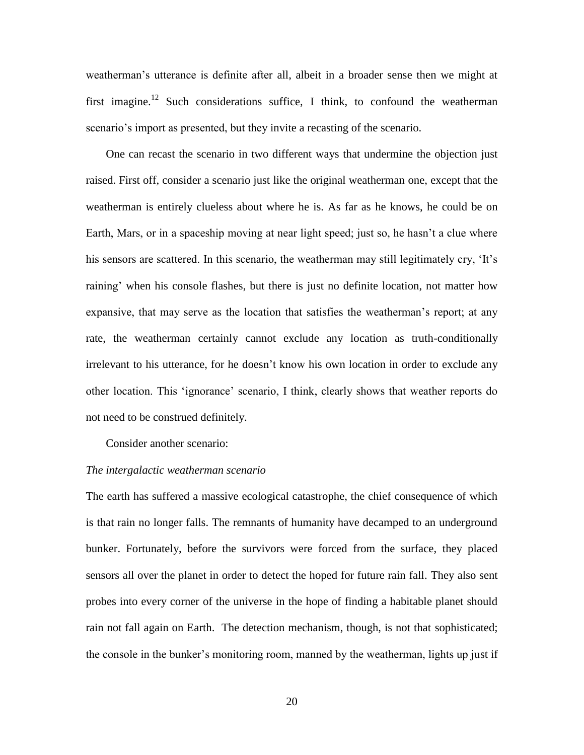weatherman's utterance is definite after all, albeit in a broader sense then we might at first imagine.[12] Such considerations suffice, I think, to confound the weatherman scenario's import as presented, but they invite a recasting of the scenario.

One can recast the scenario in two different ways that undermine the objection just raised. First off, consider a scenario just like the original weatherman one, except that the weatherman is entirely clueless about where he is. As far as he knows, he could be on Earth, Mars, or in a spaceship moving at near light speed; just so, he hasn't a clue where his sensors are scattered. In this scenario, the weatherman may still legitimately cry, 'It's raining' when his console flashes, but there is just no definite location, not matter how expansive, that may serve as the location that satisfies the weatherman's report; at any rate, the weatherman certainly cannot exclude any location as truth-conditionally irrelevant to his utterance, for he doesn't know his own location in order to exclude any other location. This 'ignorance' scenario, I think, clearly shows that weather reports do not need to be construed definitely.

Consider another scenario:

*The intergalactic weatherman scenario*

The earth has suffered a massive ecological catastrophe, the chief consequence of which is that rain no longer falls. The remnants of humanity have decamped to an underground bunker. Fortunately, before the survivors were forced from the surface, they placed sensors all over the planet in order to detect the hoped for future rain fall. They also sent probes into every corner of the universe in the hope of finding a habitable planet should rain not fall again on Earth. The detection mechanism, though, is not that sophisticated; the console in the bunker's monitoring room, manned by the weatherman, lights up just if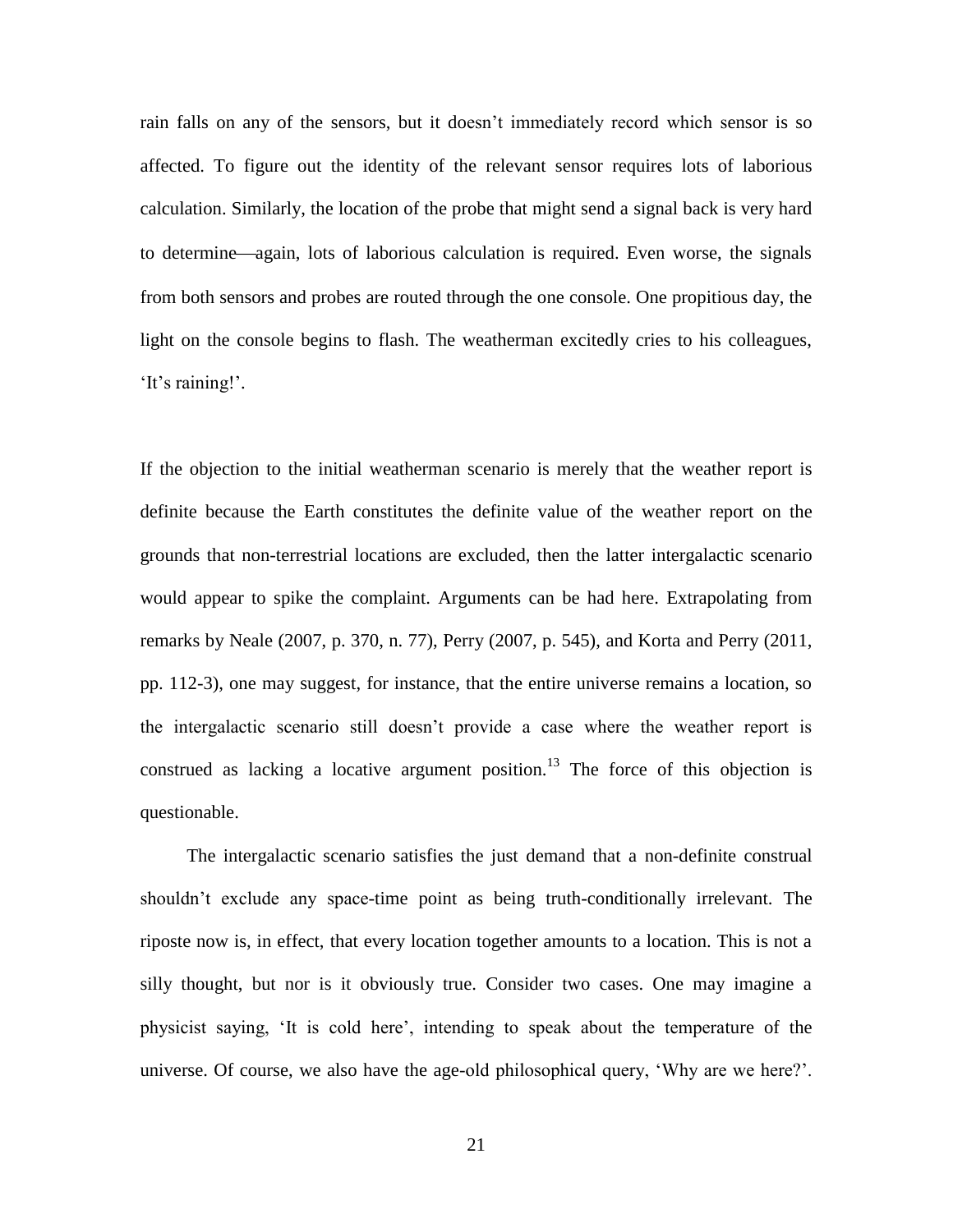rain falls on any of the sensors, but it doesn't immediately record which sensor is so affected. To figure out the identity of the relevant sensor requires lots of laborious calculation. Similarly, the location of the probe that might send a signal back is very hard to determine—again, lots of laborious calculation is required. Even worse, the signals from both sensors and probes are routed through the one console. One propitious day, the light on the console begins to flash. The weatherman excitedly cries to his colleagues, 'It's raining!'.

If the objection to the initial weatherman scenario is merely that the weather report is definite because the Earth constitutes the definite value of the weather report on the grounds that non-terrestrial locations are excluded, then the latter intergalactic scenario would appear to spike the complaint. Arguments can be had here. Extrapolating from remarks by Neale (2007, p. 370, n. 77), Perry (2007, p. 545), and Korta and Perry (2011, pp. 112-3), one may suggest, for instance, that the entire universe remains a location, so the intergalactic scenario still doesn't provide a case where the weather report is construed as lacking a locative argument position.[13] The force of this objection is questionable.

The intergalactic scenario satisfies the just demand that a non-definite construal shouldn't exclude any space-time point as being truth-conditionally irrelevant. The riposte now is, in effect, that every location together amounts to a location. This is not a silly thought, but nor is it obviously true. Consider two cases. One may imagine a physicist saying, 'It is cold here', intending to speak about the temperature of the universe. Of course, we also have the age-old philosophical query, 'Why are we here?'.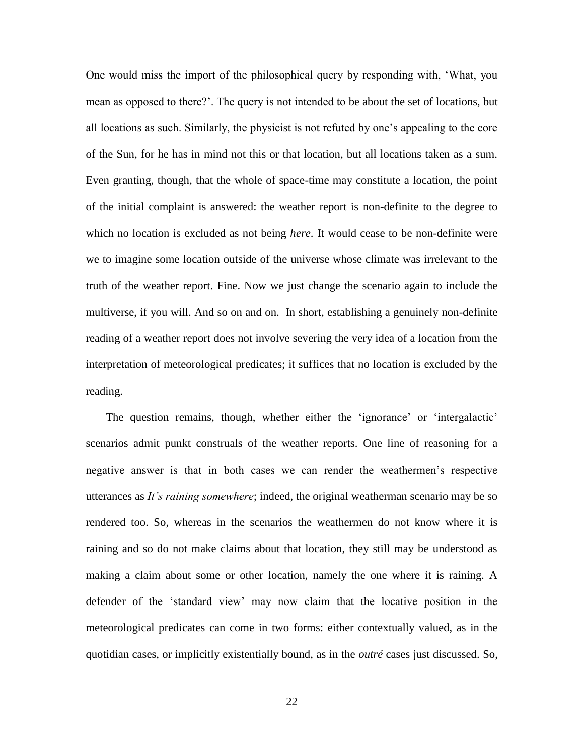One would miss the import of the philosophical query by responding with, 'What, you mean as opposed to there?'. The query is not intended to be about the set of locations, but all locations as such. Similarly, the physicist is not refuted by one's appealing to the core of the Sun, for he has in mind not this or that location, but all locations taken as a sum. Even granting, though, that the whole of space-time may constitute a location, the point of the initial complaint is answered: the weather report is non-definite to the degree to which no location is excluded as not being *here*. It would cease to be non-definite were we to imagine some location outside of the universe whose climate was irrelevant to the truth of the weather report. Fine. Now we just change the scenario again to include the multiverse, if you will. And so on and on. In short, establishing a genuinely non-definite reading of a weather report does not involve severing the very idea of a location from the interpretation of meteorological predicates; it suffices that no location is excluded by the reading.

The question remains, though, whether either the 'ignorance' or 'intergalactic' scenarios admit punkt construals of the weather reports. One line of reasoning for a negative answer is that in both cases we can render the weathermen's respective utterances as *It's raining somewhere*; indeed, the original weatherman scenario may be so rendered too. So, whereas in the scenarios the weathermen do not know where it is raining and so do not make claims about that location, they still may be understood as making a claim about some or other location, namely the one where it is raining. A defender of the 'standard view' may now claim that the locative position in the meteorological predicates can come in two forms: either contextually valued, as in the quotidian cases, or implicitly existentially bound, as in the *outré* cases just discussed. So,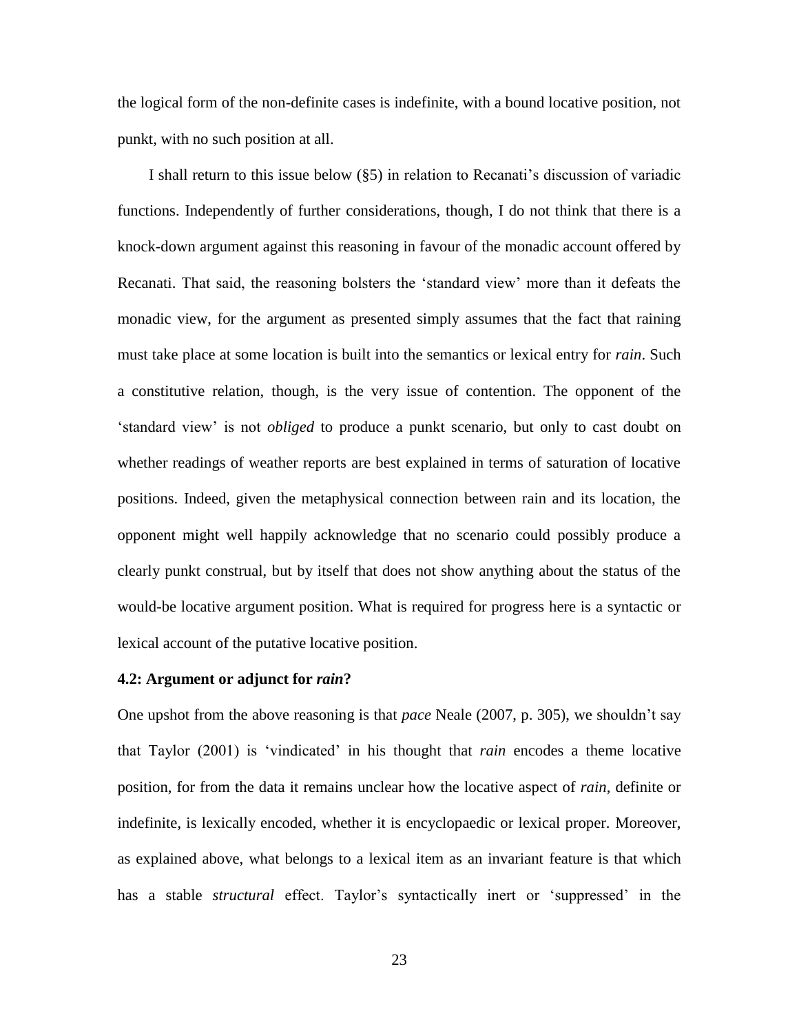the logical form of the non-definite cases is indefinite, with a bound locative position, not punkt, with no such position at all.

I shall return to this issue below (§5) in relation to Recanati's discussion of variadic functions. Independently of further considerations, though, I do not think that there is a knock-down argument against this reasoning in favour of the monadic account offered by Recanati. That said, the reasoning bolsters the 'standard view' more than it defeats the monadic view, for the argument as presented simply assumes that the fact that raining must take place at some location is built into the semantics or lexical entry for *rain*. Such a constitutive relation, though, is the very issue of contention. The opponent of the 'standard view' is not *obliged* to produce a punkt scenario, but only to cast doubt on whether readings of weather reports are best explained in terms of saturation of locative positions. Indeed, given the metaphysical connection between rain and its location, the opponent might well happily acknowledge that no scenario could possibly produce a clearly punkt construal, but by itself that does not show anything about the status of the would-be locative argument position. What is required for progress here is a syntactic or lexical account of the putative locative position.

### 4.2: Argument or adjunct for *rain*?

One upshot from the above reasoning is that *pace* Neale (2007, p. 305), we shouldn't say that Taylor (2001) is 'vindicated' in his thought that *rain* encodes a theme locative position, for from the data it remains unclear how the locative aspect of *rain*, definite or indefinite, is lexically encoded, whether it is encyclopaedic or lexical proper. Moreover, as explained above, what belongs to a lexical item as an invariant feature is that which has a stable *structural* effect. Taylor's syntactically inert or 'suppressed' in the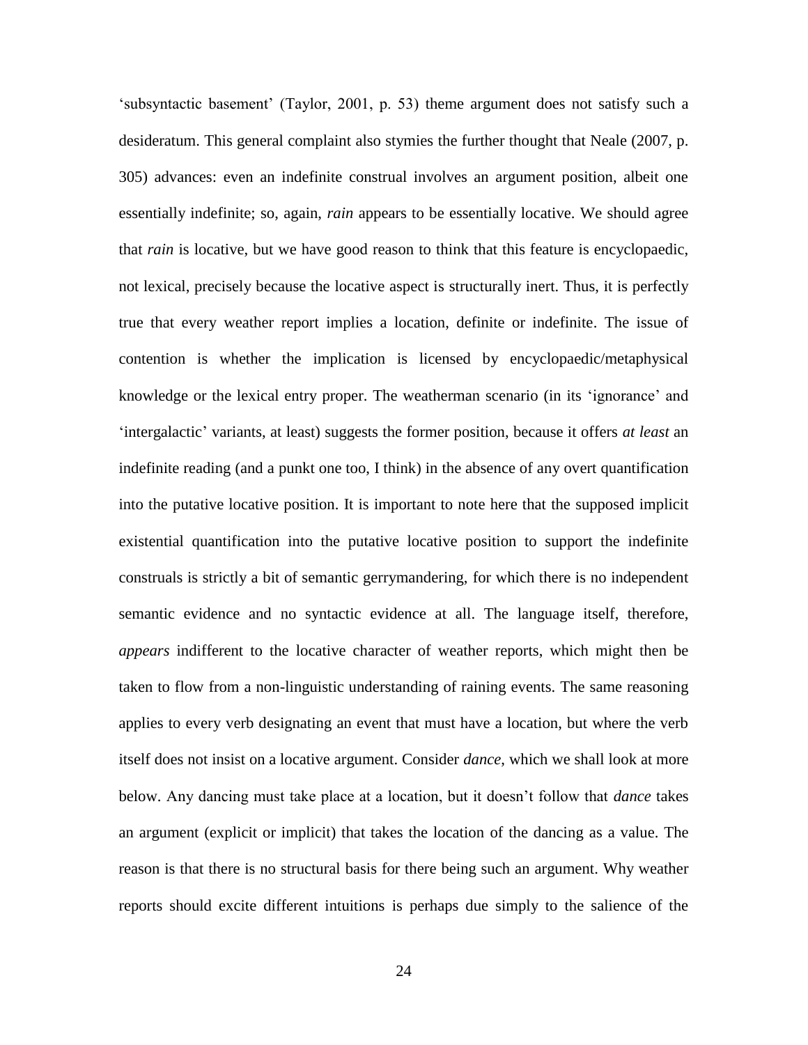‘subsyntactic basement’ (Taylor, 2001, p. 53) theme argument does not satisfy such a desideratum. This general complaint also stymies the further thought that Neale (2007, p. 305) advances: even an indefinite construal involves an argument position, albeit one essentially indefinite; so, again, *rain* appears to be essentially locative. We should agree that *rain* is locative, but we have good reason to think that this feature is encyclopaedic, not lexical, precisely because the locative aspect is structurally inert. Thus, it is perfectly true that every weather report implies a location, definite or indefinite. The issue of contention is whether the implication is licensed by encyclopaedic/metaphysical knowledge or the lexical entry proper. The weatherman scenario (in its ‘ignorance’ and ‘intergalactic’ variants, at least) suggests the former position, because it offers *at least* an indefinite reading (and a punkt one too, I think) in the absence of any overt quantification into the putative locative position. It is important to note here that the supposed implicit existential quantification into the putative locative position to support the indefinite construals is strictly a bit of semantic gerrymandering, for which there is no independent semantic evidence and no syntactic evidence at all. The language itself, therefore, *appears* indifferent to the locative character of weather reports, which might then be taken to flow from a non-linguistic understanding of raining events. The same reasoning applies to every verb designating an event that must have a location, but where the verb itself does not insist on a locative argument. Consider *dance*, which we shall look at more below. Any dancing must take place at a location, but it doesn’t follow that *dance* takes an argument (explicit or implicit) that takes the location of the dancing as a value. The reason is that there is no structural basis for there being such an argument. Why weather reports should excite different intuitions is perhaps due simply to the salience of the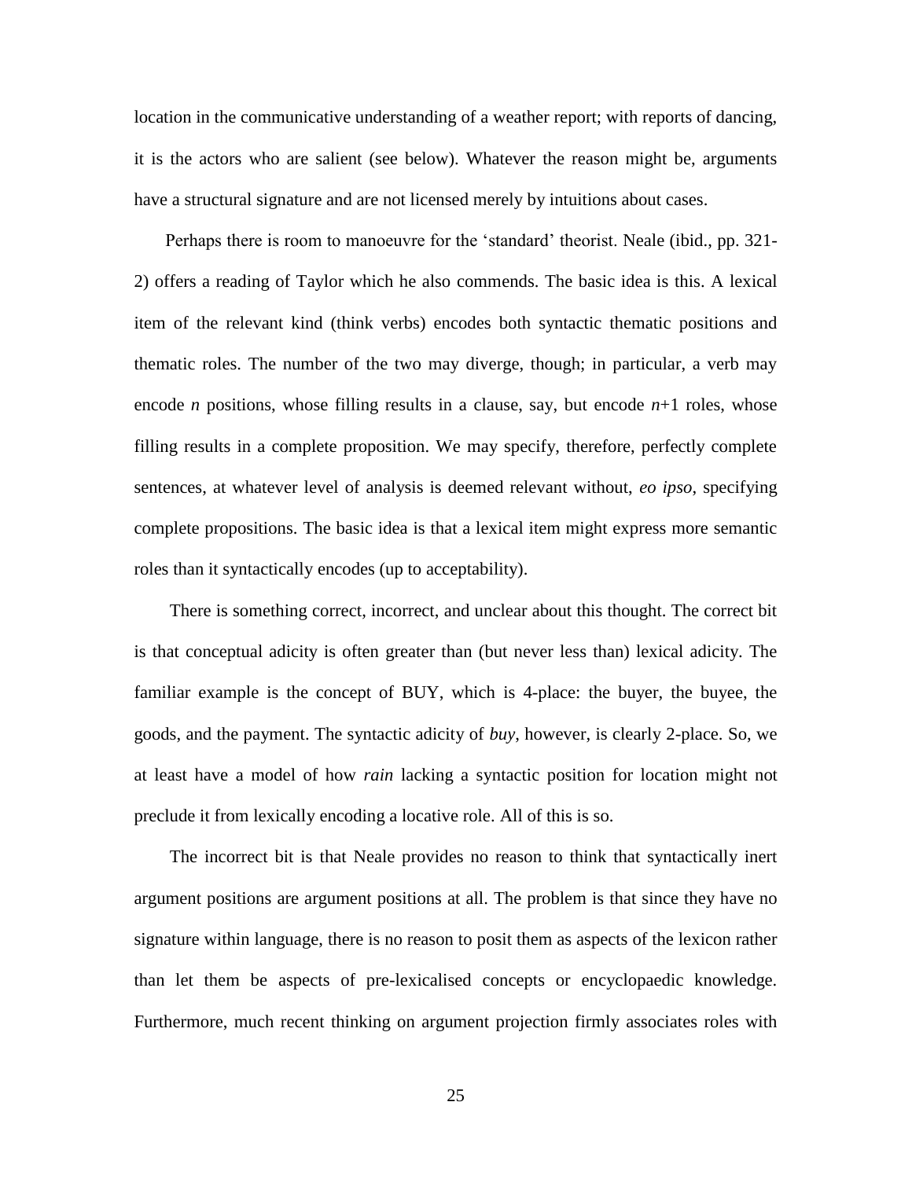location in the communicative understanding of a weather report; with reports of dancing, it is the actors who are salient (see below). Whatever the reason might be, arguments have a structural signature and are not licensed merely by intuitions about cases.

Perhaps there is room to manoeuvre for the 'standard' theorist. Neale (ibid., pp. 321-2) offers a reading of Taylor which he also commends. The basic idea is this. A lexical item of the relevant kind (think verbs) encodes both syntactic thematic positions and thematic roles. The number of the two may diverge, though; in particular, a verb may encode $n$ positions, whose filling results in a clause, say, but encode $n+1$ roles, whose filling results in a complete proposition. We may specify, therefore, perfectly complete sentences, at whatever level of analysis is deemed relevant without, *eo ipso*, specifying complete propositions. The basic idea is that a lexical item might express more semantic roles than it syntactically encodes (up to acceptability).

There is something correct, incorrect, and unclear about this thought. The correct bit is that conceptual adicity is often greater than (but never less than) lexical adicity. The familiar example is the concept of BUY, which is 4-place: the buyer, the buyee, the goods, and the payment. The syntactic adicity of *buy*, however, is clearly 2-place. So, we at least have a model of how *rain* lacking a syntactic position for location might not preclude it from lexically encoding a locative role. All of this is so.

The incorrect bit is that Neale provides no reason to think that syntactically inert argument positions are argument positions at all. The problem is that since they have no signature within language, there is no reason to posit them as aspects of the lexicon rather than let them be aspects of pre-lexicalised concepts or encyclopaedic knowledge. Furthermore, much recent thinking on argument projection firmly associates roles with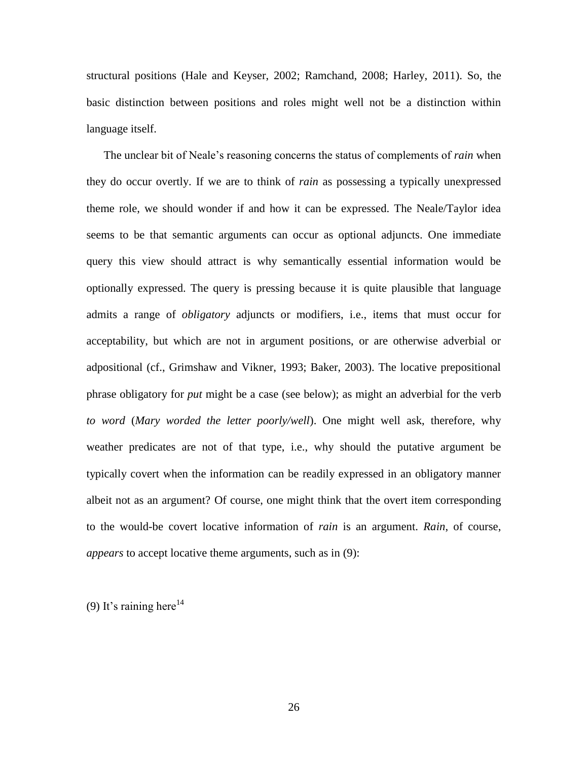structural positions (Hale and Keyser, 2002; Ramchand, 2008; Harley, 2011). So, the basic distinction between positions and roles might well not be a distinction within language itself.

The unclear bit of Neale's reasoning concerns the status of complements of *rain* when they do occur overtly. If we are to think of *rain* as possessing a typically unexpressed theme role, we should wonder if and how it can be expressed. The Neale/Taylor idea seems to be that semantic arguments can occur as optional adjuncts. One immediate query this view should attract is why semantically essential information would be optionally expressed. The query is pressing because it is quite plausible that language admits a range of *obligatory* adjuncts or modifiers, i.e., items that must occur for acceptability, but which are not in argument positions, or are otherwise adverbial or adpositional (cf., Grimshaw and Vikner, 1993; Baker, 2003). The locative prepositional phrase obligatory for *put* might be a case (see below); as might an adverbial for the verb *to word* (*Mary worded the letter poorly/well*). One might well ask, therefore, why weather predicates are not of that type, i.e., why should the putative argument be typically covert when the information can be readily expressed in an obligatory manner albeit not as an argument? Of course, one might think that the overt item corresponding to the would-be covert locative information of *rain* is an argument. *Rain*, of course, *appears* to accept locative theme arguments, such as in (9):

(9) It's raining here[14]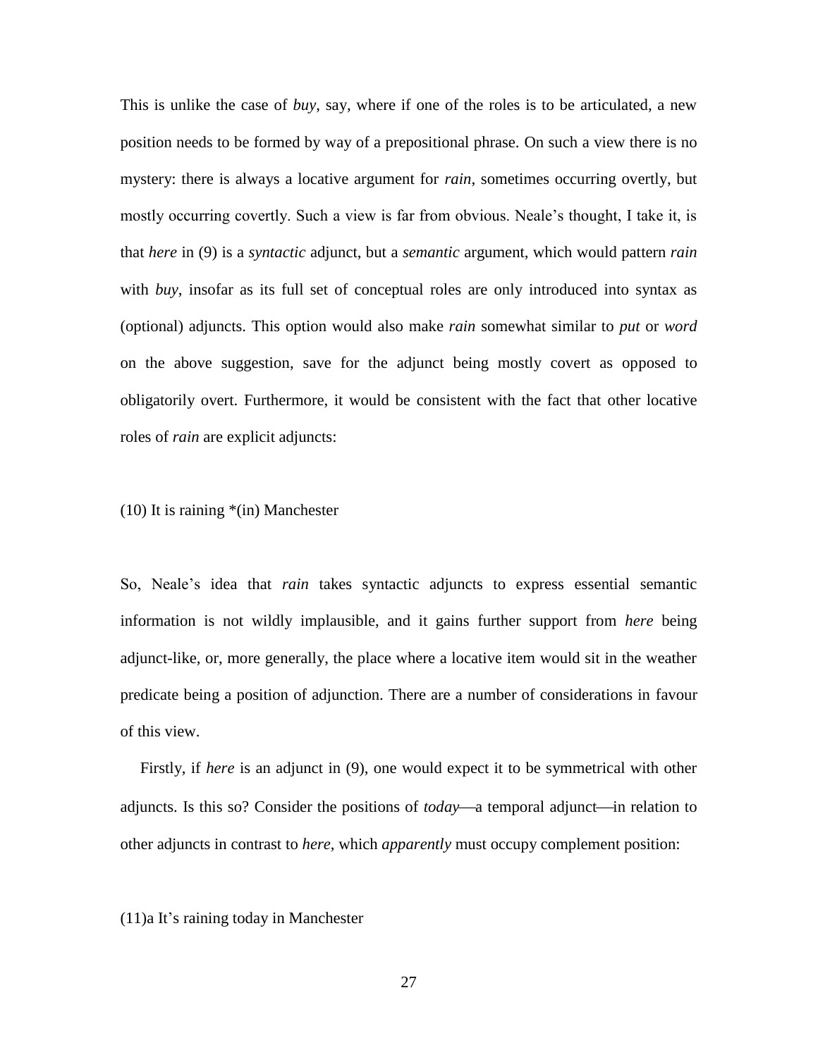This is unlike the case of *buy*, say, where if one of the roles is to be articulated, a new position needs to be formed by way of a prepositional phrase. On such a view there is no mystery: there is always a locative argument for *rain*, sometimes occurring overtly, but mostly occurring covertly. Such a view is far from obvious. Neale's thought, I take it, is that *here* in (9) is a *syntactic* adjunct, but a *semantic* argument, which would pattern *rain* with *buy*, insofar as its full set of conceptual roles are only introduced into syntax as (optional) adjuncts. This option would also make *rain* somewhat similar to *put* or *word* on the above suggestion, save for the adjunct being mostly covert as opposed to obligatorily overt. Furthermore, it would be consistent with the fact that other locative roles of *rain* are explicit adjuncts:

(10) It is raining *(in) Manchester

So, Neale's idea that *rain* takes syntactic adjuncts to express essential semantic information is not wildly implausible, and it gains further support from *here* being adjunct-like, or, more generally, the place where a locative item would sit in the weather predicate being a position of adjunction. There are a number of considerations in favour of this view.

Firstly, if *here* is an adjunct in (9), one would expect it to be symmetrical with other adjuncts. Is this so? Consider the positions of *today*—a temporal adjunct—in relation to other adjuncts in contrast to *here*, which *apparently* must occupy complement position:

(11)a It's raining today in Manchester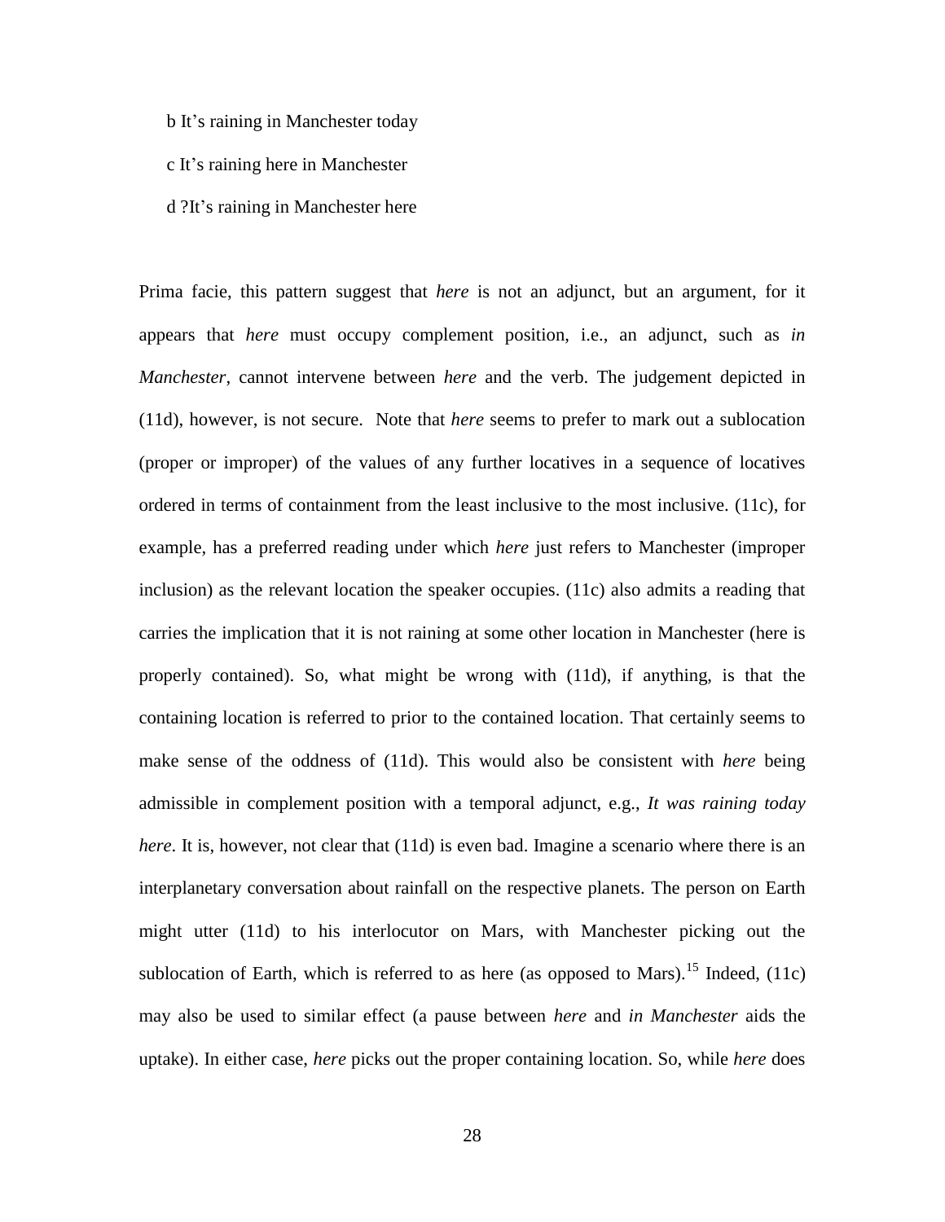b It's raining in Manchester today

c It's raining here in Manchester

d ?It's raining in Manchester here

Prima facie, this pattern suggest that *here* is not an adjunct, but an argument, for it appears that *here* must occupy complement position, i.e., an adjunct, such as *in Manchester*, cannot intervene between *here* and the verb. The judgement depicted in (11d), however, is not secure. Note that *here* seems to prefer to mark out a sublocation (proper or improper) of the values of any further locatives in a sequence of locatives ordered in terms of containment from the least inclusive to the most inclusive. (11c), for example, has a preferred reading under which *here* just refers to Manchester (improper inclusion) as the relevant location the speaker occupies. (11c) also admits a reading that carries the implication that it is not raining at some other location in Manchester (here is properly contained). So, what might be wrong with (11d), if anything, is that the containing location is referred to prior to the contained location. That certainly seems to make sense of the oddness of (11d). This would also be consistent with *here* being admissible in complement position with a temporal adjunct, e.g., *It was raining today here*. It is, however, not clear that (11d) is even bad. Imagine a scenario where there is an interplanetary conversation about rainfall on the respective planets. The person on Earth might utter (11d) to his interlocutor on Mars, with Manchester picking out the sublocation of Earth, which is referred to as here (as opposed to Mars).[15] Indeed, (11c) may also be used to similar effect (a pause between *here* and *in Manchester* aids the uptake). In either case, *here* picks out the proper containing location. So, while *here* does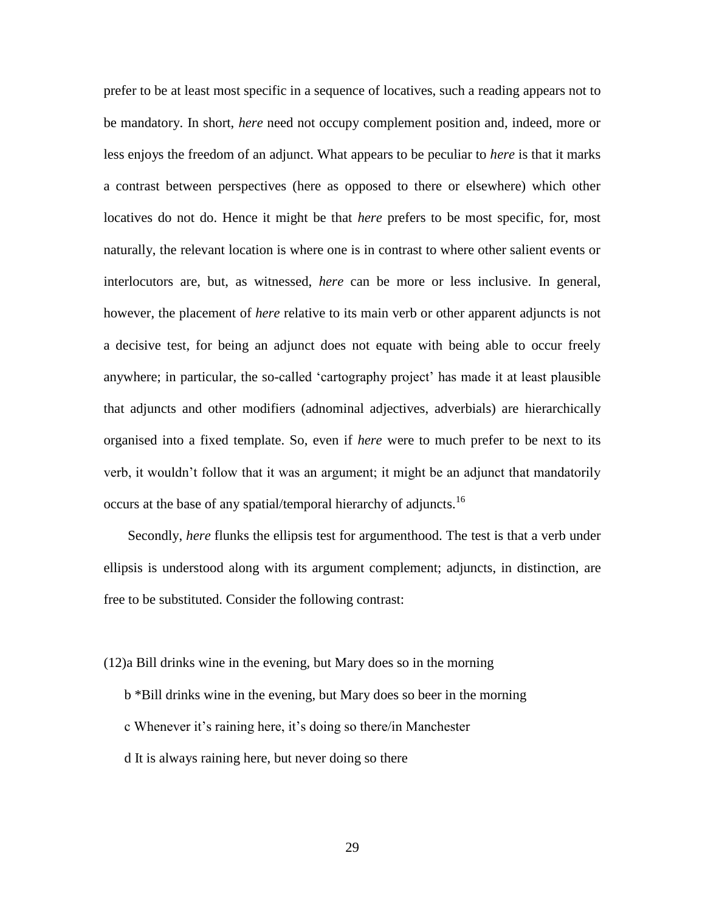prefer to be at least most specific in a sequence of locatives, such a reading appears not to be mandatory. In short, *here* need not occupy complement position and, indeed, more or less enjoys the freedom of an adjunct. What appears to be peculiar to *here* is that it marks a contrast between perspectives (here as opposed to there or elsewhere) which other locatives do not do. Hence it might be that *here* prefers to be most specific, for, most naturally, the relevant location is where one is in contrast to where other salient events or interlocutors are, but, as witnessed, *here* can be more or less inclusive. In general, however, the placement of *here* relative to its main verb or other apparent adjuncts is not a decisive test, for being an adjunct does not equate with being able to occur freely anywhere; in particular, the so-called 'cartography project' has made it at least plausible that adjuncts and other modifiers (adnominal adjectives, adverbials) are hierarchically organised into a fixed template. So, even if *here* were to much prefer to be next to its verb, it wouldn't follow that it was an argument; it might be an adjunct that mandatorily occurs at the base of any spatial/temporal hierarchy of adjuncts.[16]

Secondly, *here* flunks the ellipsis test for argumenthood. The test is that a verb under ellipsis is understood along with its argument complement; adjuncts, in distinction, are free to be substituted. Consider the following contrast:

(12)a Bill drinks wine in the evening, but Mary does so in the morning

b *Bill drinks wine in the evening, but Mary does so beer in the morning

c Whenever it's raining here, it's doing so there/in Manchester

d It is always raining here, but never doing so there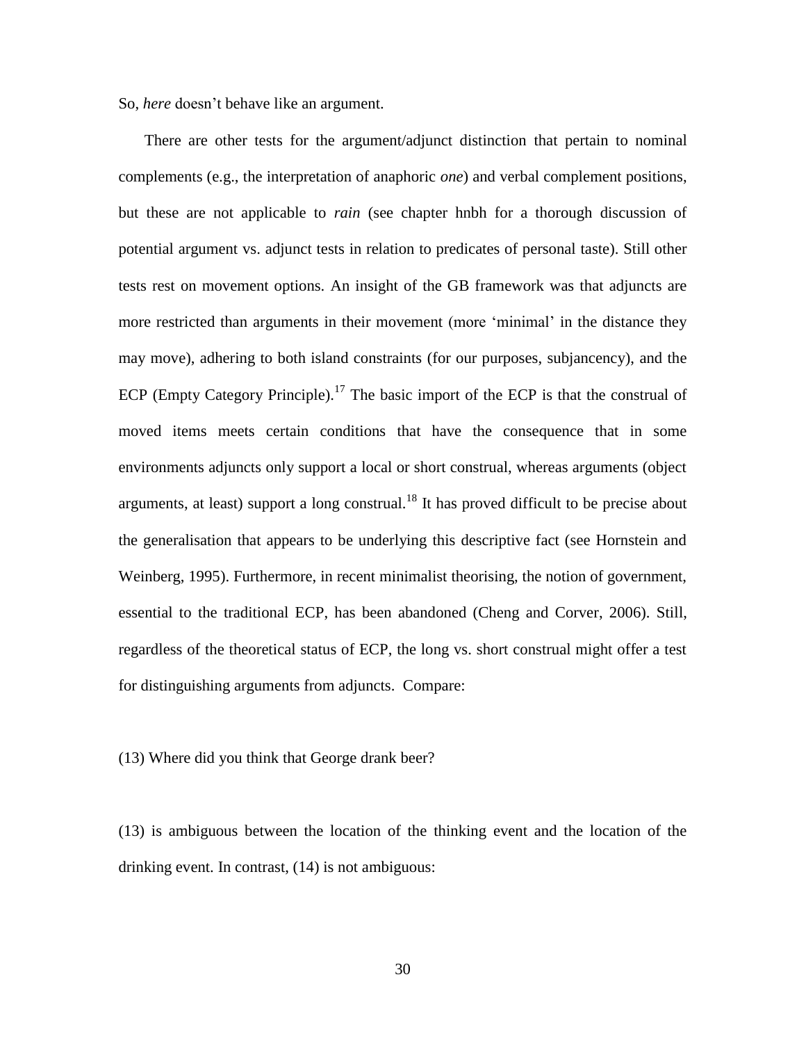So, *here* doesn't behave like an argument.

There are other tests for the argument/adjunct distinction that pertain to nominal complements (e.g., the interpretation of anaphoric *one*) and verbal complement positions, but these are not applicable to *rain* (see chapter hnbh for a thorough discussion of potential argument vs. adjunct tests in relation to predicates of personal taste). Still other tests rest on movement options. An insight of the GB framework was that adjuncts are more restricted than arguments in their movement (more 'minimal' in the distance they may move), adhering to both island constraints (for our purposes, subjancency), and the ECP (Empty Category Principle).[17] The basic import of the ECP is that the construal of moved items meets certain conditions that have the consequence that in some environments adjuncts only support a local or short construal, whereas arguments (object arguments, at least) support a long construal.[18] It has proved difficult to be precise about the generalisation that appears to be underlying this descriptive fact (see Hornstein and Weinberg, 1995). Furthermore, in recent minimalist theorising, the notion of government, essential to the traditional ECP, has been abandoned (Cheng and Corver, 2006). Still, regardless of the theoretical status of ECP, the long vs. short construal might offer a test for distinguishing arguments from adjuncts. Compare:

(13) Where did you think that George drank beer?

(13) is ambiguous between the location of the thinking event and the location of the drinking event. In contrast, (14) is not ambiguous: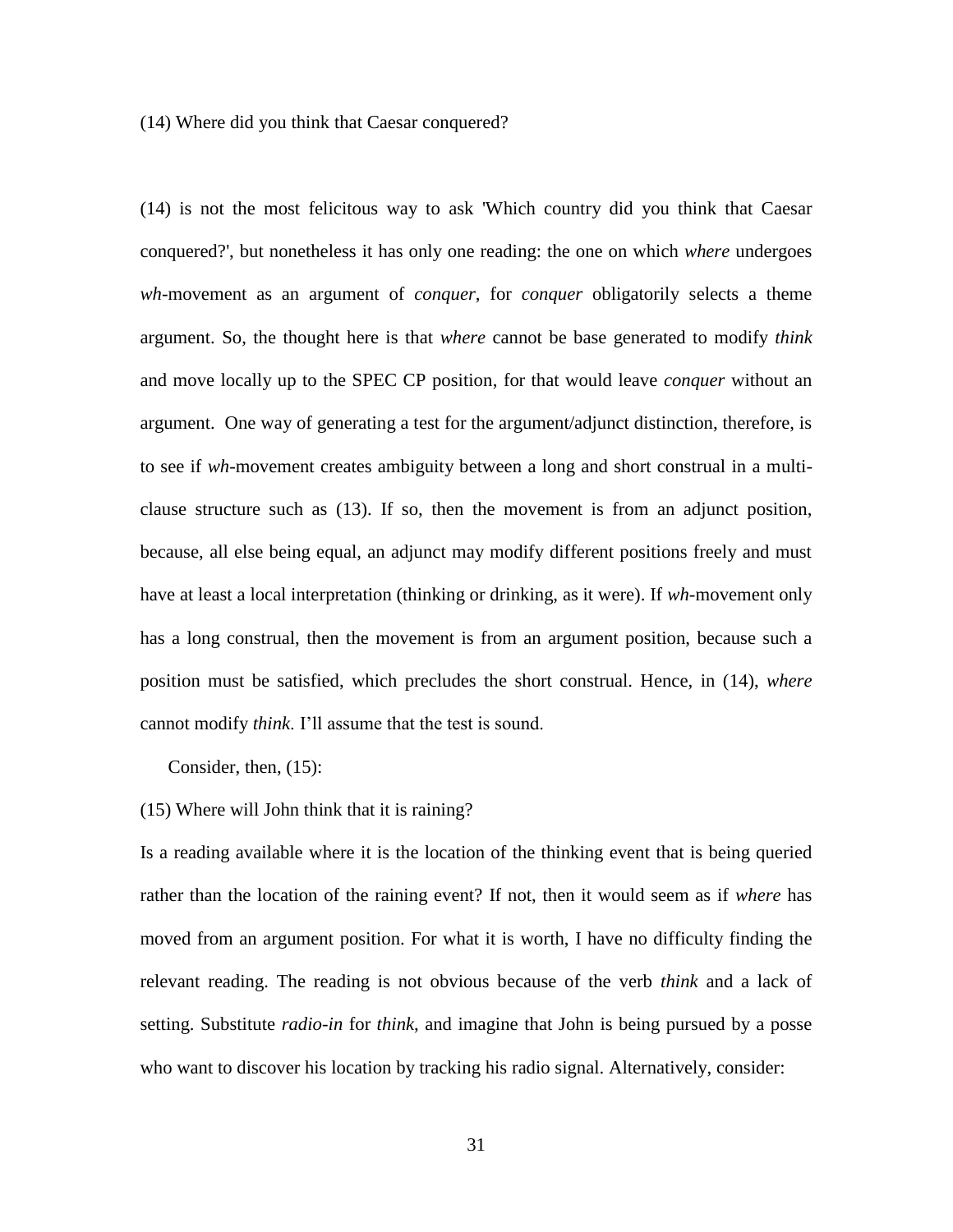(14) Where did you think that Caesar conquered?

(14) is not the most felicitous way to ask 'Which country did you think that Caesar conquered?', but nonetheless it has only one reading: the one on which *where* undergoes *wh*-movement as an argument of *conquer*, for *conquer* obligatorily selects a theme argument. So, the thought here is that *where* cannot be base generated to modify *think* and move locally up to the SPEC CP position, for that would leave *conquer* without an argument. One way of generating a test for the argument/adjunct distinction, therefore, is to see if *wh*-movement creates ambiguity between a long and short construal in a multi-clause structure such as (13). If so, then the movement is from an adjunct position, because, all else being equal, an adjunct may modify different positions freely and must have at least a local interpretation (thinking or drinking, as it were). If *wh*-movement only has a long construal, then the movement is from an argument position, because such a position must be satisfied, which precludes the short construal. Hence, in (14), *where* cannot modify *think*. I'll assume that the test is sound.

Consider, then, (15):

(15) Where will John think that it is raining?

Is a reading available where it is the location of the thinking event that is being queried rather than the location of the raining event? If not, then it would seem as if *where* has moved from an argument position. For what it is worth, I have no difficulty finding the relevant reading. The reading is not obvious because of the verb *think* and a lack of setting. Substitute *radio-in* for *think*, and imagine that John is being pursued by a posse who want to discover his location by tracking his radio signal. Alternatively, consider: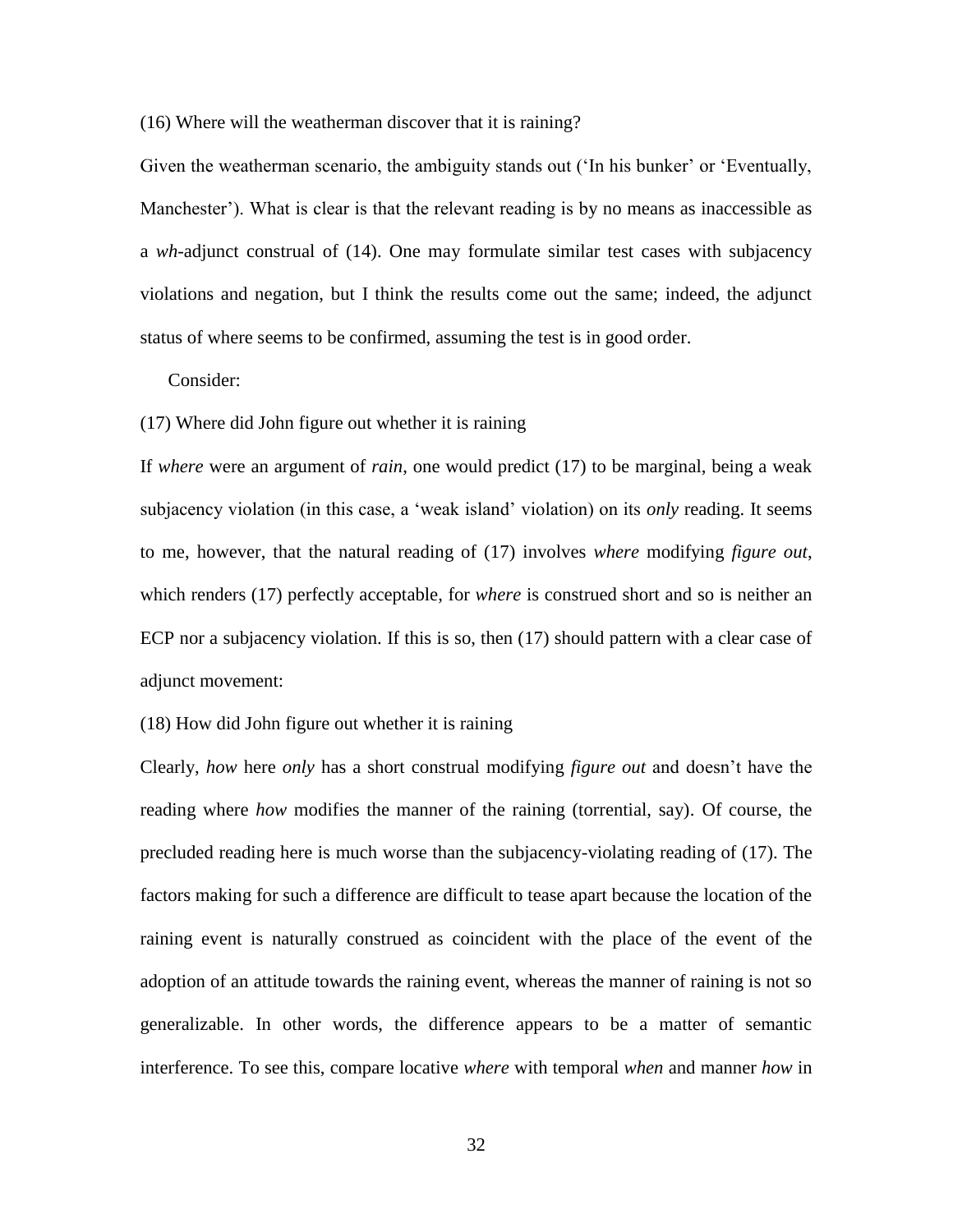(16) Where will the weatherman discover that it is raining?

Given the weatherman scenario, the ambiguity stands out ('In his bunker' or 'Eventually, Manchester'). What is clear is that the relevant reading is by no means as inaccessible as a *wh*-adjunct construal of (14). One may formulate similar test cases with subjacency violations and negation, but I think the results come out the same; indeed, the adjunct status of where seems to be confirmed, assuming the test is in good order.

Consider:

(17) Where did John figure out whether it is raining

If *where* were an argument of *rain*, one would predict (17) to be marginal, being a weak subjacency violation (in this case, a 'weak island' violation) on its *only* reading. It seems to me, however, that the natural reading of (17) involves *where* modifying *figure out*, which renders (17) perfectly acceptable, for *where* is construed short and so is neither an ECP nor a subjacency violation. If this is so, then (17) should pattern with a clear case of adjunct movement:

(18) How did John figure out whether it is raining

Clearly, *how* here *only* has a short construal modifying *figure out* and doesn't have the reading where *how* modifies the manner of the raining (torrential, say). Of course, the precluded reading here is much worse than the subjacency-violating reading of (17). The factors making for such a difference are difficult to tease apart because the location of the raining event is naturally construed as coincident with the place of the event of the adoption of an attitude towards the raining event, whereas the manner of raining is not so generalizable. In other words, the difference appears to be a matter of semantic interference. To see this, compare locative *where* with temporal *when* and manner *how* in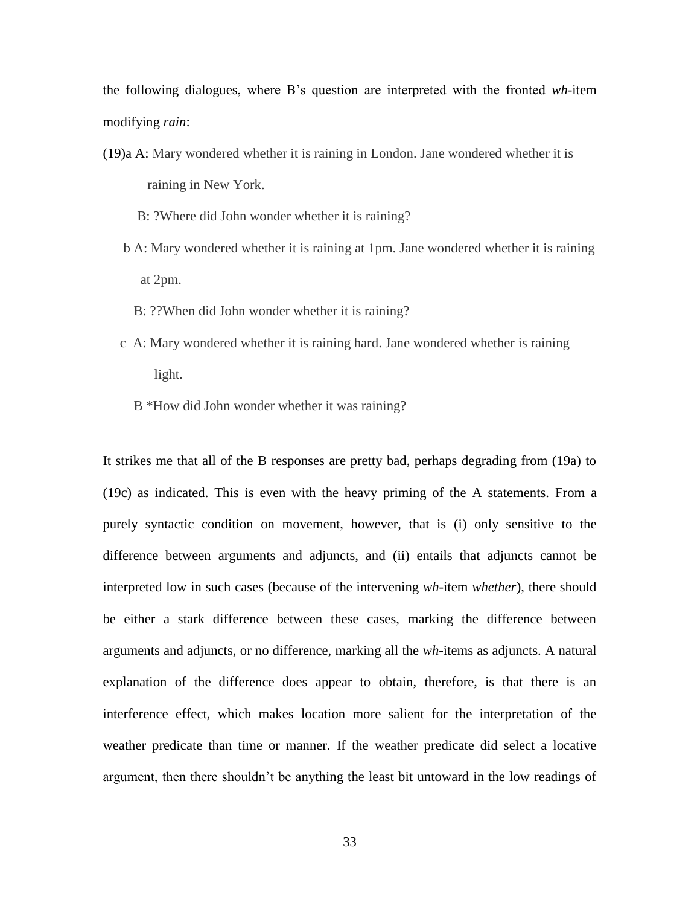the following dialogues, where B's question are interpreted with the fronted *wh*-item modifying *rain*:

(19)a A: Mary wondered whether it is raining in London. Jane wondered whether it is raining in New York.

B: ?Where did John wonder whether it is raining?

b A: Mary wondered whether it is raining at 1pm. Jane wondered whether it is raining at 2pm.

B: ??When did John wonder whether it is raining?

c A: Mary wondered whether it is raining hard. Jane wondered whether is raining light.

B *How did John wonder whether it was raining?

It strikes me that all of the B responses are pretty bad, perhaps degrading from (19a) to (19c) as indicated. This is even with the heavy priming of the A statements. From a purely syntactic condition on movement, however, that is (i) only sensitive to the difference between arguments and adjuncts, and (ii) entails that adjuncts cannot be interpreted low in such cases (because of the intervening *wh*-item *whether*), there should be either a stark difference between these cases, marking the difference between arguments and adjuncts, or no difference, marking all the *wh*-items as adjuncts. A natural explanation of the difference does appear to obtain, therefore, is that there is an interference effect, which makes location more salient for the interpretation of the weather predicate than time or manner. If the weather predicate did select a locative argument, then there shouldn't be anything the least bit untoward in the low readings of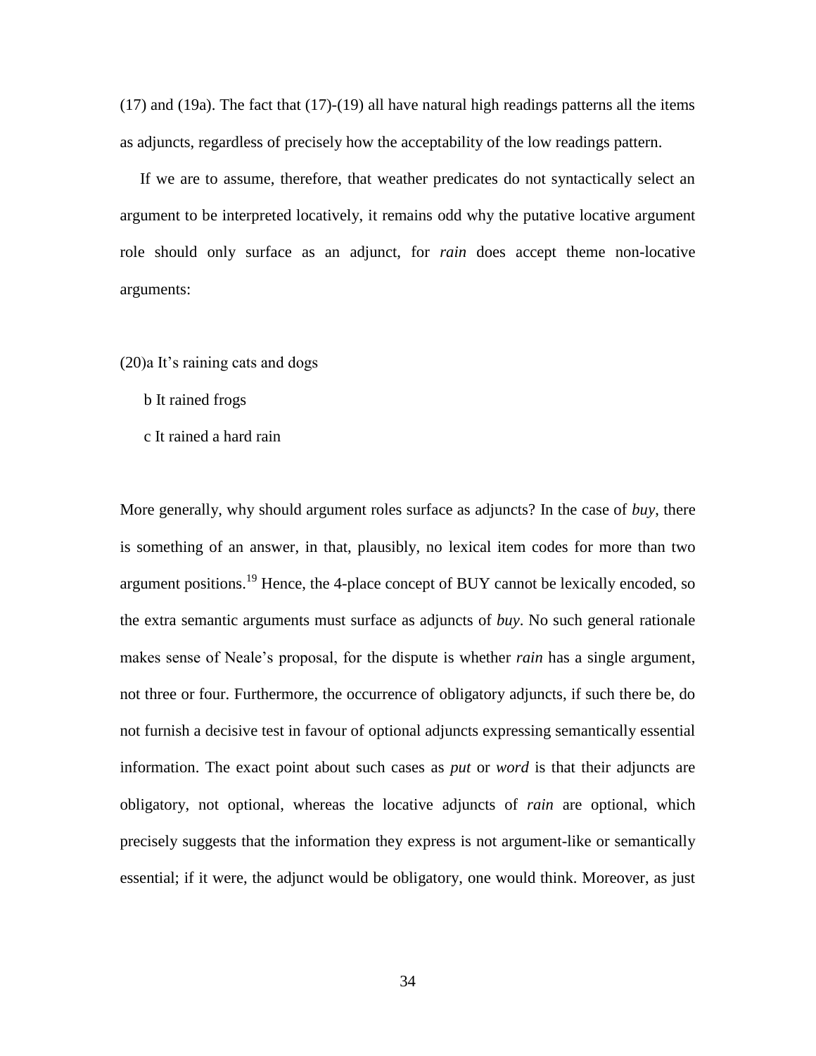(17) and (19a). The fact that (17)-(19) all have natural high readings patterns all the items as adjuncts, regardless of precisely how the acceptability of the low readings pattern.

If we are to assume, therefore, that weather predicates do not syntactically select an argument to be interpreted locatively, it remains odd why the putative locative argument role should only surface as an adjunct, for *rain* does accept theme non-locative arguments:

(20)a It's raining cats and dogs

b It rained frogs

c It rained a hard rain

More generally, why should argument roles surface as adjuncts? In the case of *buy*, there is something of an answer, in that, plausibly, no lexical item codes for more than two argument positions.[19] Hence, the 4-place concept of BUY cannot be lexically encoded, so the extra semantic arguments must surface as adjuncts of *buy*. No such general rationale makes sense of Neale's proposal, for the dispute is whether *rain* has a single argument, not three or four. Furthermore, the occurrence of obligatory adjuncts, if such there be, do not furnish a decisive test in favour of optional adjuncts expressing semantically essential information. The exact point about such cases as *put* or *word* is that their adjuncts are obligatory, not optional, whereas the locative adjuncts of *rain* are optional, which precisely suggests that the information they express is not argument-like or semantically essential; if it were, the adjunct would be obligatory, one would think. Moreover, as just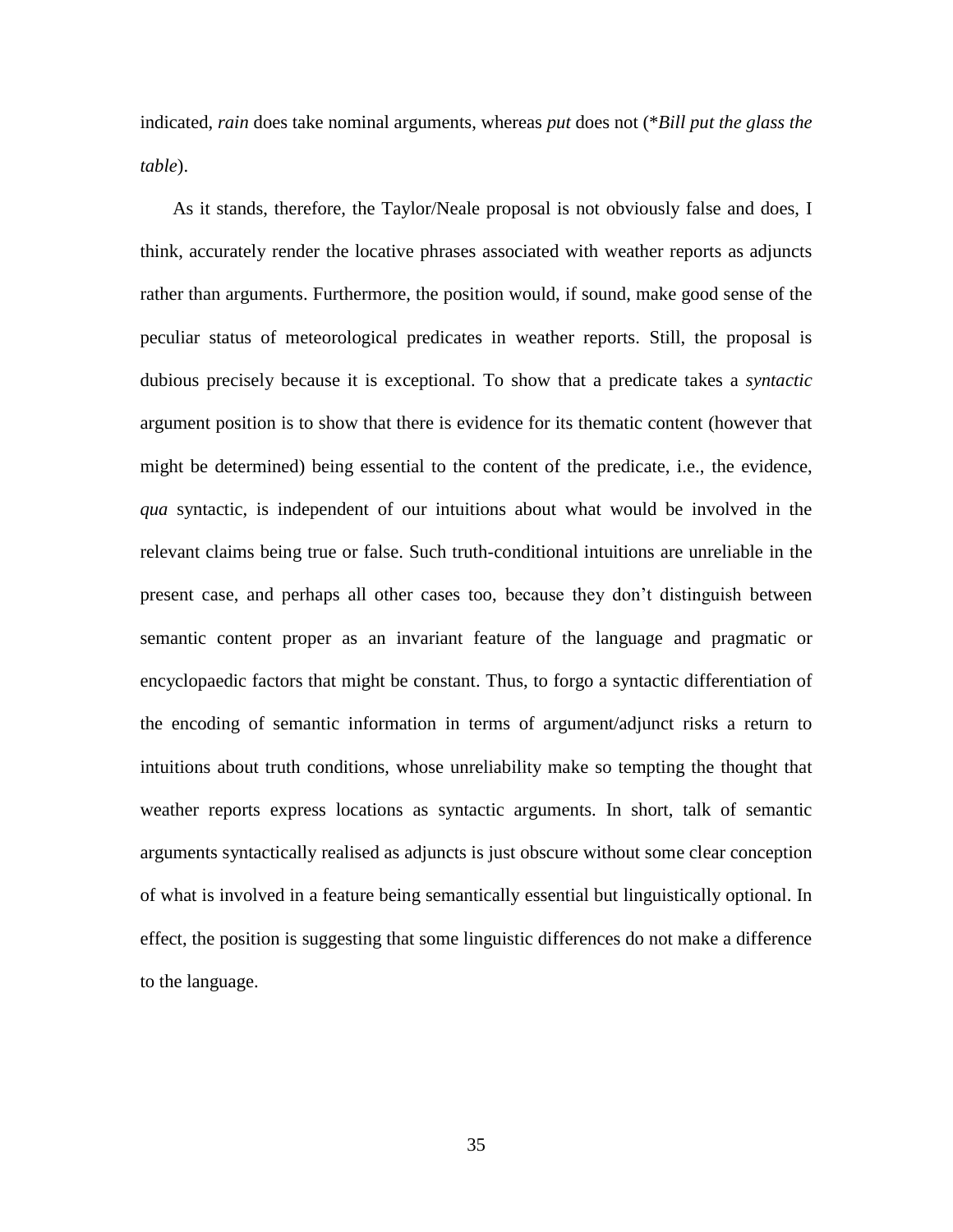indicated, *rain* does take nominal arguments, whereas *put* does not (**Bill put the glass the table*).

As it stands, therefore, the Taylor/Neale proposal is not obviously false and does, I think, accurately render the locative phrases associated with weather reports as adjuncts rather than arguments. Furthermore, the position would, if sound, make good sense of the peculiar status of meteorological predicates in weather reports. Still, the proposal is dubious precisely because it is exceptional. To show that a predicate takes a *syntactic* argument position is to show that there is evidence for its thematic content (however that might be determined) being essential to the content of the predicate, i.e., the evidence, *qua* syntactic, is independent of our intuitions about what would be involved in the relevant claims being true or false. Such truth-conditional intuitions are unreliable in the present case, and perhaps all other cases too, because they don't distinguish between semantic content proper as an invariant feature of the language and pragmatic or encyclopaedic factors that might be constant. Thus, to forgo a syntactic differentiation of the encoding of semantic information in terms of argument/adjunct risks a return to intuitions about truth conditions, whose unreliability make so tempting the thought that weather reports express locations as syntactic arguments. In short, talk of semantic arguments syntactically realised as adjuncts is just obscure without some clear conception of what is involved in a feature being semantically essential but linguistically optional. In effect, the position is suggesting that some linguistic differences do not make a difference to the language.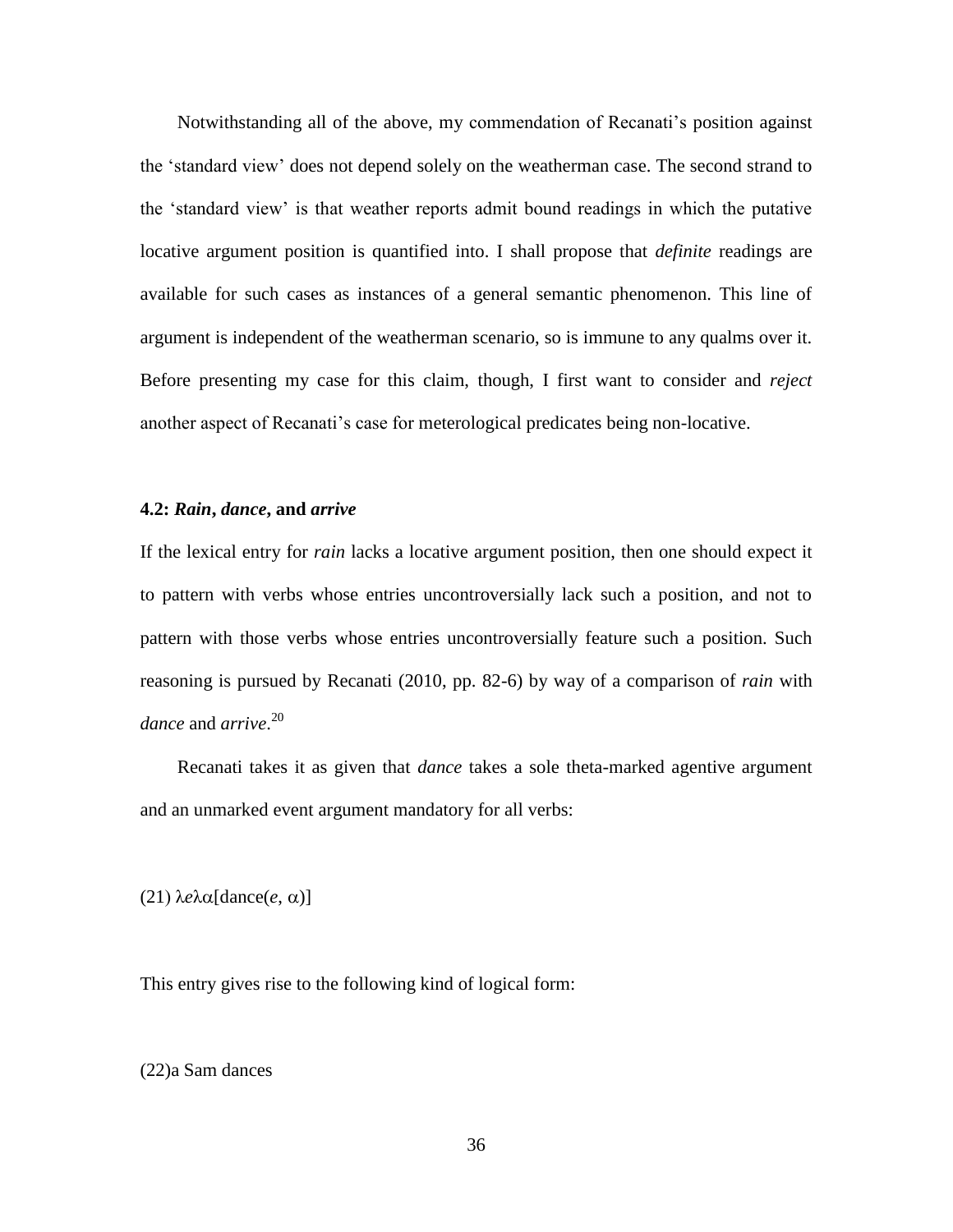Notwithstanding all of the above, my commendation of Recanati's position against the 'standard view' does not depend solely on the weatherman case. The second strand to the 'standard view' is that weather reports admit bound readings in which the putative locative argument position is quantified into. I shall propose that *definite* readings are available for such cases as instances of a general semantic phenomenon. This line of argument is independent of the weatherman scenario, so is immune to any qualms over it. Before presenting my case for this claim, though, I first want to consider and *reject* another aspect of Recanati's case for meterological predicates being non-locative.

### 4.2: *Rain*, *dance*, and *arrive*

If the lexical entry for *rain* lacks a locative argument position, then one should expect it to pattern with verbs whose entries uncontroversially lack such a position, and not to pattern with those verbs whose entries uncontroversially feature such a position. Such reasoning is pursued by Recanati (2010, pp. 82-6) by way of a comparison of *rain* with *dance* and *arrive*.[20]

Recanati takes it as given that *dance* takes a sole theta-marked agentive argument and an unmarked event argument mandatory for all verbs:

(21) $\lambda e \lambda \alpha[\text{dance}(e, \alpha)]$

This entry gives rise to the following kind of logical form:

(22)a Sam dances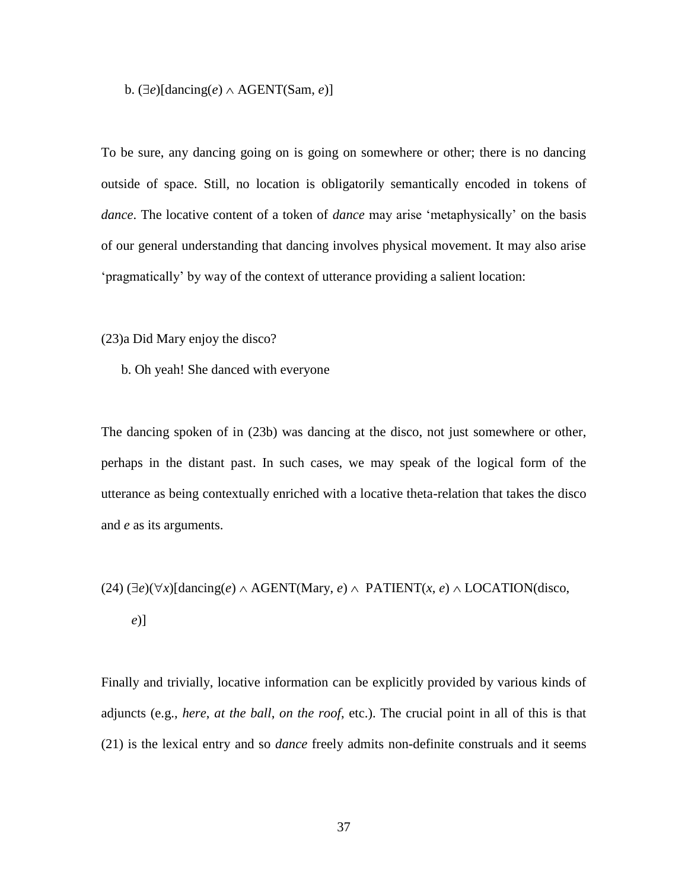b. $(\exists e)[\text{dancing}(e) \wedge \text{AGENT}(\text{Sam}, e)]$

To be sure, any dancing going on is going on somewhere or other; there is no dancing outside of space. Still, no location is obligatorily semantically encoded in tokens of *dance*. The locative content of a token of *dance* may arise 'metaphysically' on the basis of our general understanding that dancing involves physical movement. It may also arise 'pragmatically' by way of the context of utterance providing a salient location:

(23)a Did Mary enjoy the disco?

b. Oh yeah! She danced with everyone

The dancing spoken of in (23b) was dancing at the disco, not just somewhere or other, perhaps in the distant past. In such cases, we may speak of the logical form of the utterance as being contextually enriched with a locative theta-relation that takes the disco and *e* as its arguments.

(24) $(\exists e)(\forall x)[\text{dancing}(e) \wedge \text{AGENT}(\text{Mary}, e) \wedge \text{PATIENT}(x, e) \wedge \text{LOCATION}(\text{disco}, e)]$

Finally and trivially, locative information can be explicitly provided by various kinds of adjuncts (e.g., *here*, *at the ball*, *on the roof*, etc.). The crucial point in all of this is that (21) is the lexical entry and so *dance* freely admits non-definite construals and it seems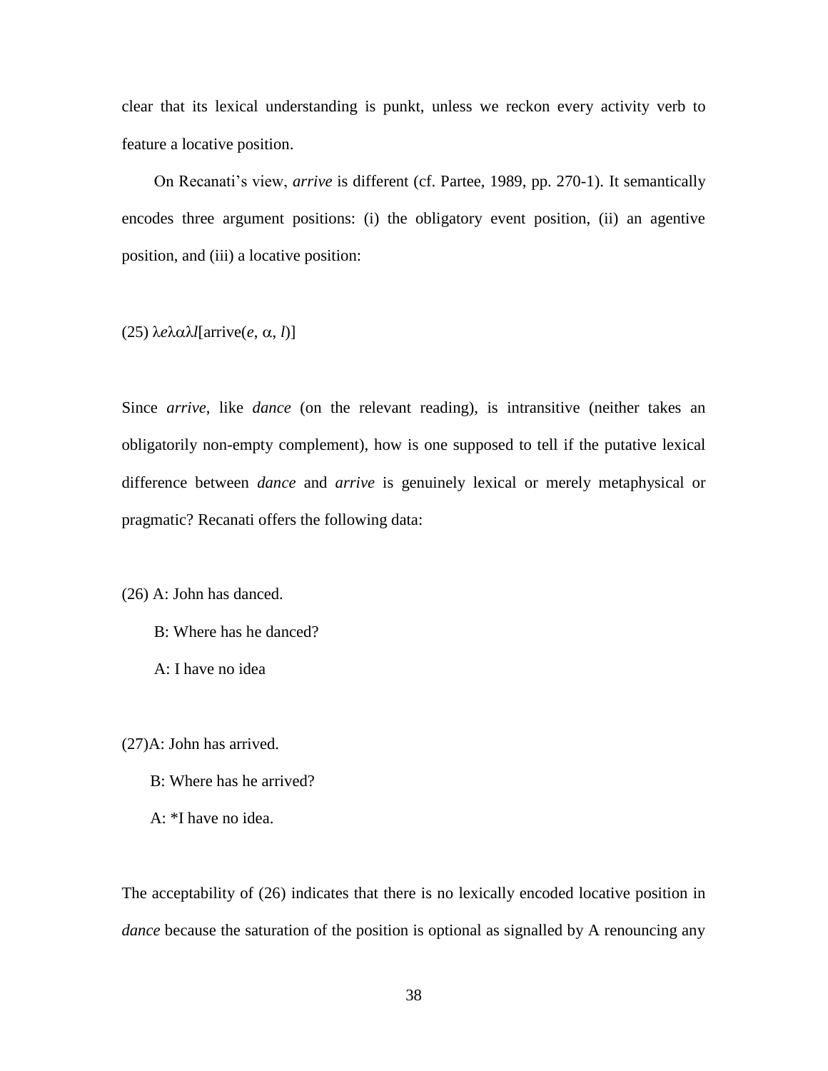clear that its lexical understanding is punkt, unless we reckon every activity verb to feature a locative position.

On Recanati's view, *arrive* is different (cf. Partee, 1989, pp. 270-1). It semantically encodes three argument positions: (i) the obligatory event position, (ii) an agentive position, and (iii) a locative position:

(25) $\lambda e \lambda \alpha \lambda l$[arrive($e$, $\alpha$, $l$)]

Since *arrive*, like *dance* (on the relevant reading), is intransitive (neither takes an obligatorily non-empty complement), how is one supposed to tell if the putative lexical difference between *dance* and *arrive* is genuinely lexical or merely metaphysical or pragmatic? Recanati offers the following data:

(26) A: John has danced.

B: Where has he danced?

A: I have no idea

(27) A: John has arrived.

B: Where has he arrived?

A: *I have no idea.

The acceptability of (26) indicates that there is no lexically encoded locative position in *dance* because the saturation of the position is optional as signalled by A renouncing any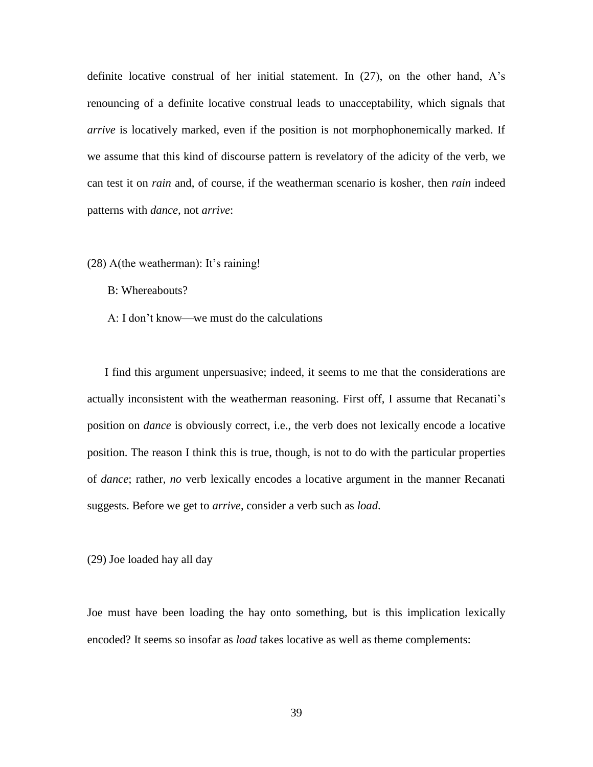definite locative construal of her initial statement. In (27), on the other hand, A's renouncing of a definite locative construal leads to unacceptability, which signals that *arrive* is locatively marked, even if the position is not morphophonemically marked. If we assume that this kind of discourse pattern is revelatory of the adicity of the verb, we can test it on *rain* and, of course, if the weatherman scenario is kosher, then *rain* indeed patterns with *dance*, not *arrive*:

(28) A(the weatherman): It's raining!

B: Whereabouts?

A: I don't know—we must do the calculations

I find this argument unpersuasive; indeed, it seems to me that the considerations are actually inconsistent with the weatherman reasoning. First off, I assume that Recanati's position on *dance* is obviously correct, i.e., the verb does not lexically encode a locative position. The reason I think this is true, though, is not to do with the particular properties of *dance*; rather, *no* verb lexically encodes a locative argument in the manner Recanati suggests. Before we get to *arrive*, consider a verb such as *load*.

(29) Joe loaded hay all day

Joe must have been loading the hay onto something, but is this implication lexically encoded? It seems so insofar as *load* takes locative as well as theme complements: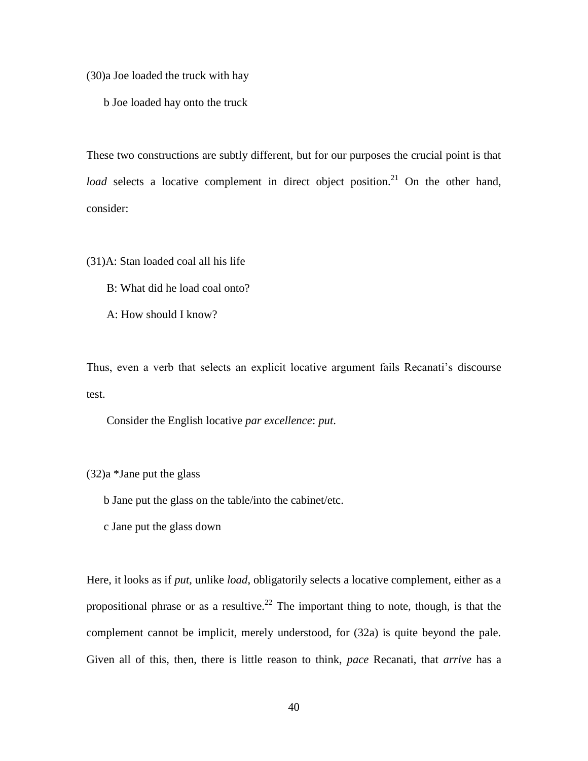(30)a Joe loaded the truck with hay

b Joe loaded hay onto the truck

These two constructions are subtly different, but for our purposes the crucial point is that *load* selects a locative complement in direct object position.[21] On the other hand, consider:

(31)A: Stan loaded coal all his life

B: What did he load coal onto?

A: How should I know?

Thus, even a verb that selects an explicit locative argument fails Recanati's discourse test.

Consider the English locative *par excellence*: *put*.

(32)a *Jane put the glass

b Jane put the glass on the table/into the cabinet/etc.

c Jane put the glass down

Here, it looks as if *put*, unlike *load*, obligatorily selects a locative complement, either as a propositional phrase or as a resultive.[22] The important thing to note, though, is that the complement cannot be implicit, merely understood, for (32a) is quite beyond the pale. Given all of this, then, there is little reason to think, *pace* Recanati, that *arrive* has a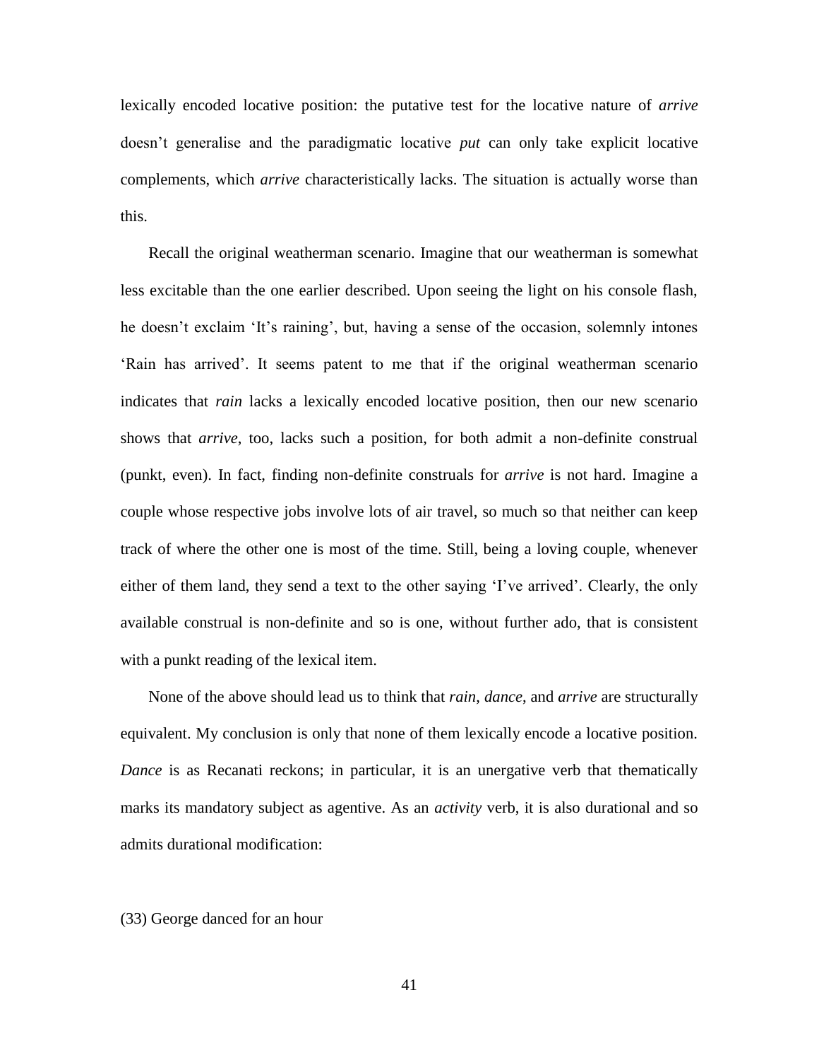lexically encoded locative position: the putative test for the locative nature of *arrive* doesn't generalise and the paradigmatic locative *put* can only take explicit locative complements, which *arrive* characteristically lacks. The situation is actually worse than this.

Recall the original weatherman scenario. Imagine that our weatherman is somewhat less excitable than the one earlier described. Upon seeing the light on his console flash, he doesn't exclaim 'It's raining', but, having a sense of the occasion, solemnly intones 'Rain has arrived'. It seems patent to me that if the original weatherman scenario indicates that *rain* lacks a lexically encoded locative position, then our new scenario shows that *arrive*, too, lacks such a position, for both admit a non-definite construal (punkt, even). In fact, finding non-definite construals for *arrive* is not hard. Imagine a couple whose respective jobs involve lots of air travel, so much so that neither can keep track of where the other one is most of the time. Still, being a loving couple, whenever either of them land, they send a text to the other saying 'I've arrived'. Clearly, the only available construal is non-definite and so is one, without further ado, that is consistent with a punkt reading of the lexical item.

None of the above should lead us to think that *rain*, *dance*, and *arrive* are structurally equivalent. My conclusion is only that none of them lexically encode a locative position. *Dance* is as Recanati reckons; in particular, it is an unergative verb that thematically marks its mandatory subject as agentive. As an *activity* verb, it is also durational and so admits durational modification:

(33) George danced for an hour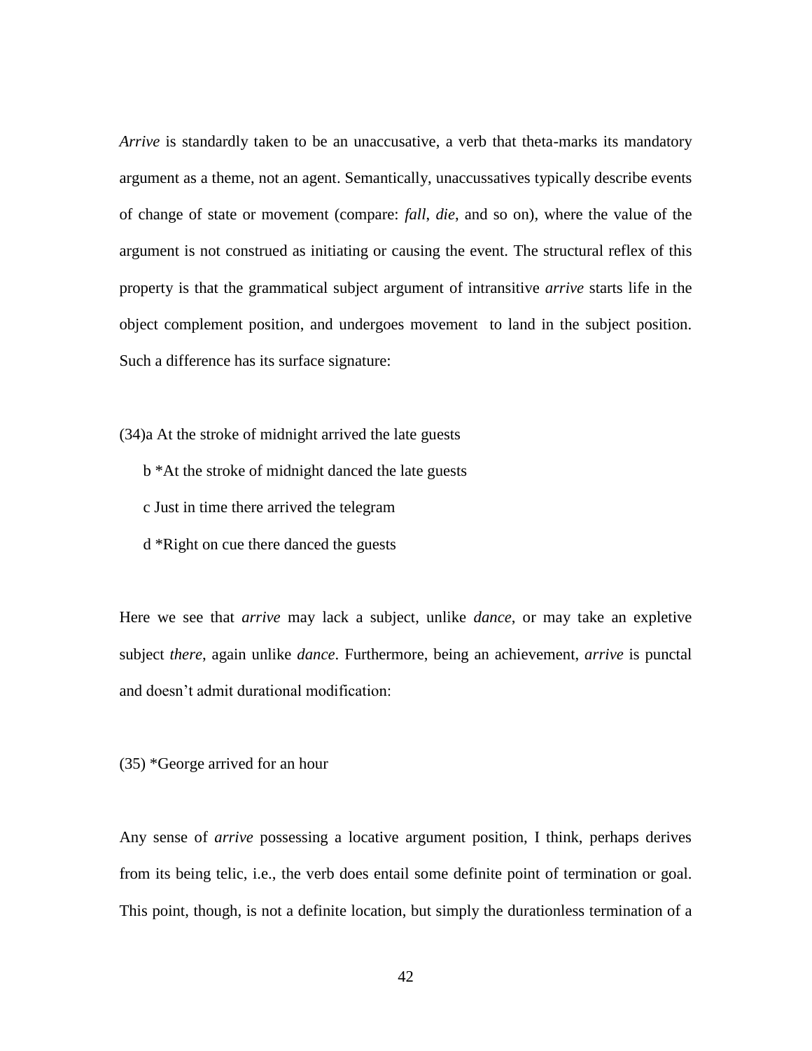*Arrive* is standardly taken to be an unaccusative, a verb that theta-marks its mandatory argument as a theme, not an agent. Semantically, unaccussatives typically describe events of change of state or movement (compare: *fall*, *die*, and so on), where the value of the argument is not construed as initiating or causing the event. The structural reflex of this property is that the grammatical subject argument of intransitive *arrive* starts life in the object complement position, and undergoes movement to land in the subject position. Such a difference has its surface signature:

(34)a At the stroke of midnight arrived the late guests

b *At the stroke of midnight danced the late guests

c Just in time there arrived the telegram

d *Right on cue there danced the guests

Here we see that *arrive* may lack a subject, unlike *dance*, or may take an expletive subject *there*, again unlike *dance*. Furthermore, being an achievement, *arrive* is punctal and doesn't admit durational modification:

(35) *George arrived for an hour

Any sense of *arrive* possessing a locative argument position, I think, perhaps derives from its being telic, i.e., the verb does entail some definite point of termination or goal. This point, though, is not a definite location, but simply the durationless termination of a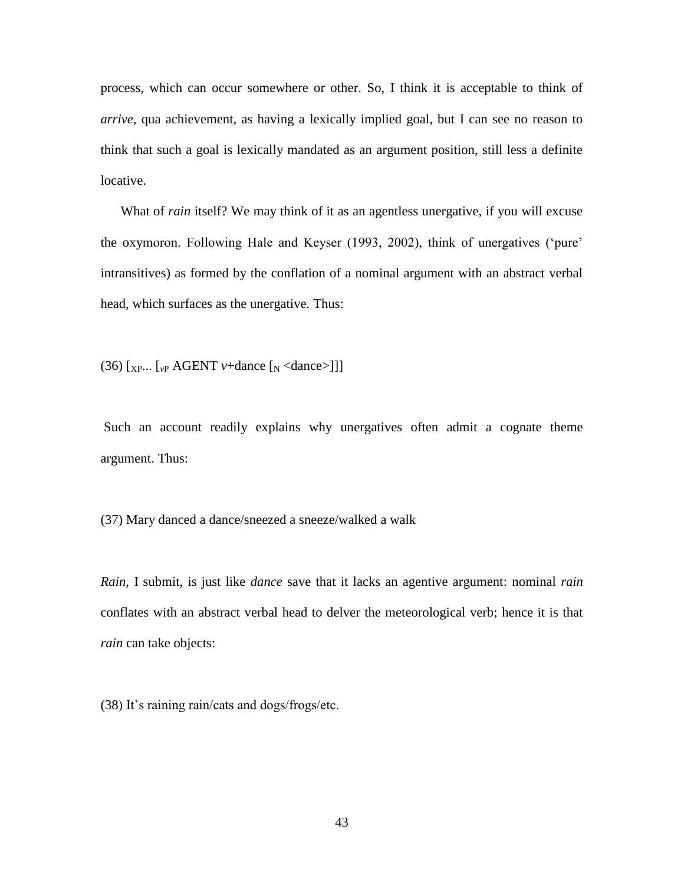process, which can occur somewhere or other. So, I think it is acceptable to think of *arrive*, qua achievement, as having a lexically implied goal, but I can see no reason to think that such a goal is lexically mandated as an argument position, still less a definite locative.

What of *rain* itself? We may think of it as an agentless unergative, if you will excuse the oxymoron. Following Hale and Keyser (1993, 2002), think of unergatives ('pure' intransitives) as formed by the conflation of a nominal argument with an abstract verbal head, which surfaces as the unergative. Thus:

(36) [$_{XP}$... [$_{vP}$ AGENT *v*+dance [$_N$ <dance>]]]

Such an account readily explains why unergatives often admit a cognate theme argument. Thus:

(37) Mary danced a dance/sneezed a sneeze/walked a walk

*Rain*, I submit, is just like *dance* save that it lacks an agentive argument: nominal *rain* conflates with an abstract verbal head to delver the meteorological verb; hence it is that *rain* can take objects:

(38) It's raining rain/cats and dogs/frogs/etc.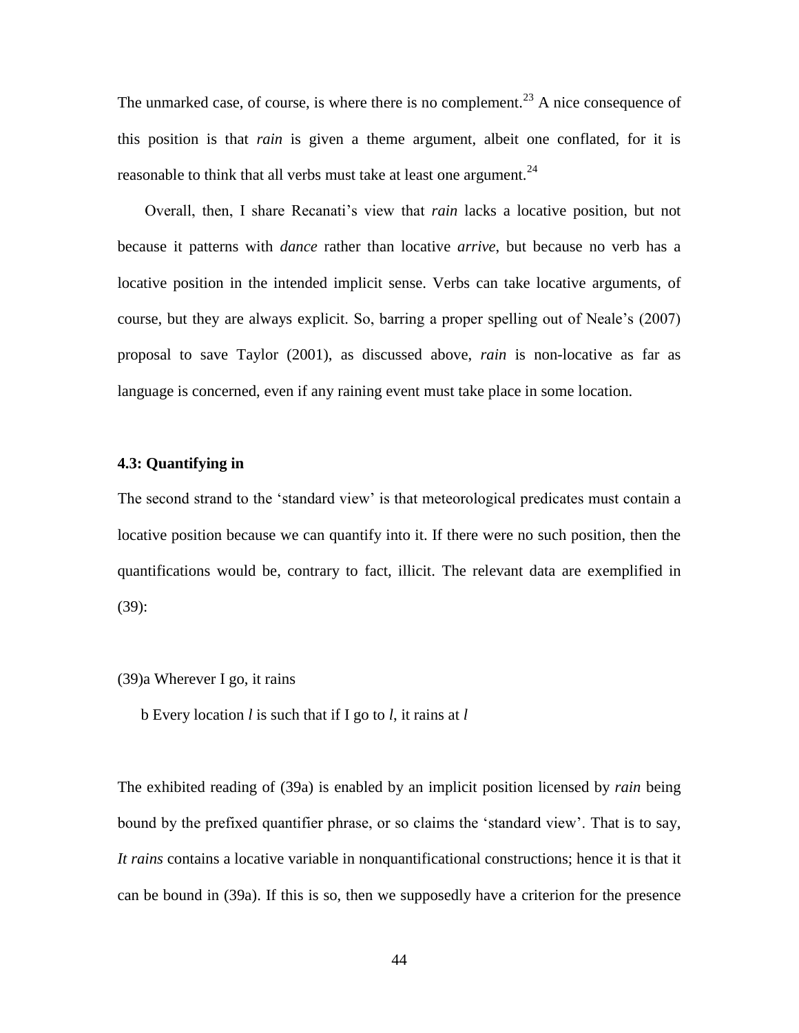The unmarked case, of course, is where there is no complement.[23] A nice consequence of this position is that *rain* is given a theme argument, albeit one conflated, for it is reasonable to think that all verbs must take at least one argument.[24]

Overall, then, I share Recanati's view that *rain* lacks a locative position, but not because it patterns with *dance* rather than locative *arrive*, but because no verb has a locative position in the intended implicit sense. Verbs can take locative arguments, of course, but they are always explicit. So, barring a proper spelling out of Neale's (2007) proposal to save Taylor (2001), as discussed above, *rain* is non-locative as far as language is concerned, even if any raining event must take place in some location.

### 4.3: Quantifying in

The second strand to the 'standard view' is that meteorological predicates must contain a locative position because we can quantify into it. If there were no such position, then the quantifications would be, contrary to fact, illicit. The relevant data are exemplified in (39):

(39)a Wherever I go, it rains

b Every location *l* is such that if I go to *l*, it rains at *l*

The exhibited reading of (39a) is enabled by an implicit position licensed by *rain* being bound by the prefixed quantifier phrase, or so claims the 'standard view'. That is to say, *It rains* contains a locative variable in nonquantificational constructions; hence it is that it can be bound in (39a). If this is so, then we supposedly have a criterion for the presence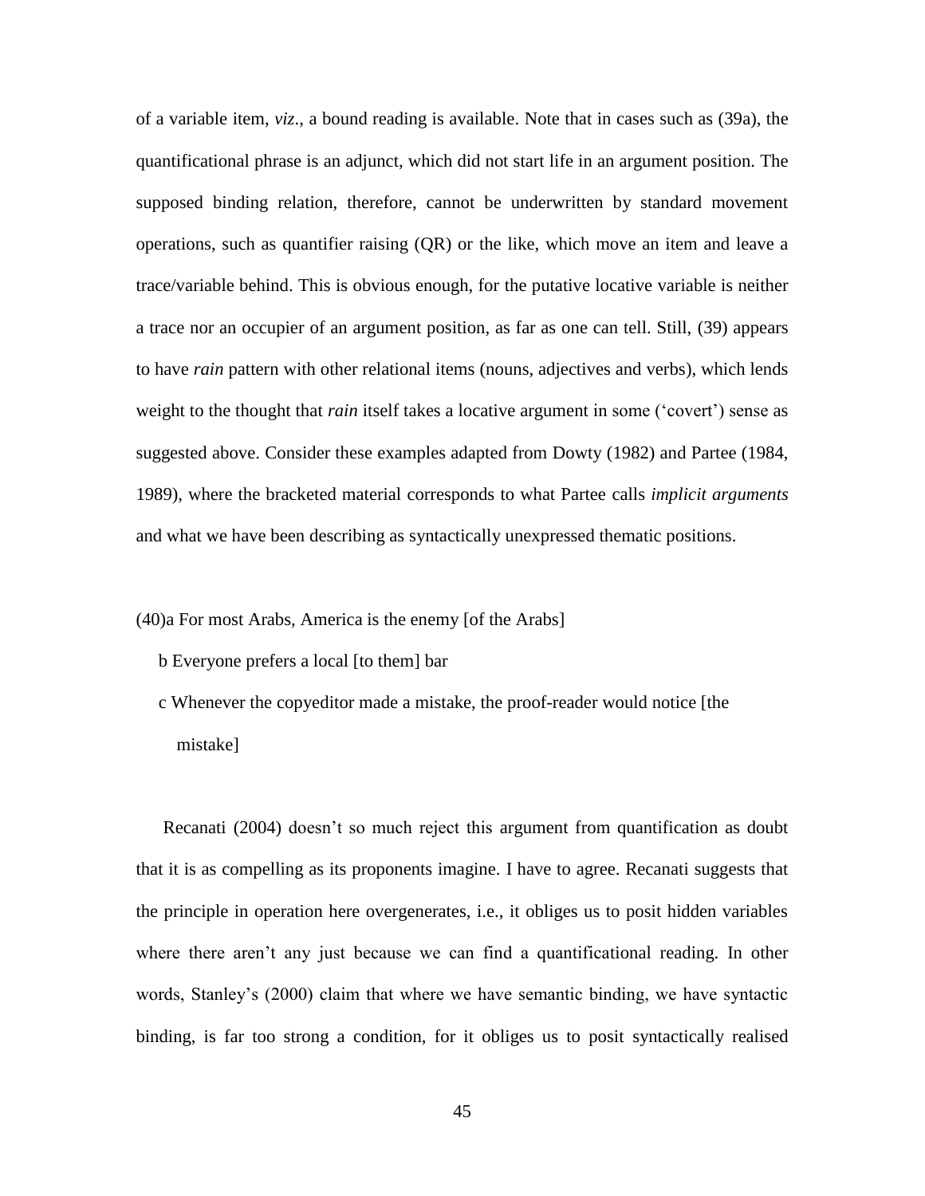of a variable item, *viz*., a bound reading is available. Note that in cases such as (39a), the quantificational phrase is an adjunct, which did not start life in an argument position. The supposed binding relation, therefore, cannot be underwritten by standard movement operations, such as quantifier raising (QR) or the like, which move an item and leave a trace/variable behind. This is obvious enough, for the putative locative variable is neither a trace nor an occupier of an argument position, as far as one can tell. Still, (39) appears to have *rain* pattern with other relational items (nouns, adjectives and verbs), which lends weight to the thought that *rain* itself takes a locative argument in some ('covert') sense as suggested above. Consider these examples adapted from Dowty (1982) and Partee (1984, 1989), where the bracketed material corresponds to what Partee calls *implicit arguments* and what we have been describing as syntactically unexpressed thematic positions.

(40)a For most Arabs, America is the enemy [of the Arabs]

b Everyone prefers a local [to them] bar

c Whenever the copyeditor made a mistake, the proof-reader would notice [the mistake]

Recanati (2004) doesn't so much reject this argument from quantification as doubt that it is as compelling as its proponents imagine. I have to agree. Recanati suggests that the principle in operation here overgenerates, i.e., it obliges us to posit hidden variables where there aren't any just because we can find a quantificational reading. In other words, Stanley's (2000) claim that where we have semantic binding, we have syntactic binding, is far too strong a condition, for it obliges us to posit syntactically realised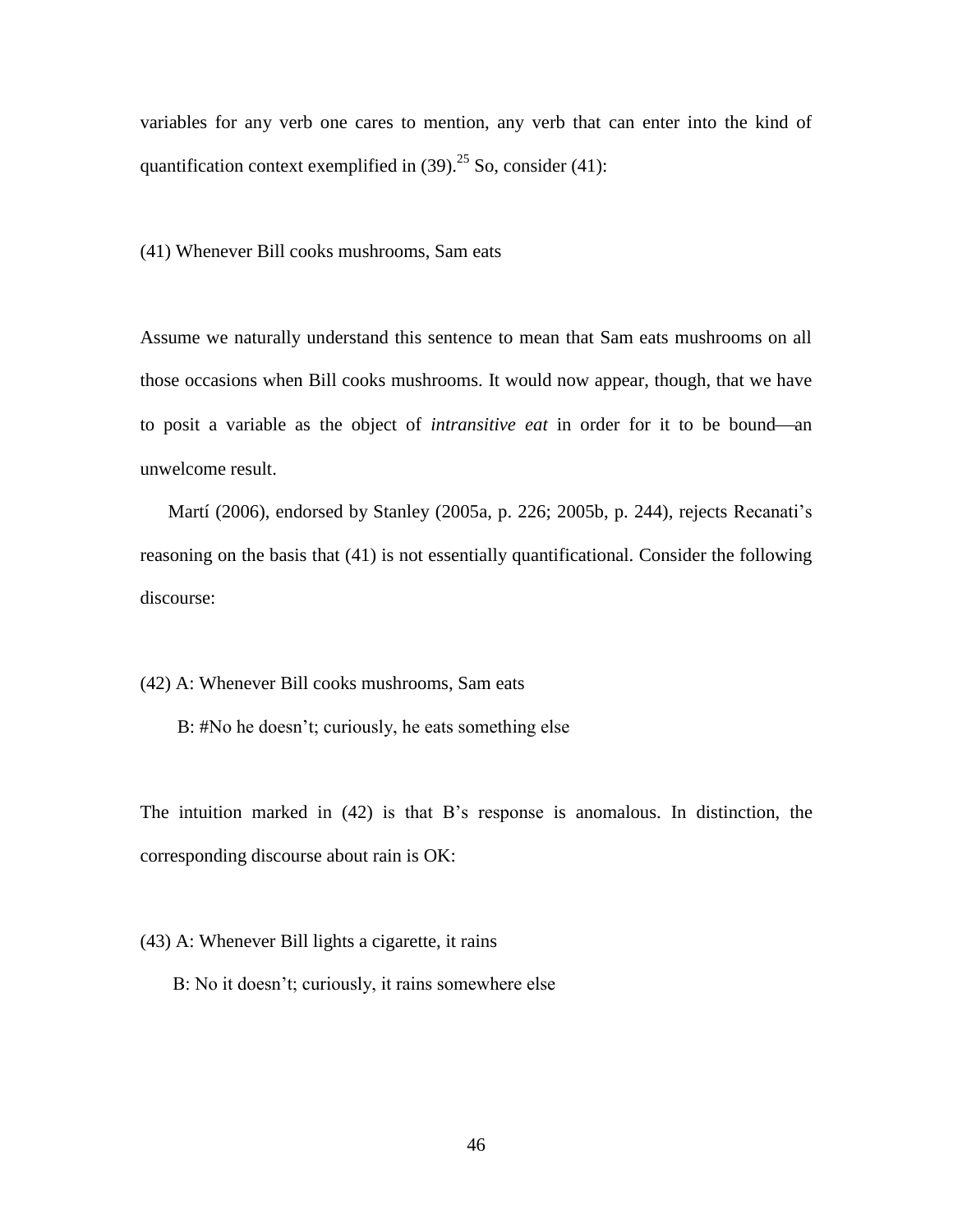variables for any verb one cares to mention, any verb that can enter into the kind of quantification context exemplified in (39).[25] So, consider (41):

(41) Whenever Bill cooks mushrooms, Sam eats

Assume we naturally understand this sentence to mean that Sam eats mushrooms on all those occasions when Bill cooks mushrooms. It would now appear, though, that we have to posit a variable as the object of *intransitive eat* in order for it to be bound—an unwelcome result.

Martí (2006), endorsed by Stanley (2005a, p. 226; 2005b, p. 244), rejects Recanati's reasoning on the basis that (41) is not essentially quantificational. Consider the following discourse:

(42) A: Whenever Bill cooks mushrooms, Sam eats

B: #No he doesn't; curiously, he eats something else

The intuition marked in (42) is that B's response is anomalous. In distinction, the corresponding discourse about rain is OK:

(43) A: Whenever Bill lights a cigarette, it rains

B: No it doesn't; curiously, it rains somewhere else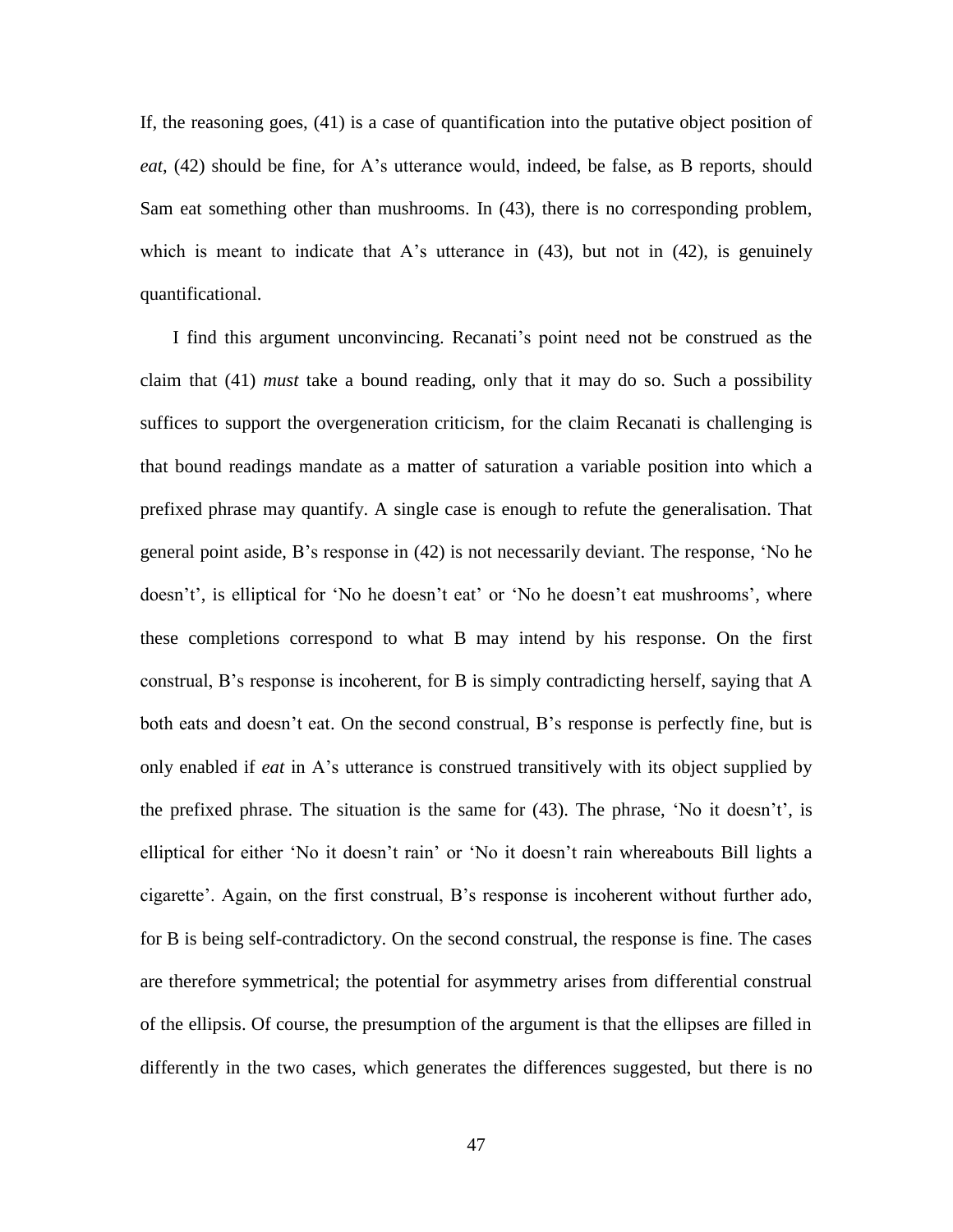If, the reasoning goes, (41) is a case of quantification into the putative object position of *eat*, (42) should be fine, for A's utterance would, indeed, be false, as B reports, should Sam eat something other than mushrooms. In (43), there is no corresponding problem, which is meant to indicate that A's utterance in (43), but not in (42), is genuinely quantificational.

I find this argument unconvincing. Recanati's point need not be construed as the claim that (41) *must* take a bound reading, only that it may do so. Such a possibility suffices to support the overgeneration criticism, for the claim Recanati is challenging is that bound readings mandate as a matter of saturation a variable position into which a prefixed phrase may quantify. A single case is enough to refute the generalisation. That general point aside, B's response in (42) is not necessarily deviant. The response, 'No he doesn't', is elliptical for 'No he doesn't eat' or 'No he doesn't eat mushrooms', where these completions correspond to what B may intend by his response. On the first construal, B's response is incoherent, for B is simply contradicting herself, saying that A both eats and doesn't eat. On the second construal, B's response is perfectly fine, but is only enabled if *eat* in A's utterance is construed transitively with its object supplied by the prefixed phrase. The situation is the same for (43). The phrase, 'No it doesn't', is elliptical for either 'No it doesn't rain' or 'No it doesn't rain whereabouts Bill lights a cigarette'. Again, on the first construal, B's response is incoherent without further ado, for B is being self-contradictory. On the second construal, the response is fine. The cases are therefore symmetrical; the potential for asymmetry arises from differential construal of the ellipsis. Of course, the presumption of the argument is that the ellipses are filled in differently in the two cases, which generates the differences suggested, but there is no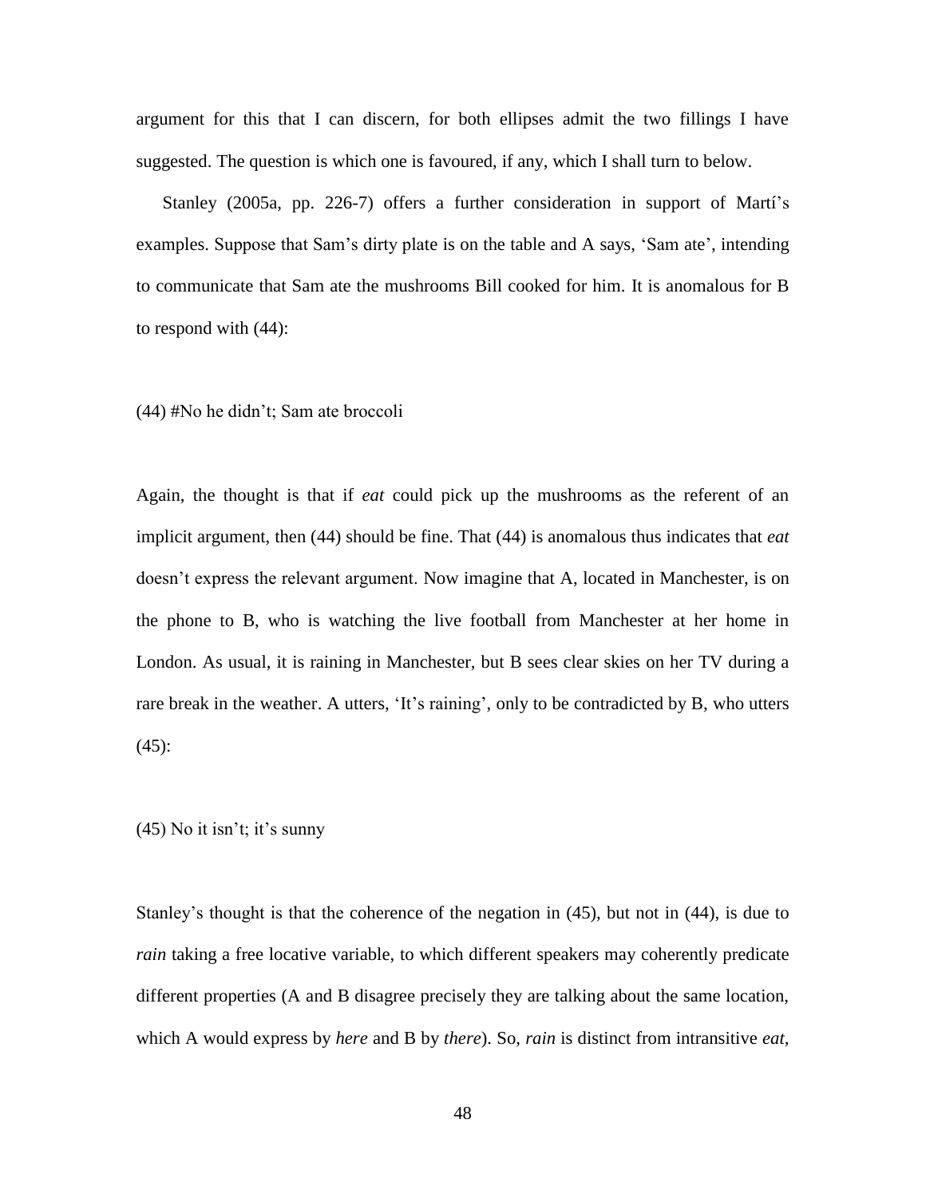argument for this that I can discern, for both ellipses admit the two fillings I have suggested. The question is which one is favoured, if any, which I shall turn to below.

Stanley (2005a, pp. 226-7) offers a further consideration in support of Martí's examples. Suppose that Sam's dirty plate is on the table and A says, 'Sam ate', intending to communicate that Sam ate the mushrooms Bill cooked for him. It is anomalous for B to respond with (44):

(44) #No he didn't; Sam ate broccoli

Again, the thought is that if *eat* could pick up the mushrooms as the referent of an implicit argument, then (44) should be fine. That (44) is anomalous thus indicates that *eat* doesn't express the relevant argument. Now imagine that A, located in Manchester, is on the phone to B, who is watching the live football from Manchester at her home in London. As usual, it is raining in Manchester, but B sees clear skies on her TV during a rare break in the weather. A utters, 'It's raining', only to be contradicted by B, who utters (45):

(45) No it isn't; it's sunny

Stanley's thought is that the coherence of the negation in (45), but not in (44), is due to *rain* taking a free locative variable, to which different speakers may coherently predicate different properties (A and B disagree precisely they are talking about the same location, which A would express by *here* and B by *there*). So, *rain* is distinct from intransitive *eat*,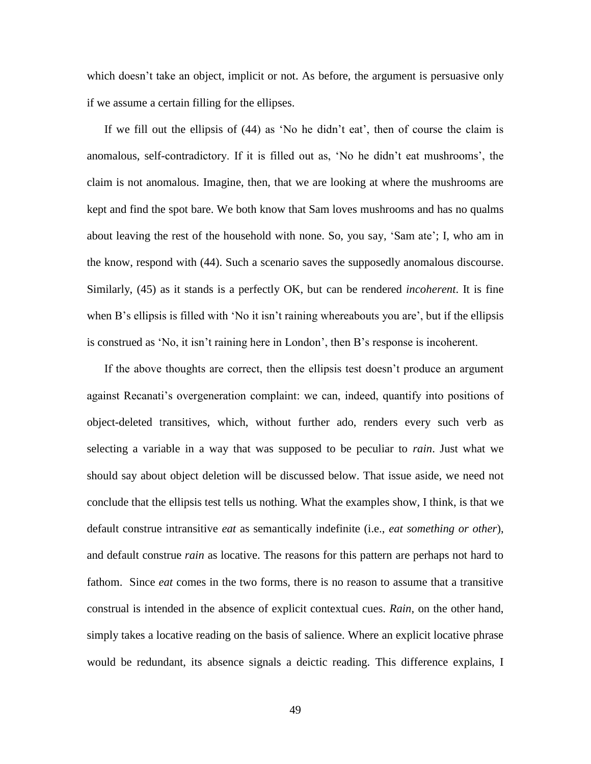which doesn't take an object, implicit or not. As before, the argument is persuasive only if we assume a certain filling for the ellipses.

If we fill out the ellipsis of (44) as 'No he didn't eat', then of course the claim is anomalous, self-contradictory. If it is filled out as, 'No he didn't eat mushrooms', the claim is not anomalous. Imagine, then, that we are looking at where the mushrooms are kept and find the spot bare. We both know that Sam loves mushrooms and has no qualms about leaving the rest of the household with none. So, you say, 'Sam ate'; I, who am in the know, respond with (44). Such a scenario saves the supposedly anomalous discourse. Similarly, (45) as it stands is a perfectly OK, but can be rendered *incoherent*. It is fine when B's ellipsis is filled with 'No it isn't raining whereabouts you are', but if the ellipsis is construed as 'No, it isn't raining here in London', then B's response is incoherent.

If the above thoughts are correct, then the ellipsis test doesn't produce an argument against Recanati's overgeneration complaint: we can, indeed, quantify into positions of object-deleted transitives, which, without further ado, renders every such verb as selecting a variable in a way that was supposed to be peculiar to *rain*. Just what we should say about object deletion will be discussed below. That issue aside, we need not conclude that the ellipsis test tells us nothing. What the examples show, I think, is that we default construe intransitive *eat* as semantically indefinite (i.e., *eat something or other*), and default construe *rain* as locative. The reasons for this pattern are perhaps not hard to fathom. Since *eat* comes in the two forms, there is no reason to assume that a transitive construal is intended in the absence of explicit contextual cues. *Rain*, on the other hand, simply takes a locative reading on the basis of salience. Where an explicit locative phrase would be redundant, its absence signals a deictic reading. This difference explains, I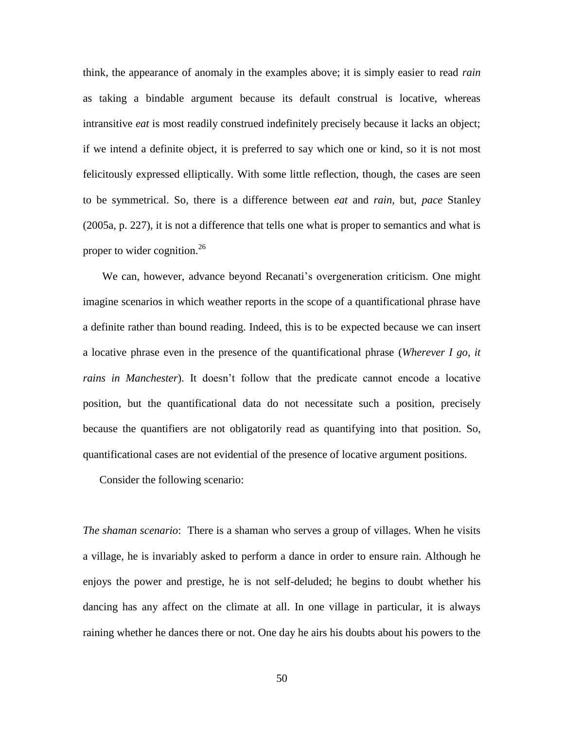think, the appearance of anomaly in the examples above; it is simply easier to read *rain* as taking a bindable argument because its default construal is locative, whereas intransitive *eat* is most readily construed indefinitely precisely because it lacks an object; if we intend a definite object, it is preferred to say which one or kind, so it is not most felicitously expressed elliptically. With some little reflection, though, the cases are seen to be symmetrical. So, there is a difference between *eat* and *rain*, but, *pace* Stanley (2005a, p. 227), it is not a difference that tells one what is proper to semantics and what is proper to wider cognition.[26]

We can, however, advance beyond Recanati's overgeneration criticism. One might imagine scenarios in which weather reports in the scope of a quantificational phrase have a definite rather than bound reading. Indeed, this is to be expected because we can insert a locative phrase even in the presence of the quantificational phrase (*Wherever I go, it rains in Manchester*). It doesn't follow that the predicate cannot encode a locative position, but the quantificational data do not necessitate such a position, precisely because the quantifiers are not obligatorily read as quantifying into that position. So, quantificational cases are not evidential of the presence of locative argument positions.

Consider the following scenario:

*The shaman scenario*: There is a shaman who serves a group of villages. When he visits a village, he is invariably asked to perform a dance in order to ensure rain. Although he enjoys the power and prestige, he is not self-deluded; he begins to doubt whether his dancing has any affect on the climate at all. In one village in particular, it is always raining whether he dances there or not. One day he airs his doubts about his powers to the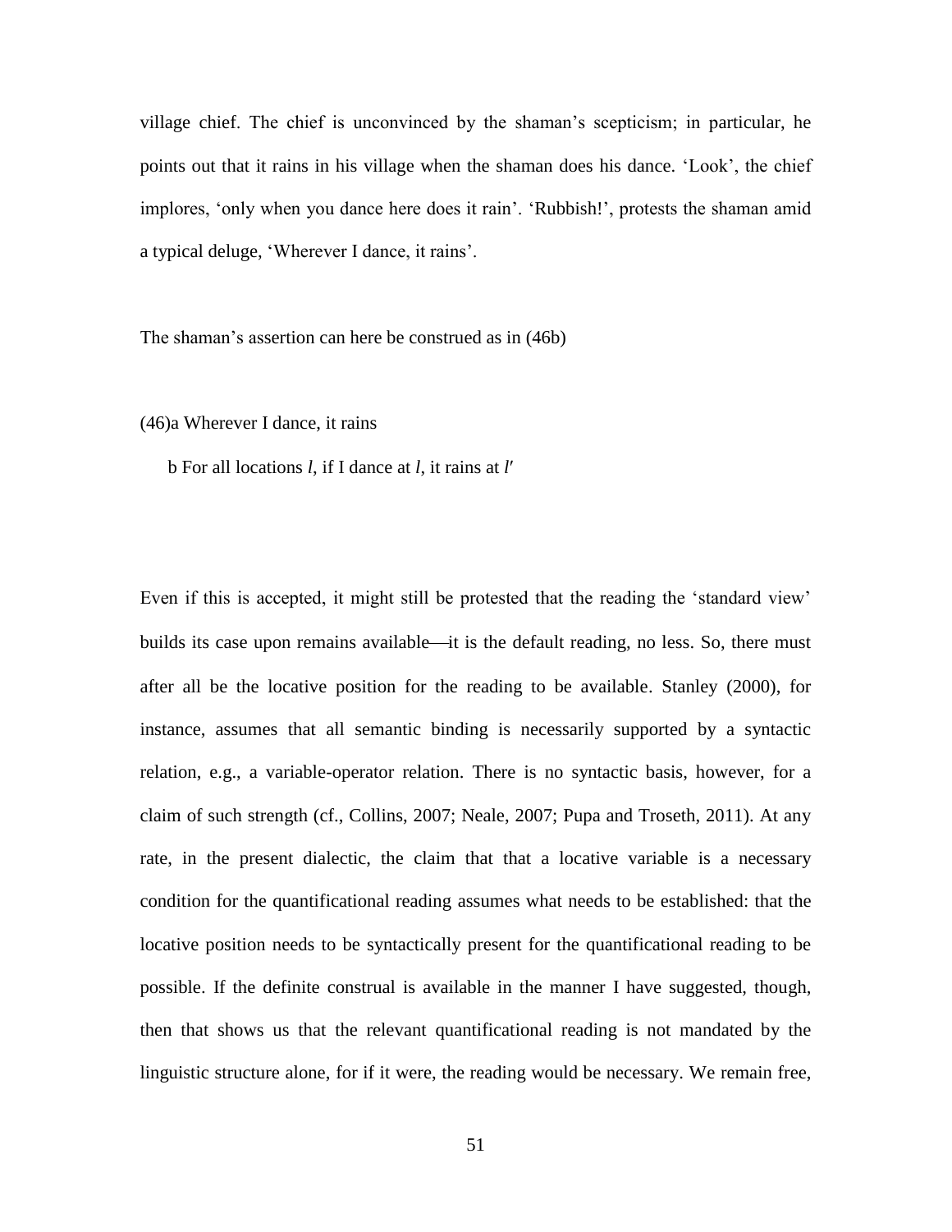village chief. The chief is unconvinced by the shaman's scepticism; in particular, he points out that it rains in his village when the shaman does his dance. 'Look', the chief implores, 'only when you dance here does it rain'. 'Rubbish!', protests the shaman amid a typical deluge, 'Wherever I dance, it rains'.

The shaman's assertion can here be construed as in (46b)

(46)a Wherever I dance, it rains

b For all locations *l*, if I dance at *l*, it rains at *l*′

Even if this is accepted, it might still be protested that the reading the 'standard view' builds its case upon remains available—it is the default reading, no less. So, there must after all be the locative position for the reading to be available. Stanley (2000), for instance, assumes that all semantic binding is necessarily supported by a syntactic relation, e.g., a variable-operator relation. There is no syntactic basis, however, for a claim of such strength (cf., Collins, 2007; Neale, 2007; Pupa and Troseth, 2011). At any rate, in the present dialectic, the claim that that a locative variable is a necessary condition for the quantificational reading assumes what needs to be established: that the locative position needs to be syntactically present for the quantificational reading to be possible. If the definite construal is available in the manner I have suggested, though, then that shows us that the relevant quantificational reading is not mandated by the linguistic structure alone, for if it were, the reading would be necessary. We remain free,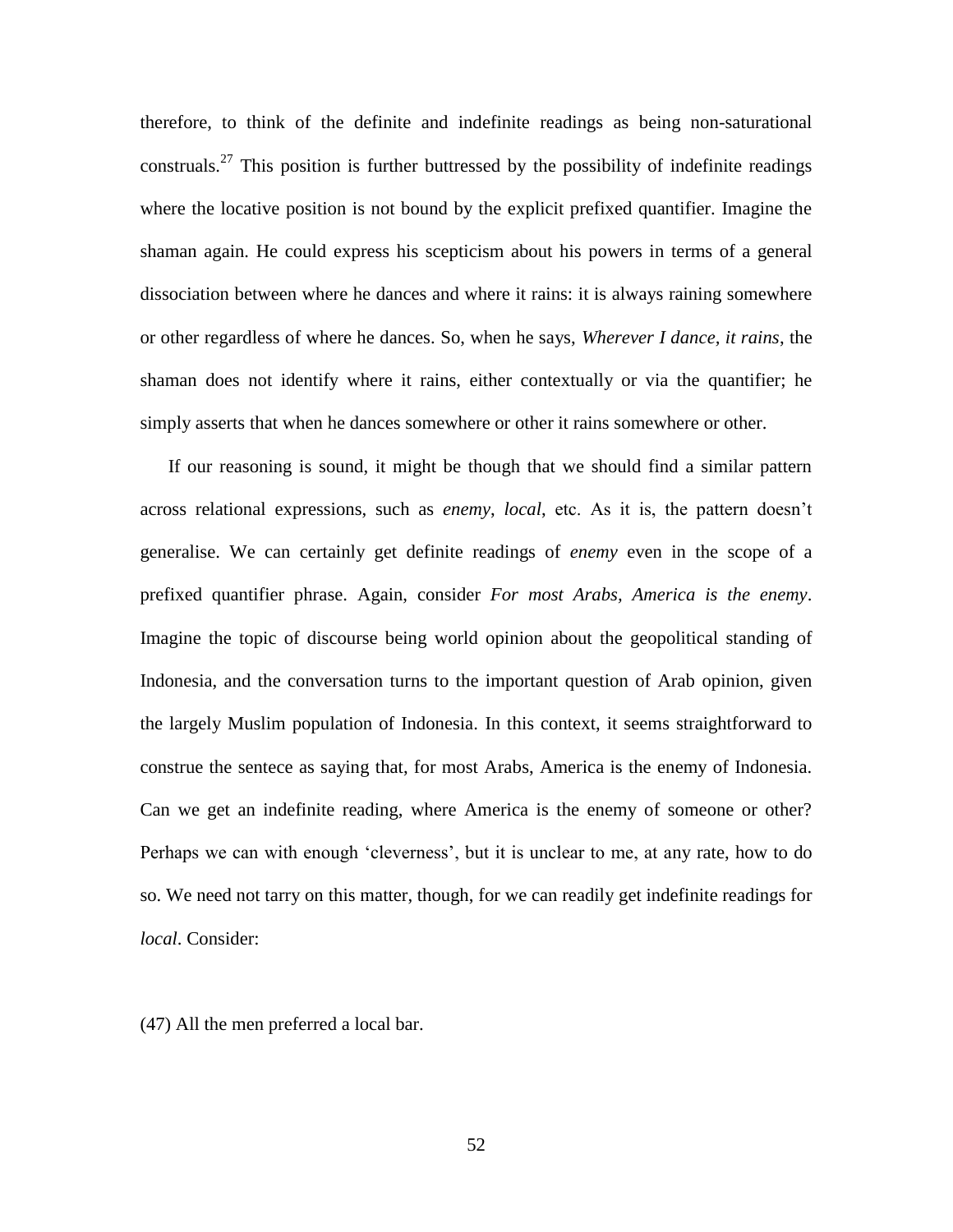therefore, to think of the definite and indefinite readings as being non-saturational construals.[27] This position is further buttressed by the possibility of indefinite readings where the locative position is not bound by the explicit prefixed quantifier. Imagine the shaman again. He could express his scepticism about his powers in terms of a general dissociation between where he dances and where it rains: it is always raining somewhere or other regardless of where he dances. So, when he says, *Wherever I dance, it rains*, the shaman does not identify where it rains, either contextually or via the quantifier; he simply asserts that when he dances somewhere or other it rains somewhere or other.

If our reasoning is sound, it might be though that we should find a similar pattern across relational expressions, such as *enemy*, *local*, etc. As it is, the pattern doesn't generalise. We can certainly get definite readings of *enemy* even in the scope of a prefixed quantifier phrase. Again, consider *For most Arabs, America is the enemy*. Imagine the topic of discourse being world opinion about the geopolitical standing of Indonesia, and the conversation turns to the important question of Arab opinion, given the largely Muslim population of Indonesia. In this context, it seems straightforward to construe the sentece as saying that, for most Arabs, America is the enemy of Indonesia. Can we get an indefinite reading, where America is the enemy of someone or other? Perhaps we can with enough 'cleverness', but it is unclear to me, at any rate, how to do so. We need not tarry on this matter, though, for we can readily get indefinite readings for *local*. Consider:

(47) All the men preferred a local bar.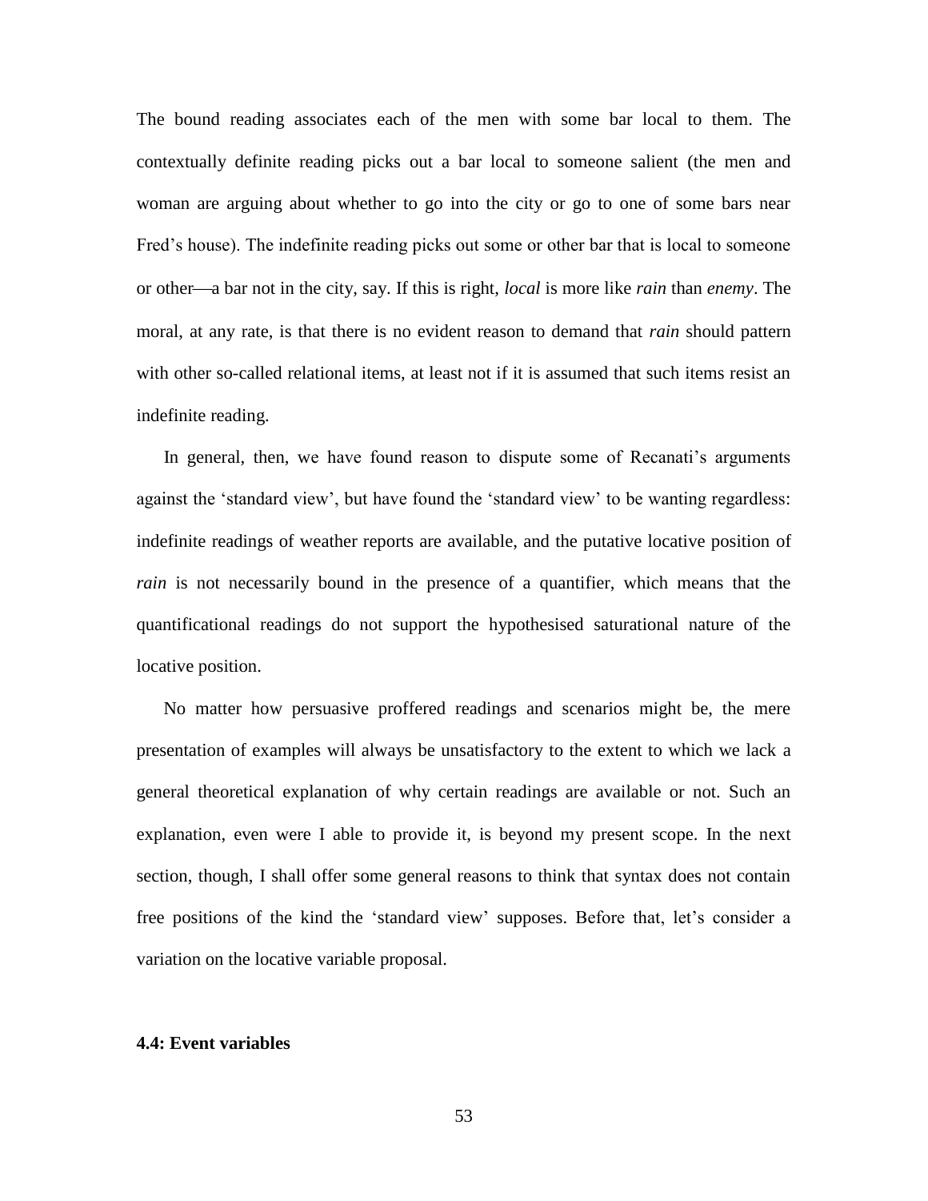The bound reading associates each of the men with some bar local to them. The contextually definite reading picks out a bar local to someone salient (the men and woman are arguing about whether to go into the city or go to one of some bars near Fred's house). The indefinite reading picks out some or other bar that is local to someone or other—a bar not in the city, say. If this is right, *local* is more like *rain* than *enemy*. The moral, at any rate, is that there is no evident reason to demand that *rain* should pattern with other so-called relational items, at least not if it is assumed that such items resist an indefinite reading.

In general, then, we have found reason to dispute some of Recanati's arguments against the 'standard view', but have found the 'standard view' to be wanting regardless: indefinite readings of weather reports are available, and the putative locative position of *rain* is not necessarily bound in the presence of a quantifier, which means that the quantificational readings do not support the hypothesised saturational nature of the locative position.

No matter how persuasive proffered readings and scenarios might be, the mere presentation of examples will always be unsatisfactory to the extent to which we lack a general theoretical explanation of why certain readings are available or not. Such an explanation, even were I able to provide it, is beyond my present scope. In the next section, though, I shall offer some general reasons to think that syntax does not contain free positions of the kind the 'standard view' supposes. Before that, let's consider a variation on the locative variable proposal.

### 4.4: Event variables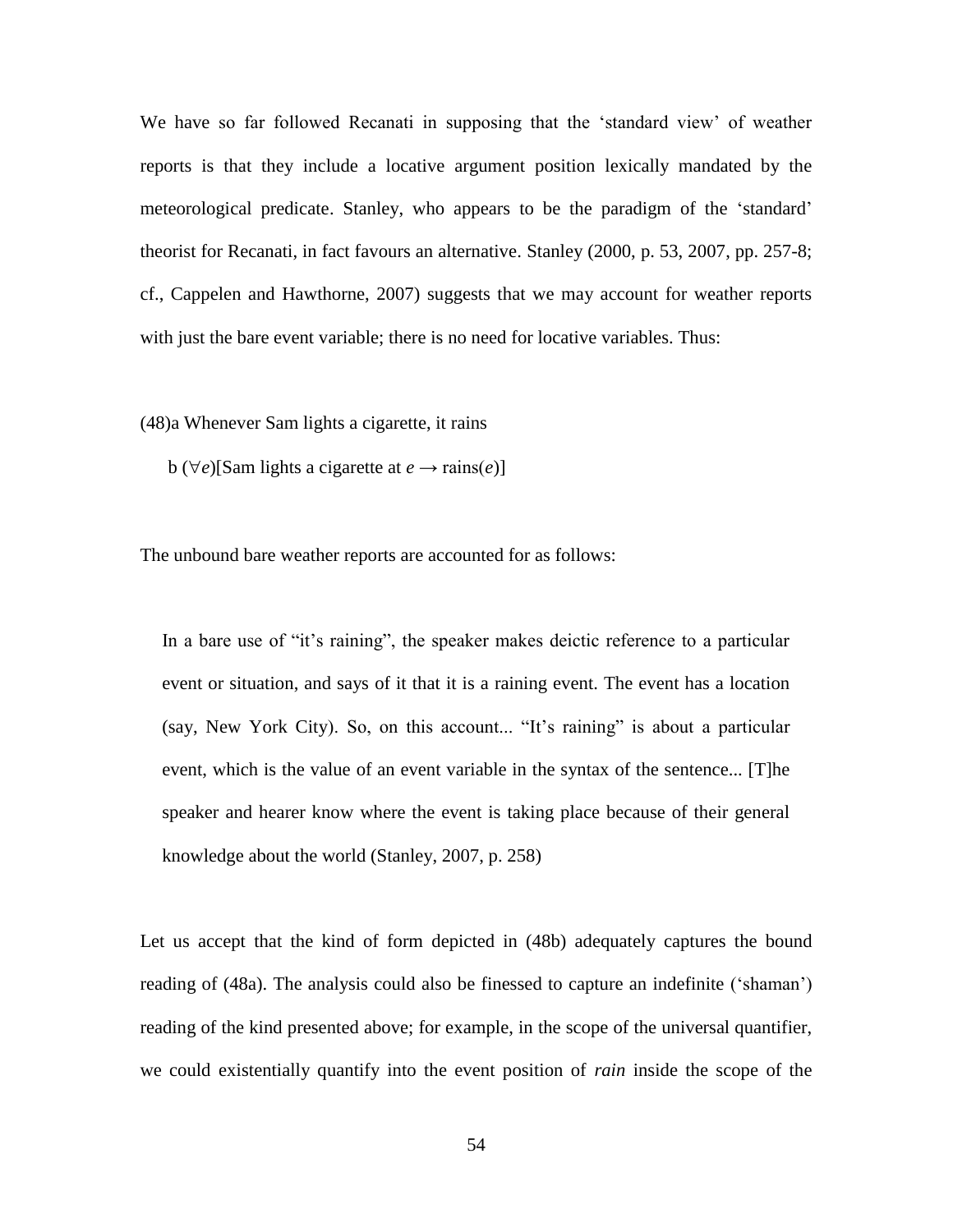We have so far followed Recanati in supposing that the 'standard view' of weather reports is that they include a locative argument position lexically mandated by the meteorological predicate. Stanley, who appears to be the paradigm of the 'standard' theorist for Recanati, in fact favours an alternative. Stanley (2000, p. 53, 2007, pp. 257-8; cf., Cappelen and Hawthorne, 2007) suggests that we may account for weather reports with just the bare event variable; there is no need for locative variables. Thus:

(48)a Whenever Sam lights a cigarette, it rains

b $(\forall e)$[Sam lights a cigarette at $e \rightarrow$ rains($e$)]

The unbound bare weather reports are accounted for as follows:

> In a bare use of "it's raining", the speaker makes deictic reference to a particular event or situation, and says of it that it is a raining event. The event has a location (say, New York City). So, on this account... "It's raining" is about a particular event, which is the value of an event variable in the syntax of the sentence... [T]he speaker and hearer know where the event is taking place because of their general knowledge about the world (Stanley, 2007, p. 258)

Let us accept that the kind of form depicted in (48b) adequately captures the bound reading of (48a). The analysis could also be finessed to capture an indefinite ('shaman') reading of the kind presented above; for example, in the scope of the universal quantifier, we could existentially quantify into the event position of *rain* inside the scope of the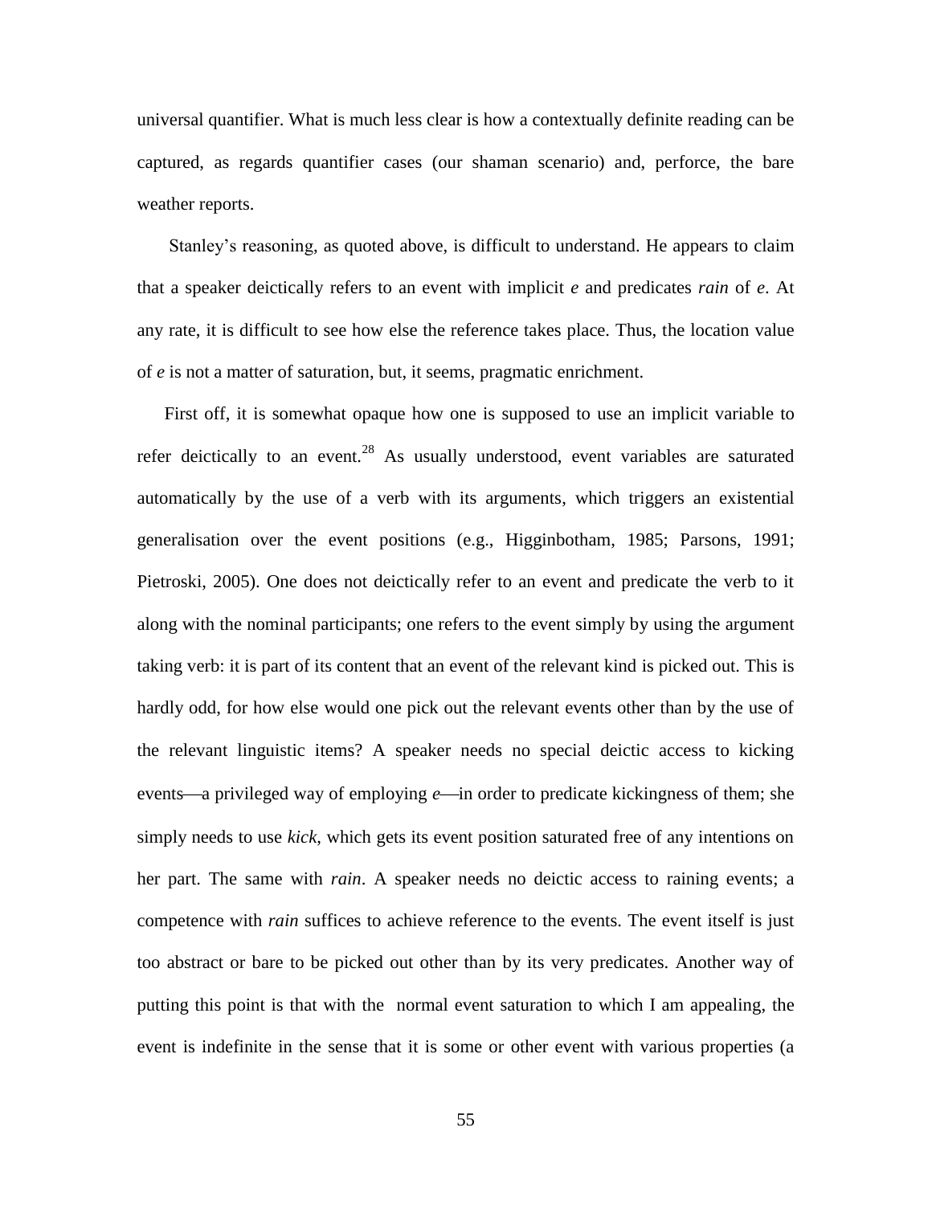universal quantifier. What is much less clear is how a contextually definite reading can be captured, as regards quantifier cases (our shaman scenario) and, perforce, the bare weather reports.

Stanley's reasoning, as quoted above, is difficult to understand. He appears to claim that a speaker deictically refers to an event with implicit *e* and predicates *rain* of *e*. At any rate, it is difficult to see how else the reference takes place. Thus, the location value of *e* is not a matter of saturation, but, it seems, pragmatic enrichment.

First off, it is somewhat opaque how one is supposed to use an implicit variable to refer deictically to an event.[28] As usually understood, event variables are saturated automatically by the use of a verb with its arguments, which triggers an existential generalisation over the event positions (e.g., Higginbotham, 1985; Parsons, 1991; Pietroski, 2005). One does not deictically refer to an event and predicate the verb to it along with the nominal participants; one refers to the event simply by using the argument taking verb: it is part of its content that an event of the relevant kind is picked out. This is hardly odd, for how else would one pick out the relevant events other than by the use of the relevant linguistic items? A speaker needs no special deictic access to kicking events—a privileged way of employing *e*—in order to predicate kickingness of them; she simply needs to use *kick*, which gets its event position saturated free of any intentions on her part. The same with *rain*. A speaker needs no deictic access to raining events; a competence with *rain* suffices to achieve reference to the events. The event itself is just too abstract or bare to be picked out other than by its very predicates. Another way of putting this point is that with the normal event saturation to which I am appealing, the event is indefinite in the sense that it is some or other event with various properties (a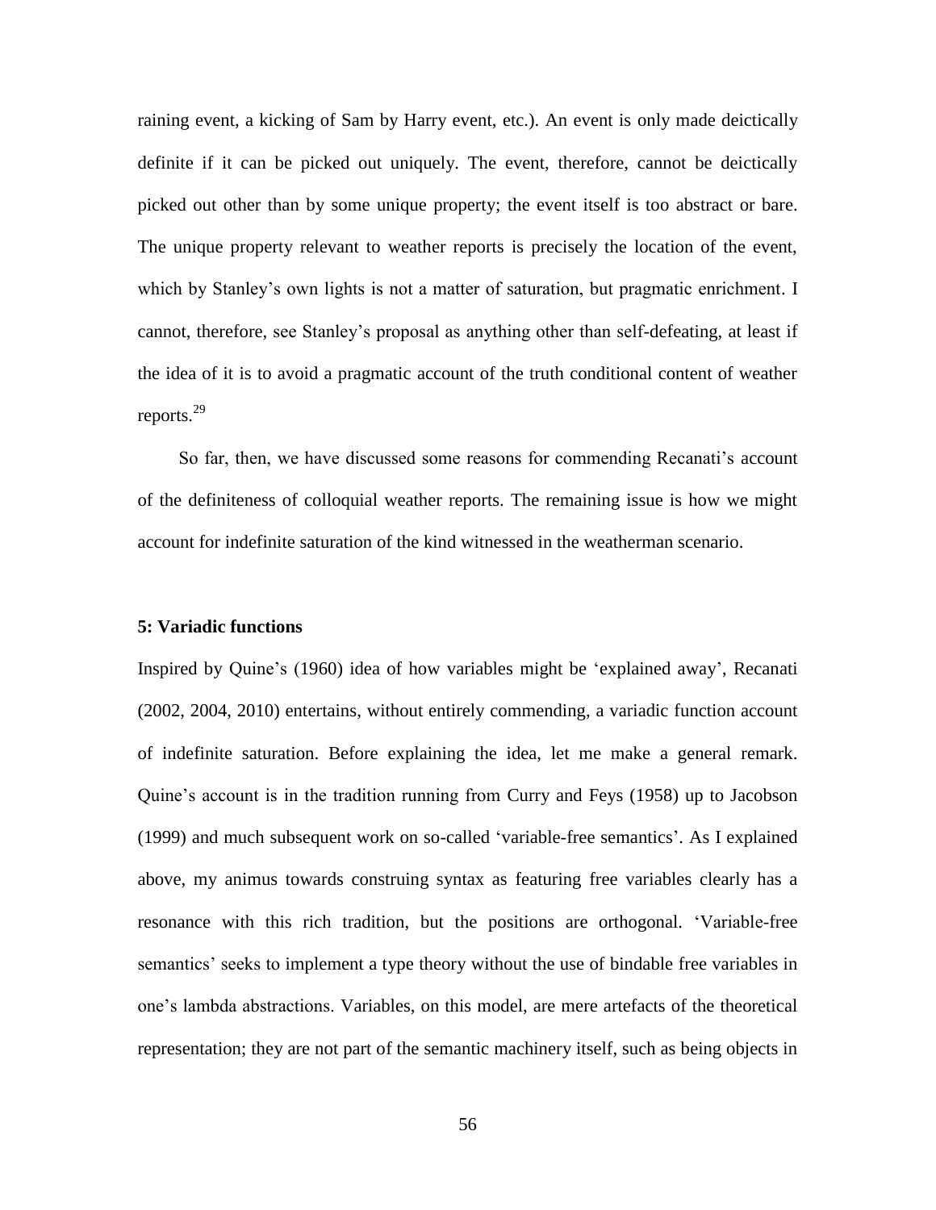raining event, a kicking of Sam by Harry event, etc.). An event is only made deictically definite if it can be picked out uniquely. The event, therefore, cannot be deictically picked out other than by some unique property; the event itself is too abstract or bare. The unique property relevant to weather reports is precisely the location of the event, which by Stanley's own lights is not a matter of saturation, but pragmatic enrichment. I cannot, therefore, see Stanley's proposal as anything other than self-defeating, at least if the idea of it is to avoid a pragmatic account of the truth conditional content of weather reports.[29]

So far, then, we have discussed some reasons for commending Recanati's account of the definiteness of colloquial weather reports. The remaining issue is how we might account for indefinite saturation of the kind witnessed in the weatherman scenario.

### 5: Variadic functions

Inspired by Quine's (1960) idea of how variables might be 'explained away', Recanati (2002, 2004, 2010) entertains, without entirely commending, a variadic function account of indefinite saturation. Before explaining the idea, let me make a general remark. Quine's account is in the tradition running from Curry and Feys (1958) up to Jacobson (1999) and much subsequent work on so-called 'variable-free semantics'. As I explained above, my animus towards construing syntax as featuring free variables clearly has a resonance with this rich tradition, but the positions are orthogonal. 'Variable-free semantics' seeks to implement a type theory without the use of bindable free variables in one's lambda abstractions. Variables, on this model, are mere artefacts of the theoretical representation; they are not part of the semantic machinery itself, such as being objects in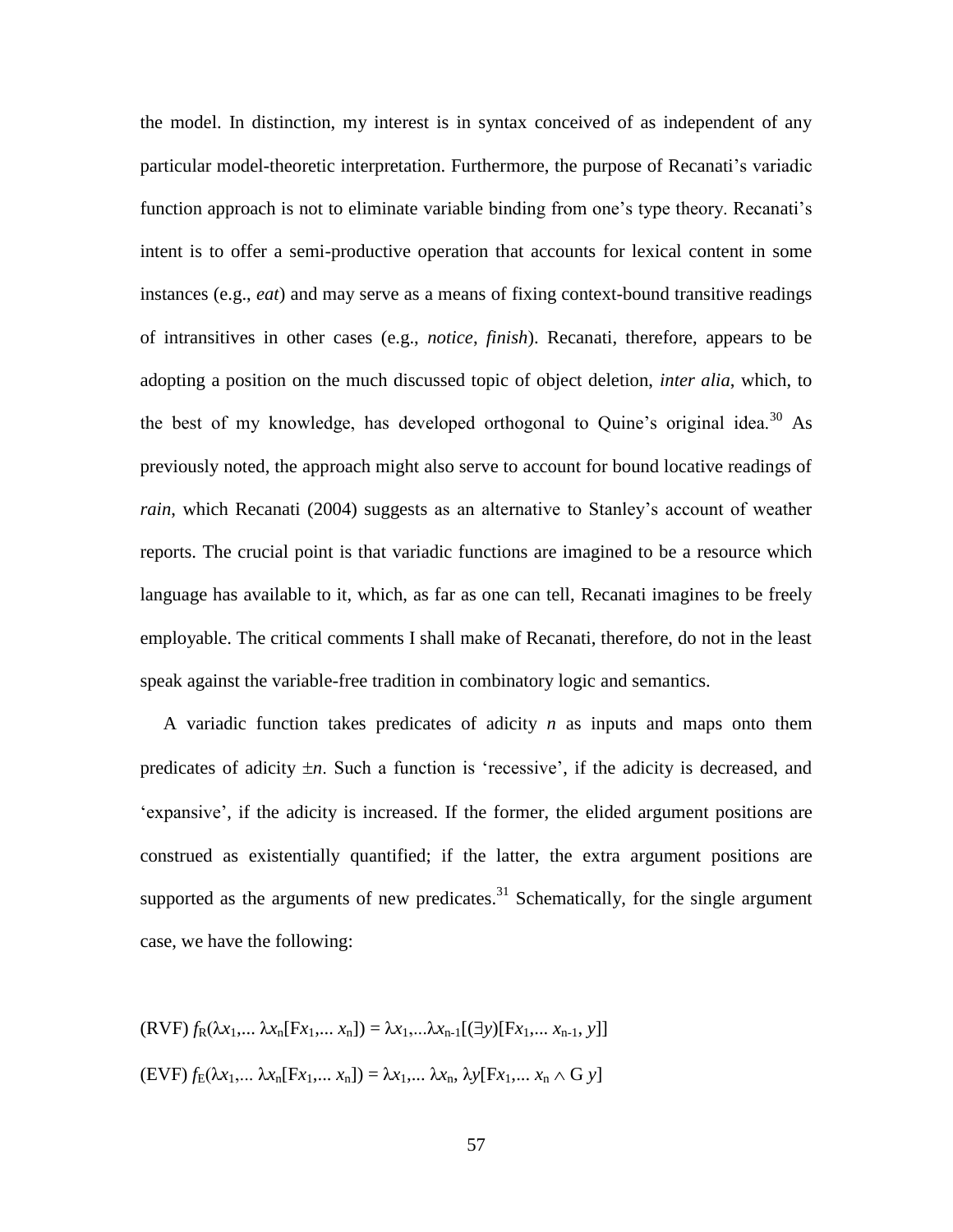the model. In distinction, my interest is in syntax conceived of as independent of any particular model-theoretic interpretation. Furthermore, the purpose of Recanati's variadic function approach is not to eliminate variable binding from one's type theory. Recanati's intent is to offer a semi-productive operation that accounts for lexical content in some instances (e.g., *eat*) and may serve as a means of fixing context-bound transitive readings of intransitives in other cases (e.g., *notice*, *finish*). Recanati, therefore, appears to be adopting a position on the much discussed topic of object deletion, *inter alia*, which, to the best of my knowledge, has developed orthogonal to Quine's original idea.[30] As previously noted, the approach might also serve to account for bound locative readings of *rain*, which Recanati (2004) suggests as an alternative to Stanley's account of weather reports. The crucial point is that variadic functions are imagined to be a resource which language has available to it, which, as far as one can tell, Recanati imagines to be freely employable. The critical comments I shall make of Recanati, therefore, do not in the least speak against the variable-free tradition in combinatory logic and semantics.

A variadic function takes predicates of adicity $n$ as inputs and maps onto them predicates of adicity $\pm n$. Such a function is 'recessive', if the adicity is decreased, and 'expansive', if the adicity is increased. If the former, the elided argument positions are construed as existentially quantified; if the latter, the extra argument positions are supported as the arguments of new predicates.[31] Schematically, for the single argument case, we have the following:

(RVF) $f_R(\lambda x_1,... \lambda x_n[\mathrm{F}x_1,... x_n]) = \lambda x_1,...\lambda x_{n\text{-}1}[(\exists y)[\mathrm{F}x_1,... x_{n\text{-}1}, y]]$

(EVF) $f_E(\lambda x_1,... \lambda x_n[\mathrm{F}x_1,... x_n]) = \lambda x_1,... \lambda x_n, \lambda y[\mathrm{F}x_1,... x_n \wedge \mathrm{G}\ y]$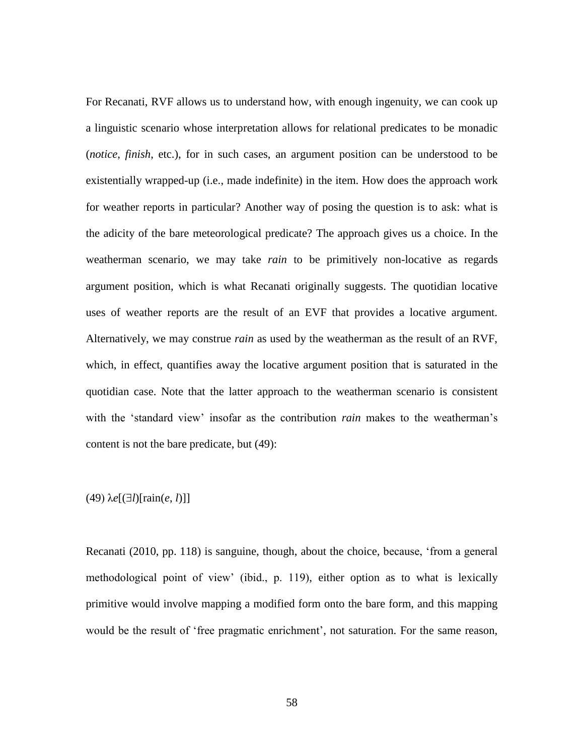For Recanati, RVF allows us to understand how, with enough ingenuity, we can cook up a linguistic scenario whose interpretation allows for relational predicates to be monadic (*notice*, *finish*, etc.), for in such cases, an argument position can be understood to be existentially wrapped-up (i.e., made indefinite) in the item. How does the approach work for weather reports in particular? Another way of posing the question is to ask: what is the adicity of the bare meteorological predicate? The approach gives us a choice. In the weatherman scenario, we may take *rain* to be primitively non-locative as regards argument position, which is what Recanati originally suggests. The quotidian locative uses of weather reports are the result of an EVF that provides a locative argument. Alternatively, we may construe *rain* as used by the weatherman as the result of an RVF, which, in effect, quantifies away the locative argument position that is saturated in the quotidian case. Note that the latter approach to the weatherman scenario is consistent with the 'standard view' insofar as the contribution *rain* makes to the weatherman's content is not the bare predicate, but (49):

(49) $\lambda e[(\exists l)[\text{rain}(e, l)]]$

Recanati (2010, pp. 118) is sanguine, though, about the choice, because, 'from a general methodological point of view' (ibid., p. 119), either option as to what is lexically primitive would involve mapping a modified form onto the bare form, and this mapping would be the result of 'free pragmatic enrichment', not saturation. For the same reason,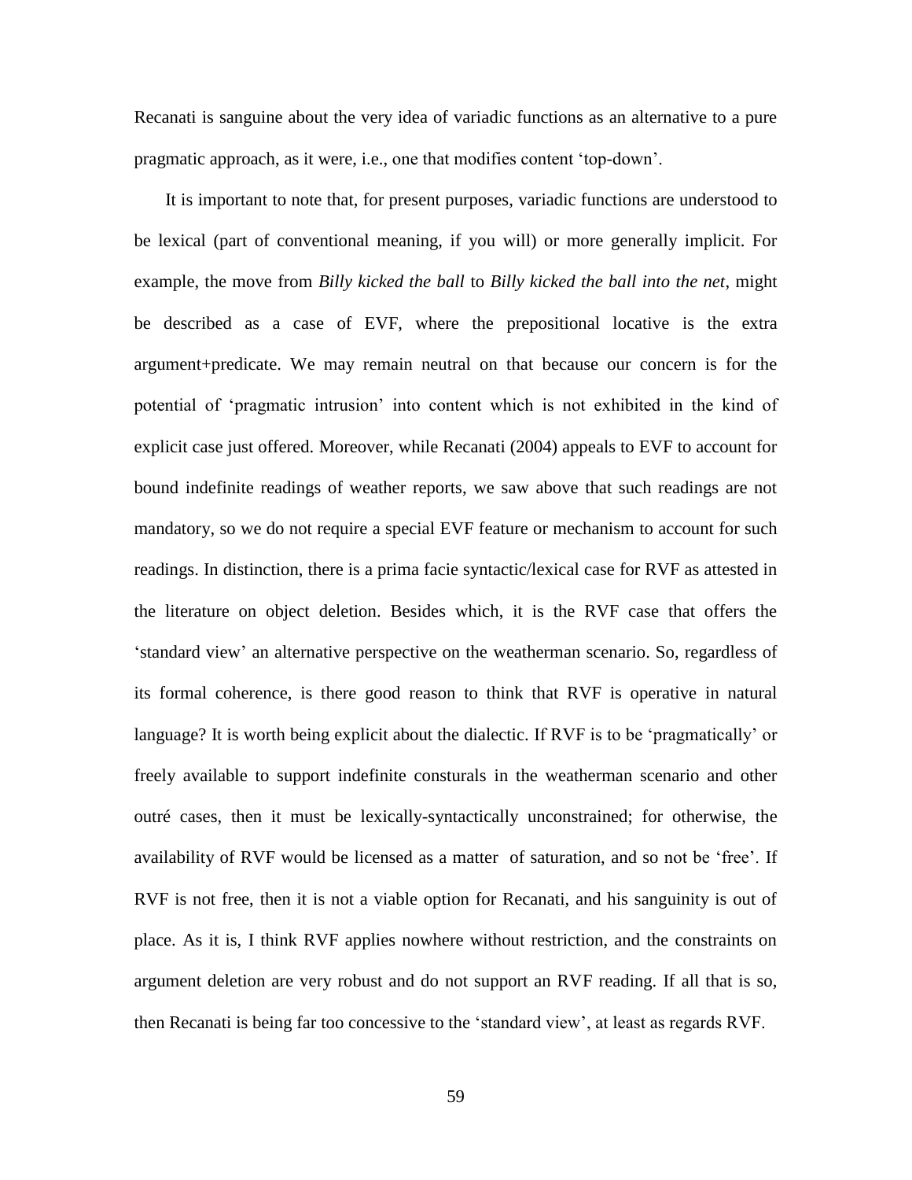Recanati is sanguine about the very idea of variadic functions as an alternative to a pure pragmatic approach, as it were, i.e., one that modifies content 'top-down'.

It is important to note that, for present purposes, variadic functions are understood to be lexical (part of conventional meaning, if you will) or more generally implicit. For example, the move from *Billy kicked the ball* to *Billy kicked the ball into the net*, might be described as a case of EVF, where the prepositional locative is the extra argument+predicate. We may remain neutral on that because our concern is for the potential of 'pragmatic intrusion' into content which is not exhibited in the kind of explicit case just offered. Moreover, while Recanati (2004) appeals to EVF to account for bound indefinite readings of weather reports, we saw above that such readings are not mandatory, so we do not require a special EVF feature or mechanism to account for such readings. In distinction, there is a prima facie syntactic/lexical case for RVF as attested in the literature on object deletion. Besides which, it is the RVF case that offers the 'standard view' an alternative perspective on the weatherman scenario. So, regardless of its formal coherence, is there good reason to think that RVF is operative in natural language? It is worth being explicit about the dialectic. If RVF is to be 'pragmatically' or freely available to support indefinite consturals in the weatherman scenario and other outré cases, then it must be lexically-syntactically unconstrained; for otherwise, the availability of RVF would be licensed as a matter of saturation, and so not be 'free'. If RVF is not free, then it is not a viable option for Recanati, and his sanguinity is out of place. As it is, I think RVF applies nowhere without restriction, and the constraints on argument deletion are very robust and do not support an RVF reading. If all that is so, then Recanati is being far too concessive to the 'standard view', at least as regards RVF.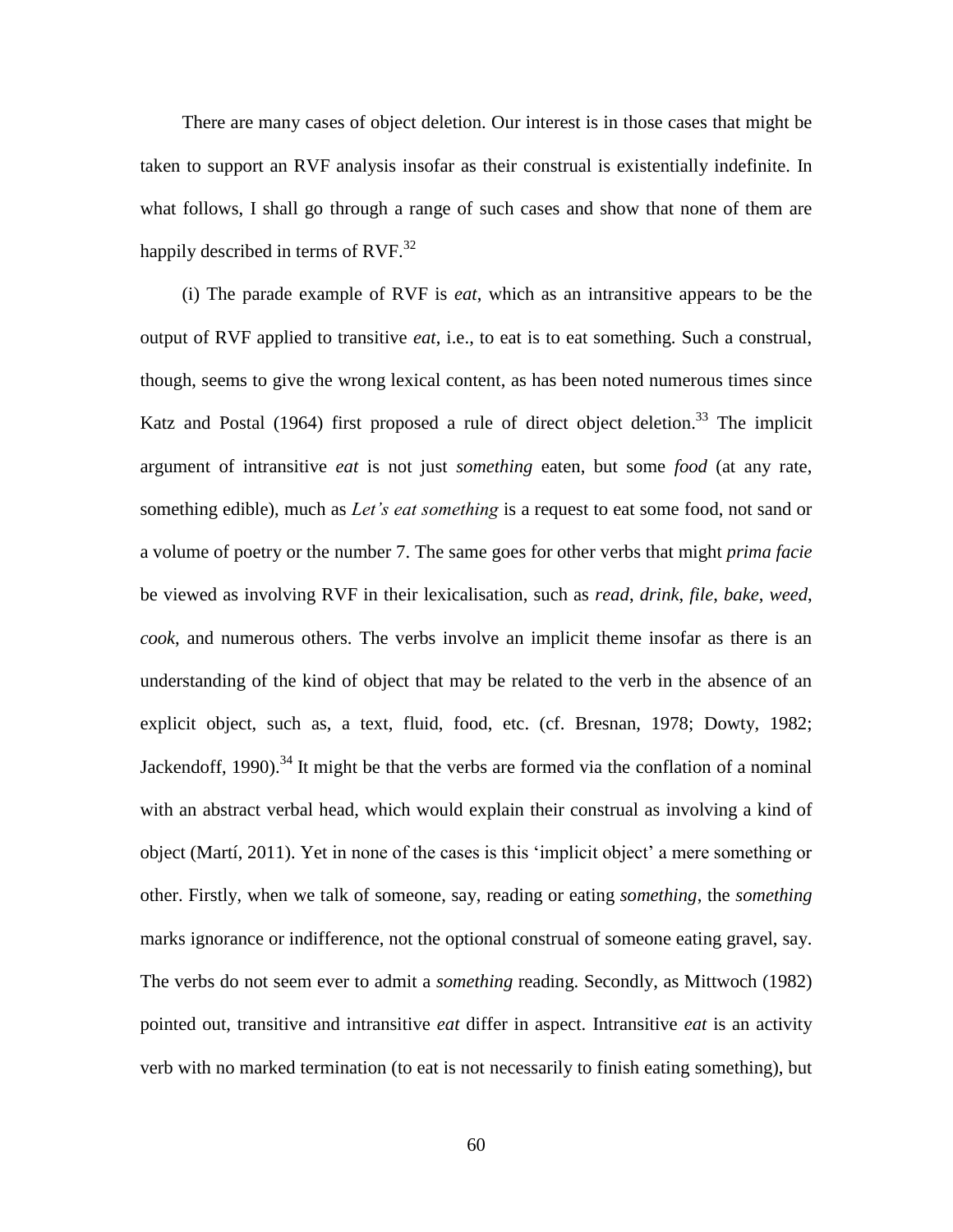There are many cases of object deletion. Our interest is in those cases that might be taken to support an RVF analysis insofar as their construal is existentially indefinite. In what follows, I shall go through a range of such cases and show that none of them are happily described in terms of RVF.[32]

(i) The parade example of RVF is *eat*, which as an intransitive appears to be the output of RVF applied to transitive *eat*, i.e., to eat is to eat something. Such a construal, though, seems to give the wrong lexical content, as has been noted numerous times since Katz and Postal (1964) first proposed a rule of direct object deletion.[33] The implicit argument of intransitive *eat* is not just *something* eaten, but some *food* (at any rate, something edible), much as *Let's eat something* is a request to eat some food, not sand or a volume of poetry or the number 7. The same goes for other verbs that might *prima facie* be viewed as involving RVF in their lexicalisation, such as *read*, *drink*, *file*, *bake*, *weed*, *cook*, and numerous others. The verbs involve an implicit theme insofar as there is an understanding of the kind of object that may be related to the verb in the absence of an explicit object, such as, a text, fluid, food, etc. (cf. Bresnan, 1978; Dowty, 1982; Jackendoff, 1990).[34] It might be that the verbs are formed via the conflation of a nominal with an abstract verbal head, which would explain their construal as involving a kind of object (Martí, 2011). Yet in none of the cases is this 'implicit object' a mere something or other. Firstly, when we talk of someone, say, reading or eating *something*, the *something* marks ignorance or indifference, not the optional construal of someone eating gravel, say. The verbs do not seem ever to admit a *something* reading. Secondly, as Mittwoch (1982) pointed out, transitive and intransitive *eat* differ in aspect. Intransitive *eat* is an activity verb with no marked termination (to eat is not necessarily to finish eating something), but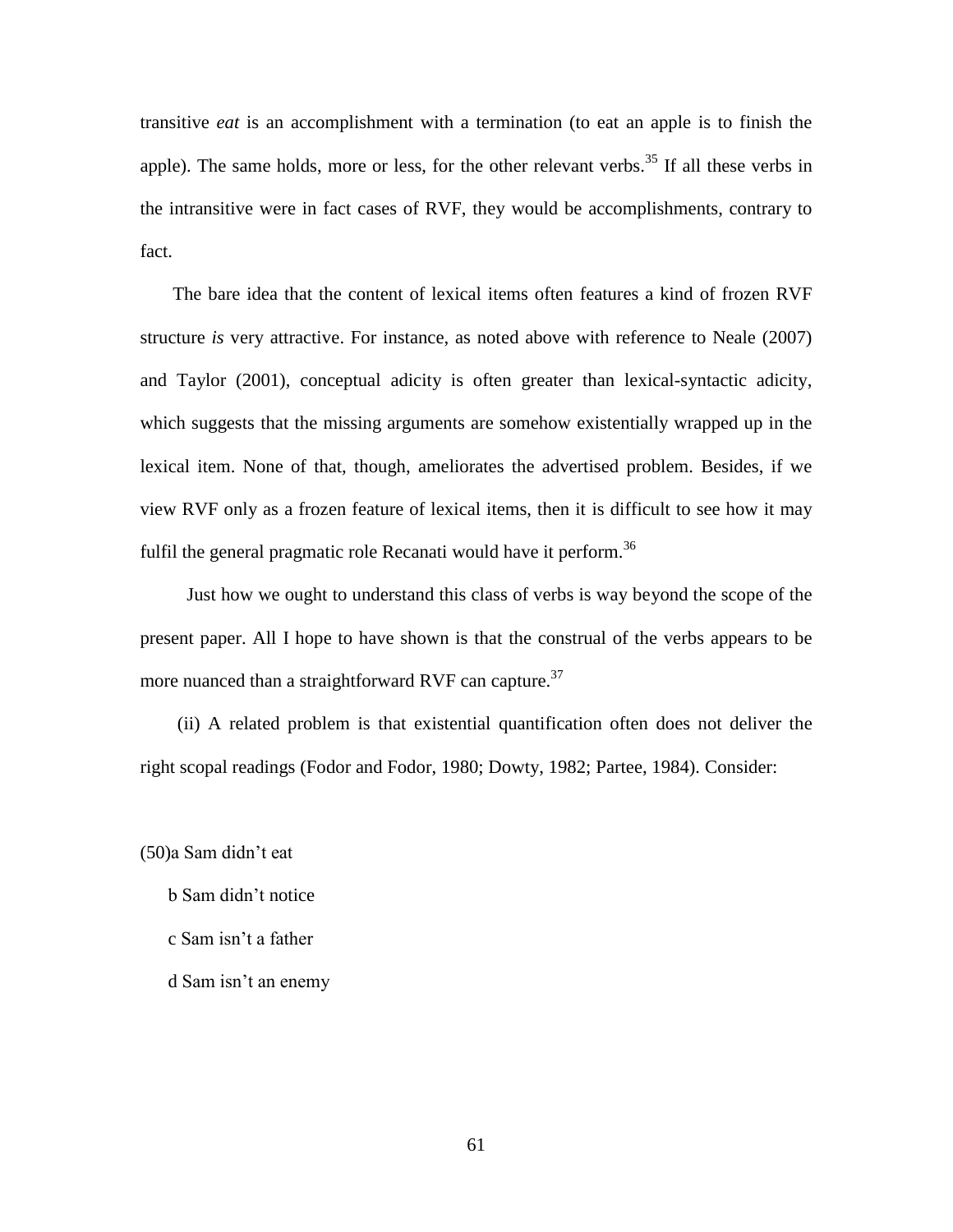transitive *eat* is an accomplishment with a termination (to eat an apple is to finish the apple). The same holds, more or less, for the other relevant verbs.[35] If all these verbs in the intransitive were in fact cases of RVF, they would be accomplishments, contrary to fact.

The bare idea that the content of lexical items often features a kind of frozen RVF structure *is* very attractive. For instance, as noted above with reference to Neale (2007) and Taylor (2001), conceptual adicity is often greater than lexical-syntactic adicity, which suggests that the missing arguments are somehow existentially wrapped up in the lexical item. None of that, though, ameliorates the advertised problem. Besides, if we view RVF only as a frozen feature of lexical items, then it is difficult to see how it may fulfil the general pragmatic role Recanati would have it perform.[36]

Just how we ought to understand this class of verbs is way beyond the scope of the present paper. All I hope to have shown is that the construal of the verbs appears to be more nuanced than a straightforward RVF can capture.[37]

(ii) A related problem is that existential quantification often does not deliver the right scopal readings (Fodor and Fodor, 1980; Dowty, 1982; Partee, 1984). Consider:

(50)a Sam didn't eat

b Sam didn't notice

c Sam isn't a father

d Sam isn't an enemy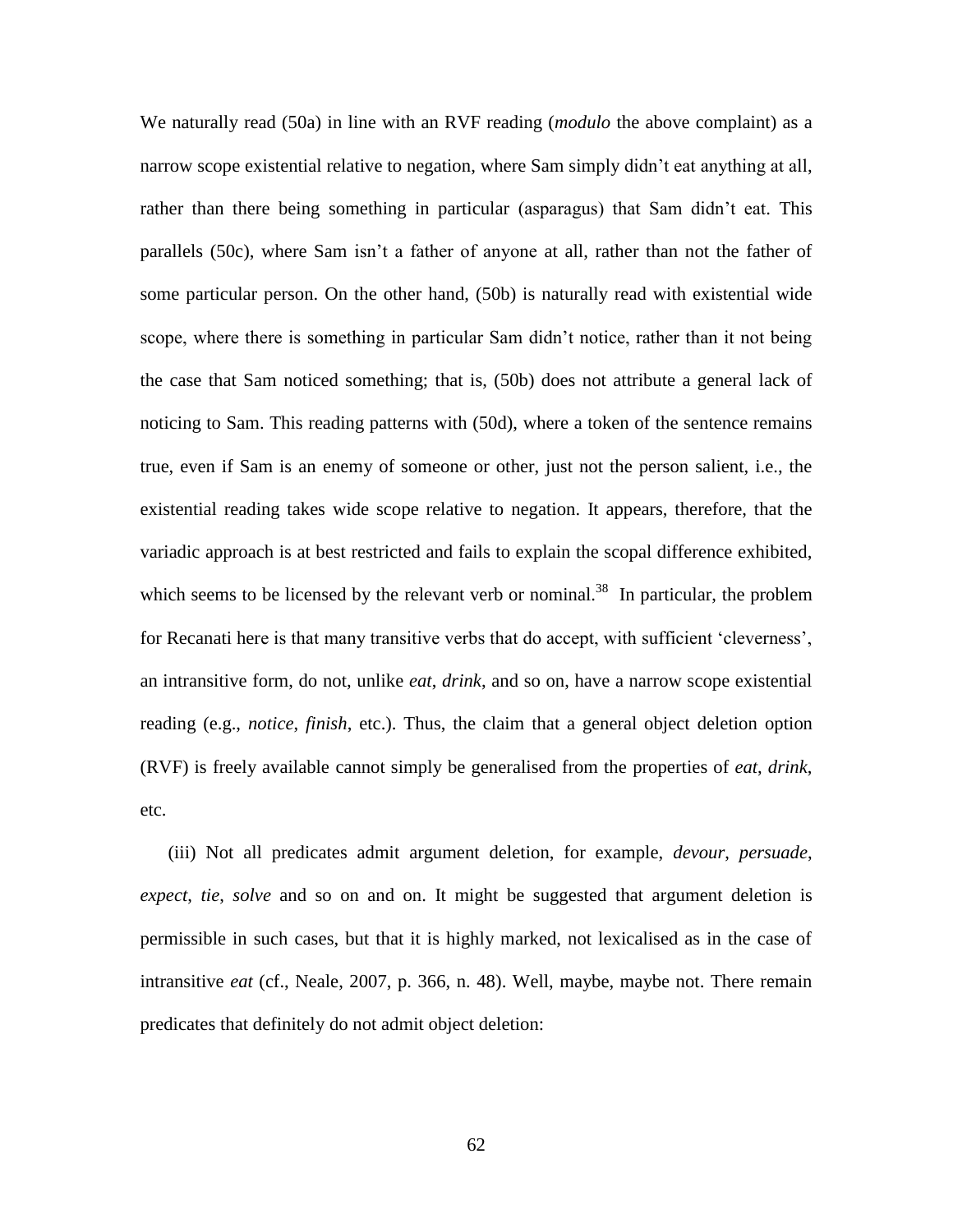We naturally read (50a) in line with an RVF reading (*modulo* the above complaint) as a narrow scope existential relative to negation, where Sam simply didn't eat anything at all, rather than there being something in particular (asparagus) that Sam didn't eat. This parallels (50c), where Sam isn't a father of anyone at all, rather than not the father of some particular person. On the other hand, (50b) is naturally read with existential wide scope, where there is something in particular Sam didn't notice, rather than it not being the case that Sam noticed something; that is, (50b) does not attribute a general lack of noticing to Sam. This reading patterns with (50d), where a token of the sentence remains true, even if Sam is an enemy of someone or other, just not the person salient, i.e., the existential reading takes wide scope relative to negation. It appears, therefore, that the variadic approach is at best restricted and fails to explain the scopal difference exhibited, which seems to be licensed by the relevant verb or nominal.[38] In particular, the problem for Recanati here is that many transitive verbs that do accept, with sufficient 'cleverness', an intransitive form, do not, unlike *eat*, *drink*, and so on, have a narrow scope existential reading (e.g., *notice*, *finish*, etc.). Thus, the claim that a general object deletion option (RVF) is freely available cannot simply be generalised from the properties of *eat*, *drink*, etc.

(iii) Not all predicates admit argument deletion, for example, *devour*, *persuade*, *expect*, *tie*, *solve* and so on and on. It might be suggested that argument deletion is permissible in such cases, but that it is highly marked, not lexicalised as in the case of intransitive *eat* (cf., Neale, 2007, p. 366, n. 48). Well, maybe, maybe not. There remain predicates that definitely do not admit object deletion: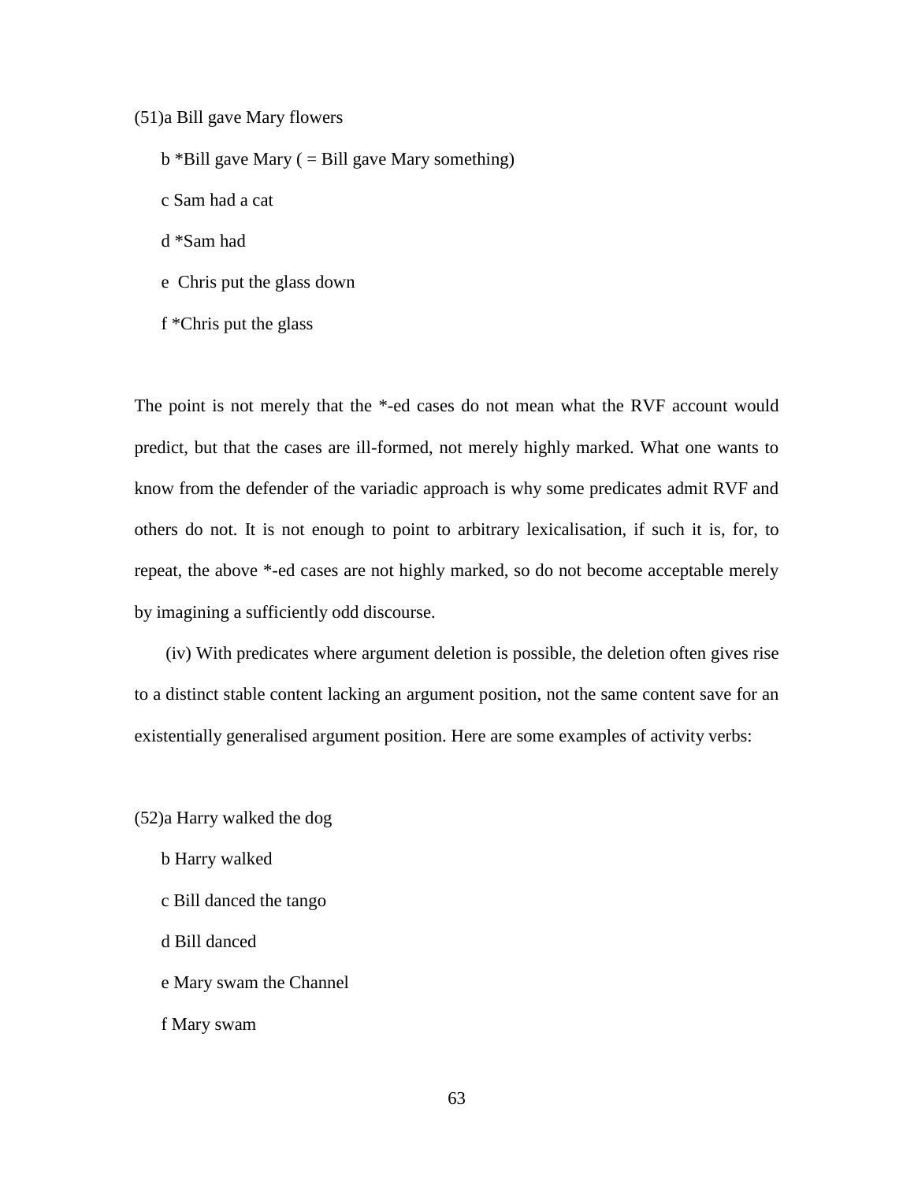(51)a Bill gave Mary flowers

b *Bill gave Mary ( = Bill gave Mary something)

c Sam had a cat

d *Sam had

e Chris put the glass down

f *Chris put the glass

The point is not merely that the *-ed cases do not mean what the RVF account would predict, but that the cases are ill-formed, not merely highly marked. What one wants to know from the defender of the variadic approach is why some predicates admit RVF and others do not. It is not enough to point to arbitrary lexicalisation, if such it is, for, to repeat, the above *-ed cases are not highly marked, so do not become acceptable merely by imagining a sufficiently odd discourse.

(iv) With predicates where argument deletion is possible, the deletion often gives rise to a distinct stable content lacking an argument position, not the same content save for an existentially generalised argument position. Here are some examples of activity verbs:

(52)a Harry walked the dog

b Harry walked

c Bill danced the tango

d Bill danced

e Mary swam the Channel

f Mary swam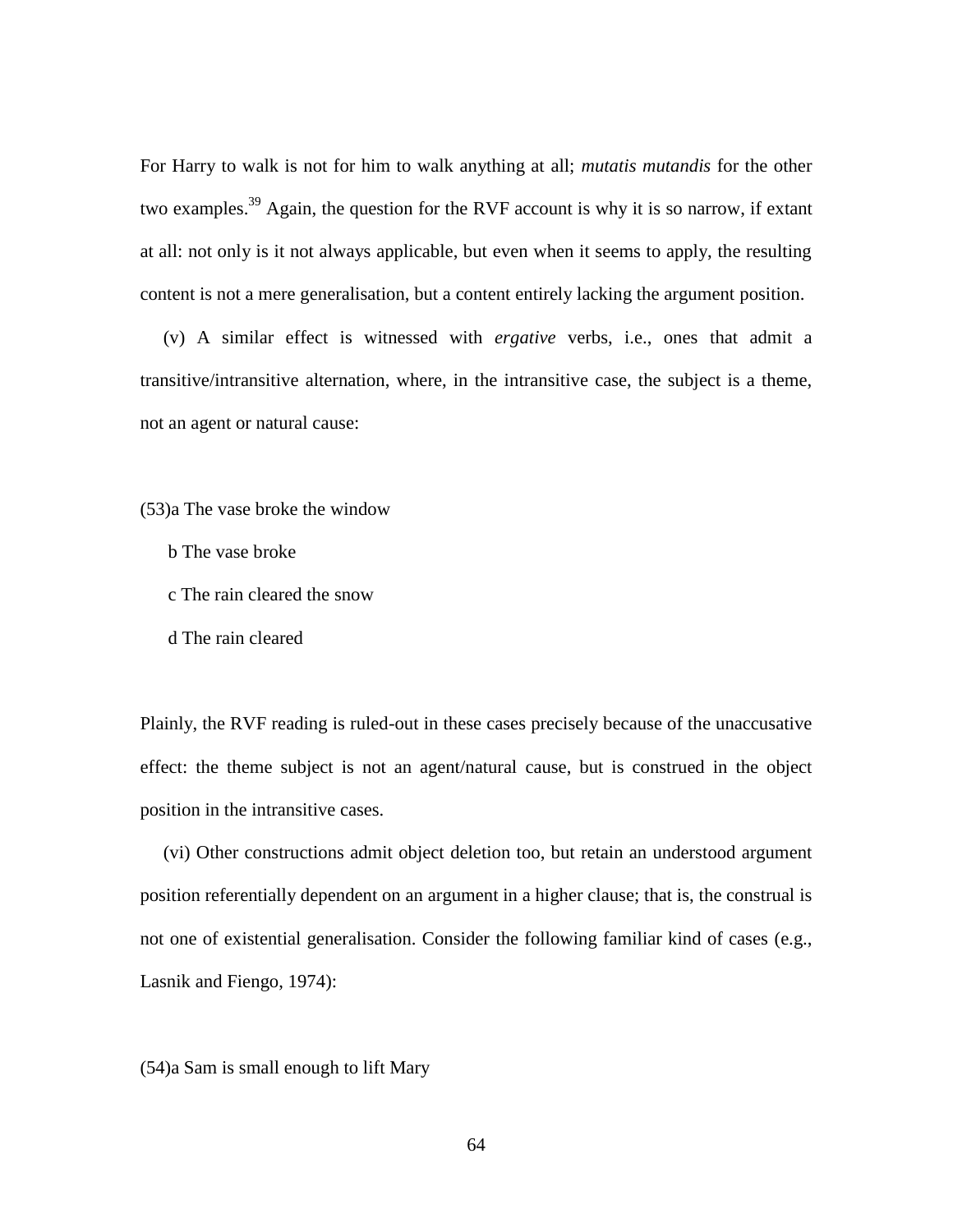For Harry to walk is not for him to walk anything at all; *mutatis mutandis* for the other two examples.[39] Again, the question for the RVF account is why it is so narrow, if extant at all: not only is it not always applicable, but even when it seems to apply, the resulting content is not a mere generalisation, but a content entirely lacking the argument position.

(v) A similar effect is witnessed with *ergative* verbs, i.e., ones that admit a transitive/intransitive alternation, where, in the intransitive case, the subject is a theme, not an agent or natural cause:

(53)a The vase broke the window

b The vase broke

c The rain cleared the snow

d The rain cleared

Plainly, the RVF reading is ruled-out in these cases precisely because of the unaccusative effect: the theme subject is not an agent/natural cause, but is construed in the object position in the intransitive cases.

(vi) Other constructions admit object deletion too, but retain an understood argument position referentially dependent on an argument in a higher clause; that is, the construal is not one of existential generalisation. Consider the following familiar kind of cases (e.g., Lasnik and Fiengo, 1974):

(54)a Sam is small enough to lift Mary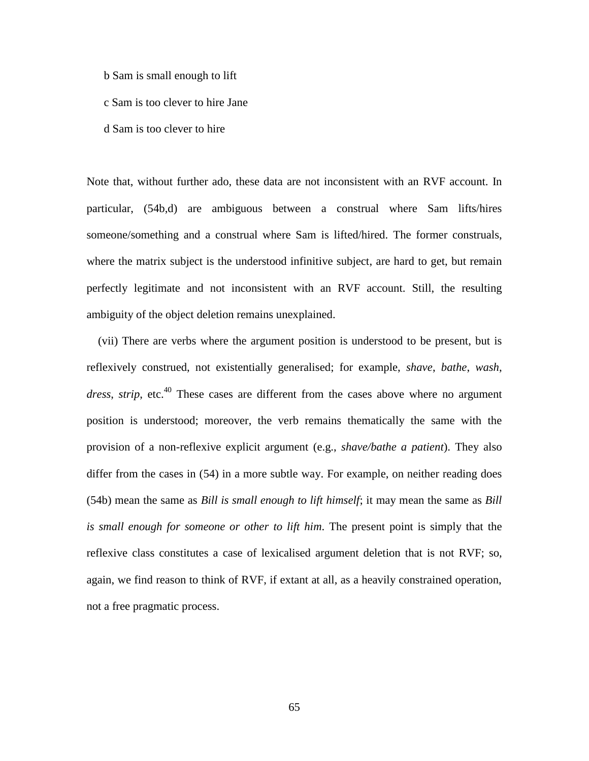b Sam is small enough to lift

c Sam is too clever to hire Jane

d Sam is too clever to hire

Note that, without further ado, these data are not inconsistent with an RVF account. In particular, (54b,d) are ambiguous between a construal where Sam lifts/hires someone/something and a construal where Sam is lifted/hired. The former construals, where the matrix subject is the understood infinitive subject, are hard to get, but remain perfectly legitimate and not inconsistent with an RVF account. Still, the resulting ambiguity of the object deletion remains unexplained.

(vii) There are verbs where the argument position is understood to be present, but is reflexively construed, not existentially generalised; for example, *shave*, *bathe*, *wash*, *dress*, *strip*, etc.[40] These cases are different from the cases above where no argument position is understood; moreover, the verb remains thematically the same with the provision of a non-reflexive explicit argument (e.g., *shave/bathe a patient*). They also differ from the cases in (54) in a more subtle way. For example, on neither reading does (54b) mean the same as *Bill is small enough to lift himself*; it may mean the same as *Bill is small enough for someone or other to lift him*. The present point is simply that the reflexive class constitutes a case of lexicalised argument deletion that is not RVF; so, again, we find reason to think of RVF, if extant at all, as a heavily constrained operation, not a free pragmatic process.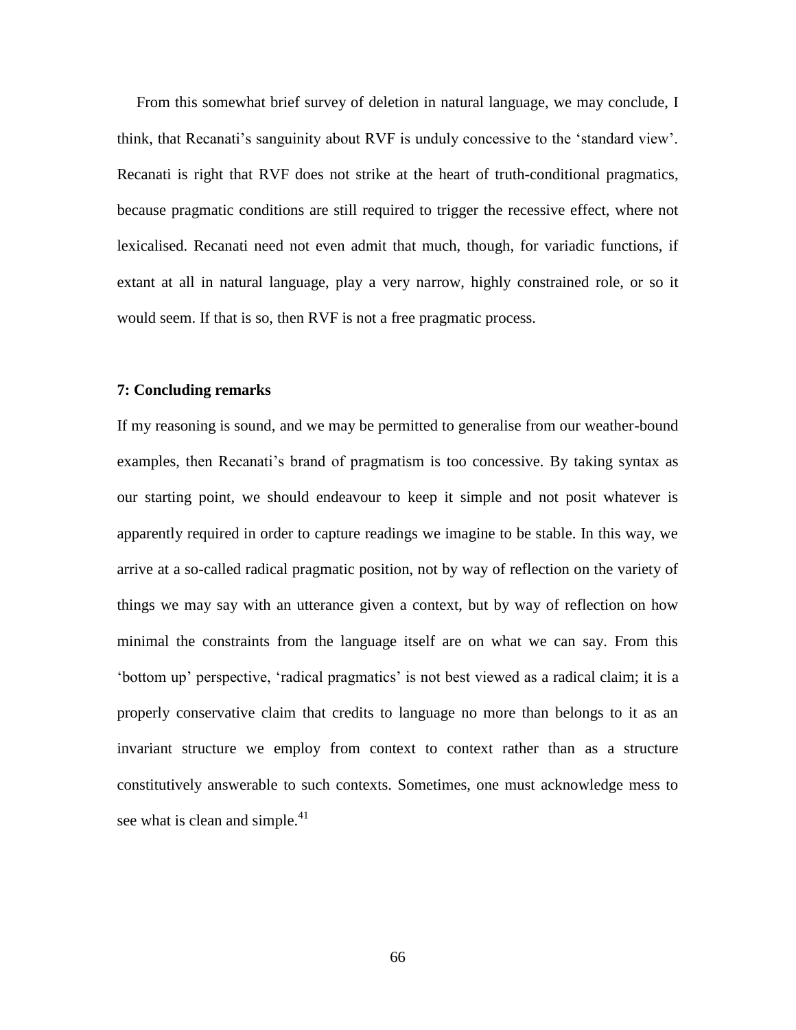From this somewhat brief survey of deletion in natural language, we may conclude, I think, that Recanati's sanguinity about RVF is unduly concessive to the 'standard view'. Recanati is right that RVF does not strike at the heart of truth-conditional pragmatics, because pragmatic conditions are still required to trigger the recessive effect, where not lexicalised. Recanati need not even admit that much, though, for variadic functions, if extant at all in natural language, play a very narrow, highly constrained role, or so it would seem. If that is so, then RVF is not a free pragmatic process.

## 7: Concluding remarks

If my reasoning is sound, and we may be permitted to generalise from our weather-bound examples, then Recanati's brand of pragmatism is too concessive. By taking syntax as our starting point, we should endeavour to keep it simple and not posit whatever is apparently required in order to capture readings we imagine to be stable. In this way, we arrive at a so-called radical pragmatic position, not by way of reflection on the variety of things we may say with an utterance given a context, but by way of reflection on how minimal the constraints from the language itself are on what we can say. From this 'bottom up' perspective, 'radical pragmatics' is not best viewed as a radical claim; it is a properly conservative claim that credits to language no more than belongs to it as an invariant structure we employ from context to context rather than as a structure constitutively answerable to such contexts. Sometimes, one must acknowledge mess to see what is clean and simple.[41]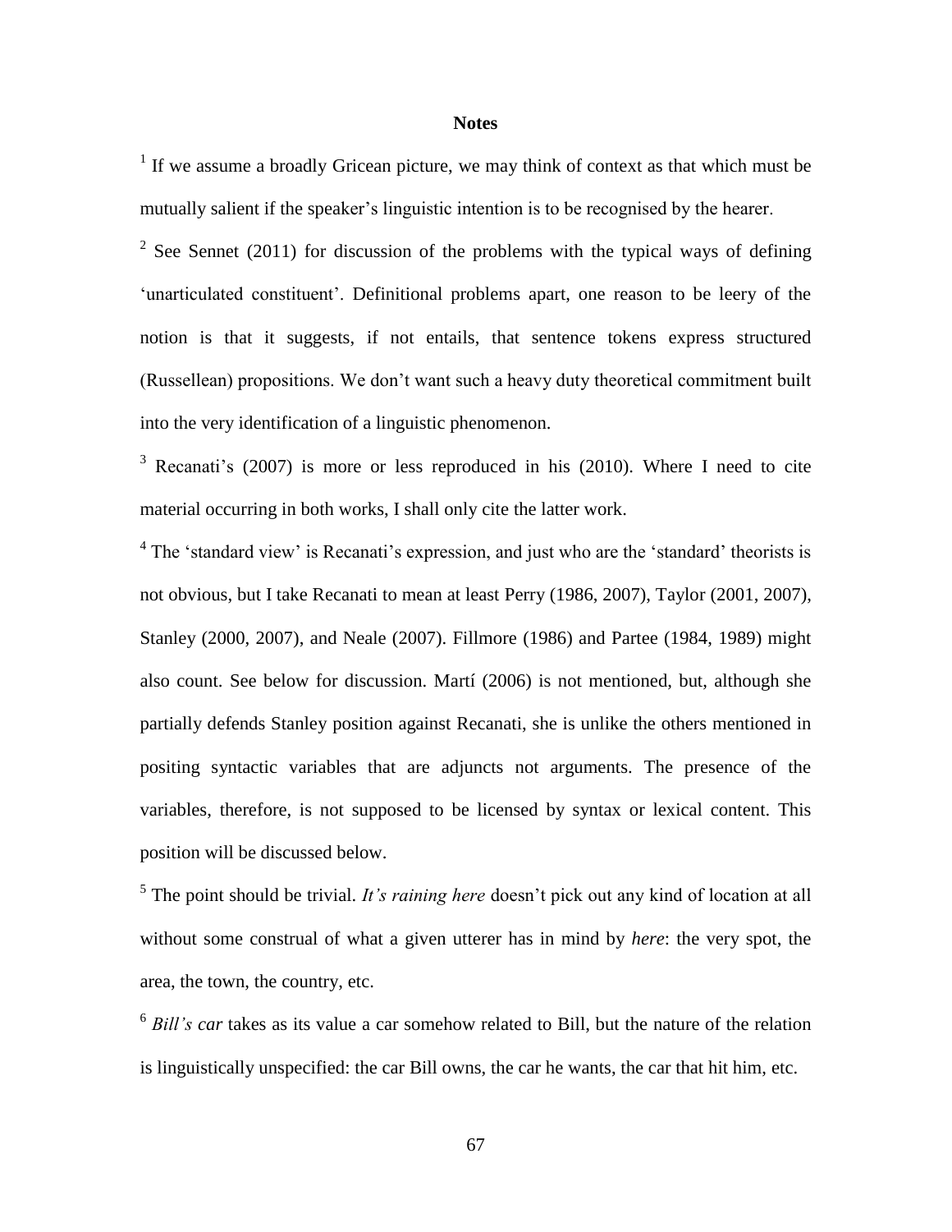# Notes

[1] If we assume a broadly Gricean picture, we may think of context as that which must be mutually salient if the speaker's linguistic intention is to be recognised by the hearer.

[2] See Sennet (2011) for discussion of the problems with the typical ways of defining 'unarticulated constituent'. Definitional problems apart, one reason to be leery of the notion is that it suggests, if not entails, that sentence tokens express structured (Russellean) propositions. We don't want such a heavy duty theoretical commitment built into the very identification of a linguistic phenomenon.

[3] Recanati's (2007) is more or less reproduced in his (2010). Where I need to cite material occurring in both works, I shall only cite the latter work.

[4] The 'standard view' is Recanati's expression, and just who are the 'standard' theorists is not obvious, but I take Recanati to mean at least Perry (1986, 2007), Taylor (2001, 2007), Stanley (2000, 2007), and Neale (2007). Fillmore (1986) and Partee (1984, 1989) might also count. See below for discussion. Martí (2006) is not mentioned, but, although she partially defends Stanley position against Recanati, she is unlike the others mentioned in positing syntactic variables that are adjuncts not arguments. The presence of the variables, therefore, is not supposed to be licensed by syntax or lexical content. This position will be discussed below.

[5] The point should be trivial. *It's raining here* doesn't pick out any kind of location at all without some construal of what a given utterer has in mind by *here*: the very spot, the area, the town, the country, etc.

[6] *Bill's car* takes as its value a car somehow related to Bill, but the nature of the relation is linguistically unspecified: the car Bill owns, the car he wants, the car that hit him, etc.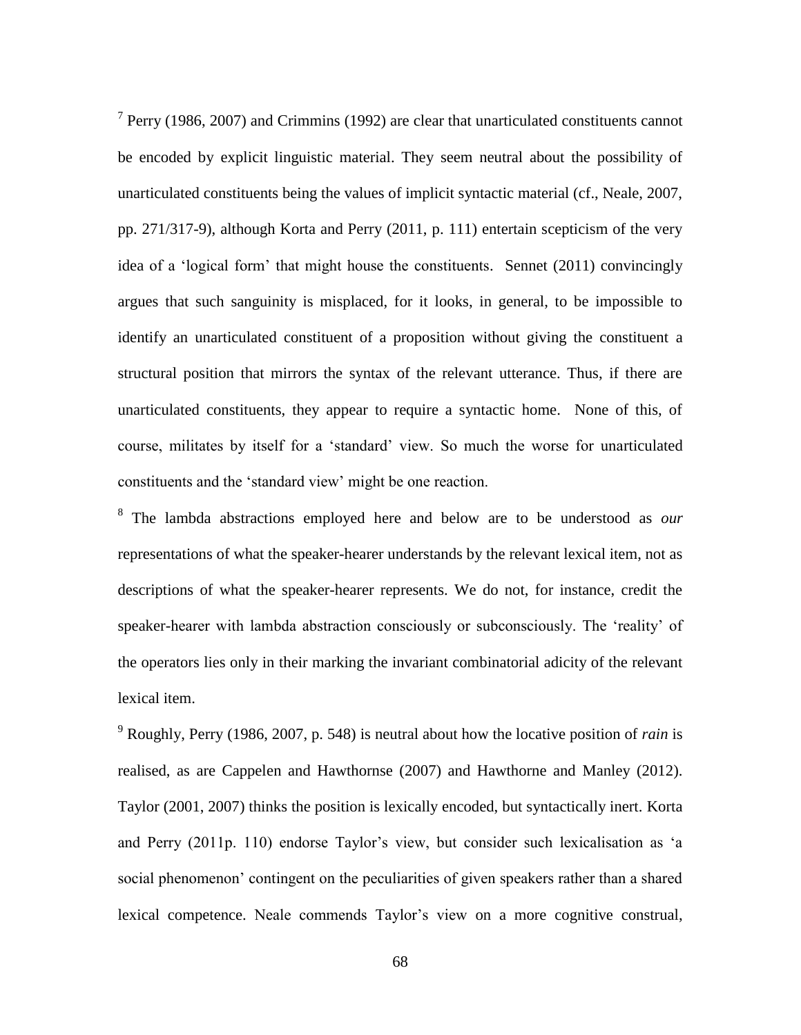[7] Perry (1986, 2007) and Crimmins (1992) are clear that unarticulated constituents cannot be encoded by explicit linguistic material. They seem neutral about the possibility of unarticulated constituents being the values of implicit syntactic material (cf., Neale, 2007, pp. 271/317-9), although Korta and Perry (2011, p. 111) entertain scepticism of the very idea of a 'logical form' that might house the constituents. Sennet (2011) convincingly argues that such sanguinity is misplaced, for it looks, in general, to be impossible to identify an unarticulated constituent of a proposition without giving the constituent a structural position that mirrors the syntax of the relevant utterance. Thus, if there are unarticulated constituents, they appear to require a syntactic home. None of this, of course, militates by itself for a 'standard' view. So much the worse for unarticulated constituents and the 'standard view' might be one reaction.

[8] The lambda abstractions employed here and below are to be understood as *our* representations of what the speaker-hearer understands by the relevant lexical item, not as descriptions of what the speaker-hearer represents. We do not, for instance, credit the speaker-hearer with lambda abstraction consciously or subconsciously. The 'reality' of the operators lies only in their marking the invariant combinatorial adicity of the relevant lexical item.

[9] Roughly, Perry (1986, 2007, p. 548) is neutral about how the locative position of *rain* is realised, as are Cappelen and Hawthornse (2007) and Hawthorne and Manley (2012). Taylor (2001, 2007) thinks the position is lexically encoded, but syntactically inert. Korta and Perry (2011p. 110) endorse Taylor's view, but consider such lexicalisation as 'a social phenomenon' contingent on the peculiarities of given speakers rather than a shared lexical competence. Neale commends Taylor's view on a more cognitive construal,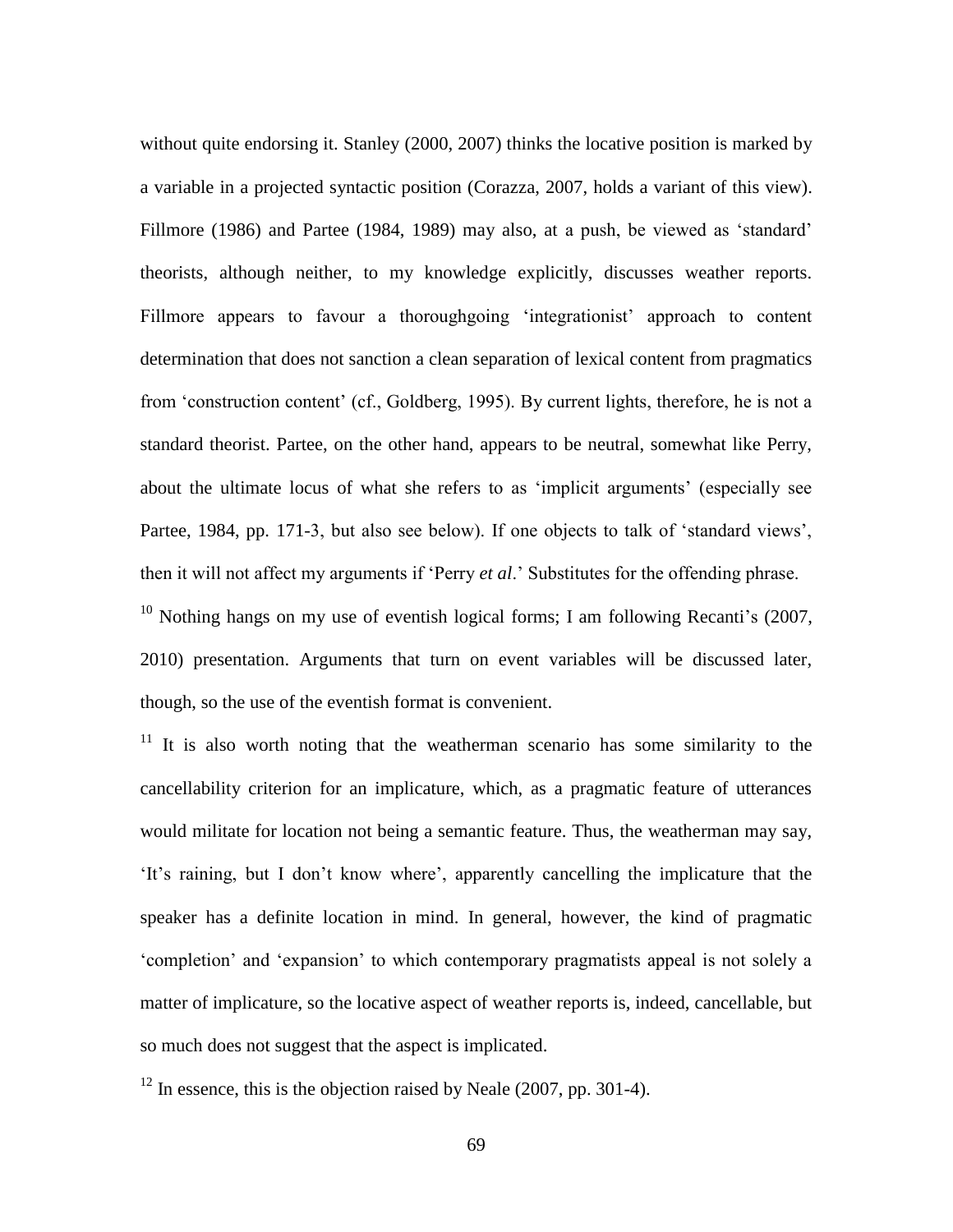without quite endorsing it. Stanley (2000, 2007) thinks the locative position is marked by a variable in a projected syntactic position (Corazza, 2007, holds a variant of this view). Fillmore (1986) and Partee (1984, 1989) may also, at a push, be viewed as 'standard' theorists, although neither, to my knowledge explicitly, discusses weather reports. Fillmore appears to favour a thoroughgoing 'integrationist' approach to content determination that does not sanction a clean separation of lexical content from pragmatics from 'construction content' (cf., Goldberg, 1995). By current lights, therefore, he is not a standard theorist. Partee, on the other hand, appears to be neutral, somewhat like Perry, about the ultimate locus of what she refers to as 'implicit arguments' (especially see Partee, 1984, pp. 171-3, but also see below). If one objects to talk of 'standard views', then it will not affect my arguments if 'Perry *et al*.' Substitutes for the offending phrase.

[10] Nothing hangs on my use of eventish logical forms; I am following Recanti's (2007, 2010) presentation. Arguments that turn on event variables will be discussed later, though, so the use of the eventish format is convenient.

[11] It is also worth noting that the weatherman scenario has some similarity to the cancellability criterion for an implicature, which, as a pragmatic feature of utterances would militate for location not being a semantic feature. Thus, the weatherman may say, 'It's raining, but I don't know where', apparently cancelling the implicature that the speaker has a definite location in mind. In general, however, the kind of pragmatic 'completion' and 'expansion' to which contemporary pragmatists appeal is not solely a matter of implicature, so the locative aspect of weather reports is, indeed, cancellable, but so much does not suggest that the aspect is implicated.

[12] In essence, this is the objection raised by Neale (2007, pp. 301-4).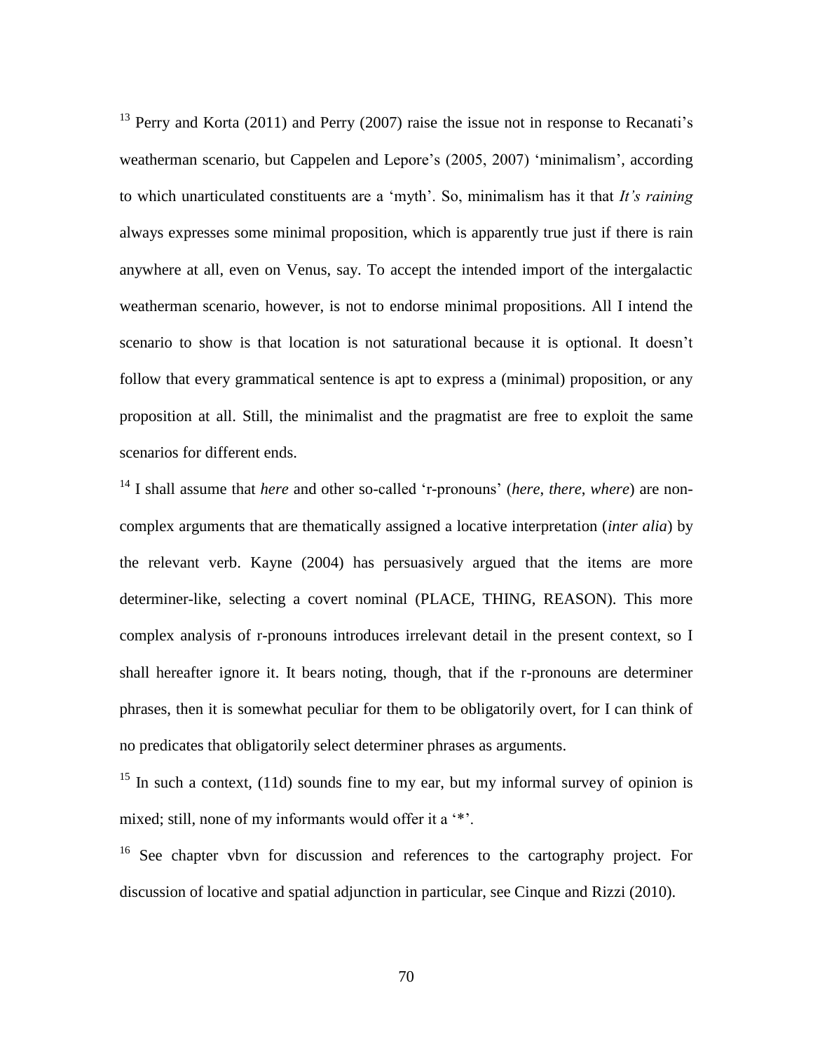[13] Perry and Korta (2011) and Perry (2007) raise the issue not in response to Recanati's weatherman scenario, but Cappelen and Lepore's (2005, 2007) 'minimalism', according to which unarticulated constituents are a 'myth'. So, minimalism has it that *It's raining* always expresses some minimal proposition, which is apparently true just if there is rain anywhere at all, even on Venus, say. To accept the intended import of the intergalactic weatherman scenario, however, is not to endorse minimal propositions. All I intend the scenario to show is that location is not saturational because it is optional. It doesn't follow that every grammatical sentence is apt to express a (minimal) proposition, or any proposition at all. Still, the minimalist and the pragmatist are free to exploit the same scenarios for different ends.

[14] I shall assume that *here* and other so-called 'r-pronouns' (*here*, *there*, *where*) are non-complex arguments that are thematically assigned a locative interpretation (*inter alia*) by the relevant verb. Kayne (2004) has persuasively argued that the items are more determiner-like, selecting a covert nominal (PLACE, THING, REASON). This more complex analysis of r-pronouns introduces irrelevant detail in the present context, so I shall hereafter ignore it. It bears noting, though, that if the r-pronouns are determiner phrases, then it is somewhat peculiar for them to be obligatorily overt, for I can think of no predicates that obligatorily select determiner phrases as arguments.

[15] In such a context, (11d) sounds fine to my ear, but my informal survey of opinion is mixed; still, none of my informants would offer it a '*'.

[16] See chapter vbvn for discussion and references to the cartography project. For discussion of locative and spatial adjunction in particular, see Cinque and Rizzi (2010).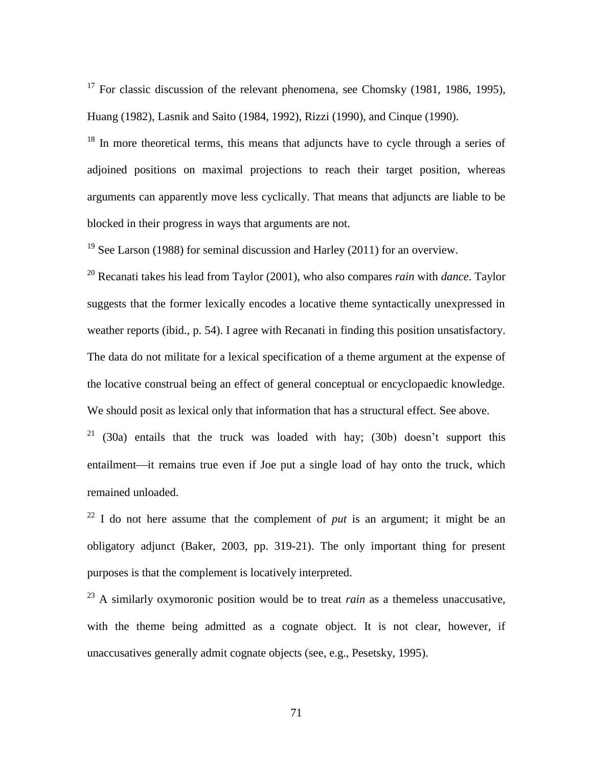[17] For classic discussion of the relevant phenomena, see Chomsky (1981, 1986, 1995), Huang (1982), Lasnik and Saito (1984, 1992), Rizzi (1990), and Cinque (1990).

[18] In more theoretical terms, this means that adjuncts have to cycle through a series of adjoined positions on maximal projections to reach their target position, whereas arguments can apparently move less cyclically. That means that adjuncts are liable to be blocked in their progress in ways that arguments are not.

[19] See Larson (1988) for seminal discussion and Harley (2011) for an overview.

[20] Recanati takes his lead from Taylor (2001), who also compares *rain* with *dance*. Taylor suggests that the former lexically encodes a locative theme syntactically unexpressed in weather reports (ibid., p. 54). I agree with Recanati in finding this position unsatisfactory. The data do not militate for a lexical specification of a theme argument at the expense of the locative construal being an effect of general conceptual or encyclopaedic knowledge. We should posit as lexical only that information that has a structural effect. See above.

[21] (30a) entails that the truck was loaded with hay; (30b) doesn't support this entailment—it remains true even if Joe put a single load of hay onto the truck, which remained unloaded.

[22] I do not here assume that the complement of *put* is an argument; it might be an obligatory adjunct (Baker, 2003, pp. 319-21). The only important thing for present purposes is that the complement is locatively interpreted.

[23] A similarly oxymoronic position would be to treat *rain* as a themeless unaccusative, with the theme being admitted as a cognate object. It is not clear, however, if unaccusatives generally admit cognate objects (see, e.g., Pesetsky, 1995).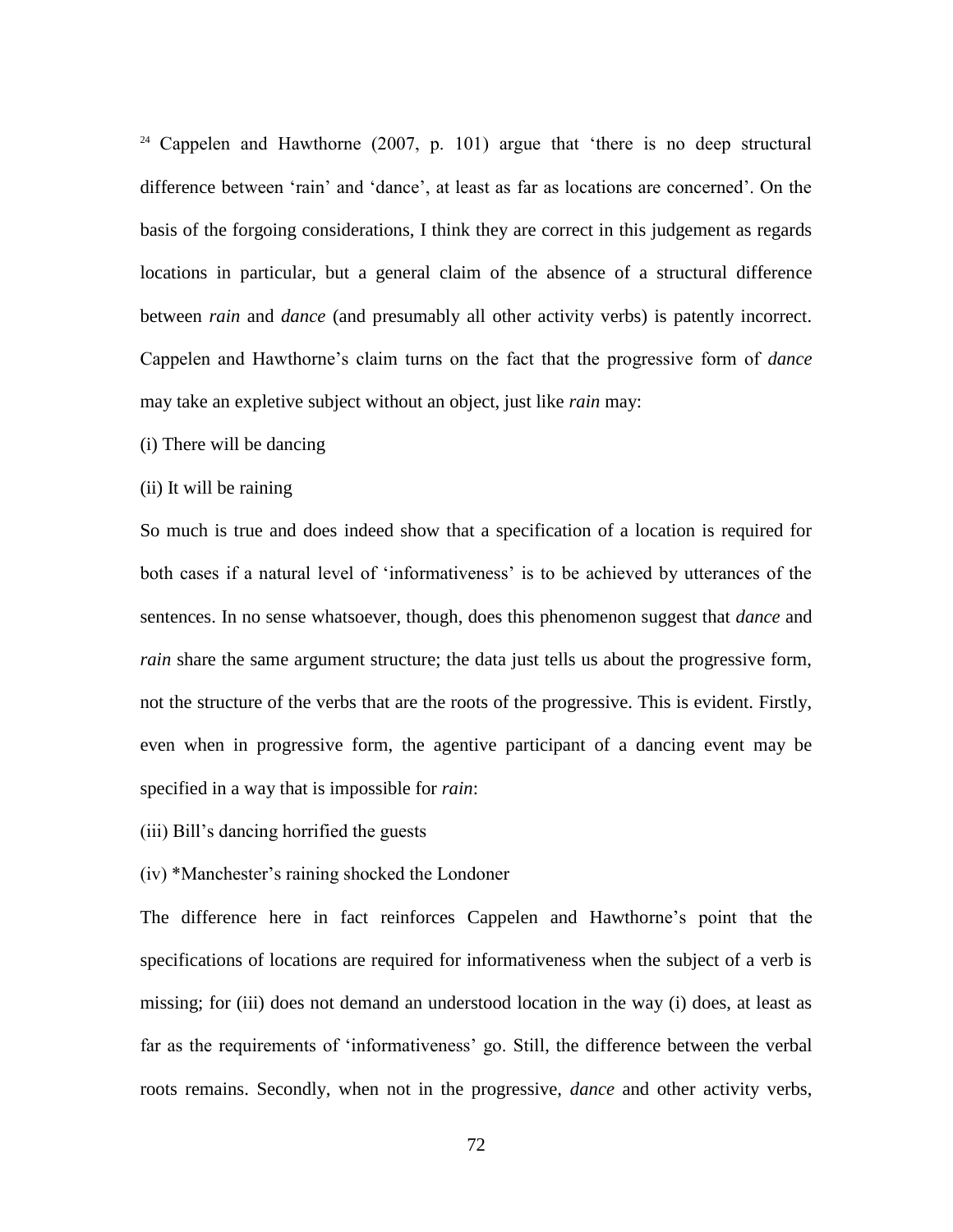[24] Cappelen and Hawthorne (2007, p. 101) argue that 'there is no deep structural difference between 'rain' and 'dance', at least as far as locations are concerned'. On the basis of the forgoing considerations, I think they are correct in this judgement as regards locations in particular, but a general claim of the absence of a structural difference between *rain* and *dance* (and presumably all other activity verbs) is patently incorrect. Cappelen and Hawthorne's claim turns on the fact that the progressive form of *dance* may take an expletive subject without an object, just like *rain* may:

(i) There will be dancing

(ii) It will be raining

So much is true and does indeed show that a specification of a location is required for both cases if a natural level of 'informativeness' is to be achieved by utterances of the sentences. In no sense whatsoever, though, does this phenomenon suggest that *dance* and *rain* share the same argument structure; the data just tells us about the progressive form, not the structure of the verbs that are the roots of the progressive. This is evident. Firstly, even when in progressive form, the agentive participant of a dancing event may be specified in a way that is impossible for *rain*:

(iii) Bill's dancing horrified the guests

(iv) *Manchester's raining shocked the Londoner

The difference here in fact reinforces Cappelen and Hawthorne's point that the specifications of locations are required for informativeness when the subject of a verb is missing; for (iii) does not demand an understood location in the way (i) does, at least as far as the requirements of 'informativeness' go. Still, the difference between the verbal roots remains. Secondly, when not in the progressive, *dance* and other activity verbs,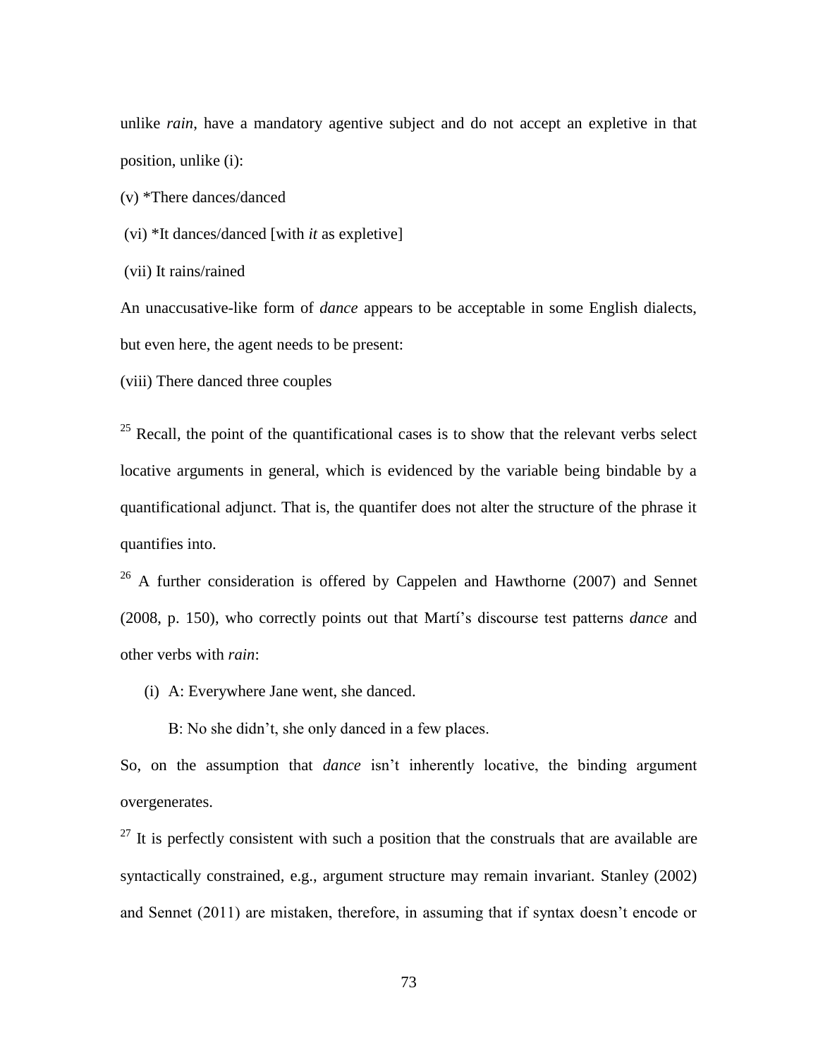unlike *rain*, have a mandatory agentive subject and do not accept an expletive in that position, unlike (i):

(v) *There dances/danced

(vi) *It dances/danced [with *it* as expletive]

(vii) It rains/rained

An unaccusative-like form of *dance* appears to be acceptable in some English dialects, but even here, the agent needs to be present:

(viii) There danced three couples

[25] Recall, the point of the quantificational cases is to show that the relevant verbs select locative arguments in general, which is evidenced by the variable being bindable by a quantificational adjunct. That is, the quantifer does not alter the structure of the phrase it quantifies into.

[26] A further consideration is offered by Cappelen and Hawthorne (2007) and Sennet (2008, p. 150), who correctly points out that Martí's discourse test patterns *dance* and other verbs with *rain*:

(i) A: Everywhere Jane went, she danced.

B: No she didn't, she only danced in a few places.

So, on the assumption that *dance* isn't inherently locative, the binding argument overgenerates.

[27] It is perfectly consistent with such a position that the construals that are available are syntactically constrained, e.g., argument structure may remain invariant. Stanley (2002) and Sennet (2011) are mistaken, therefore, in assuming that if syntax doesn't encode or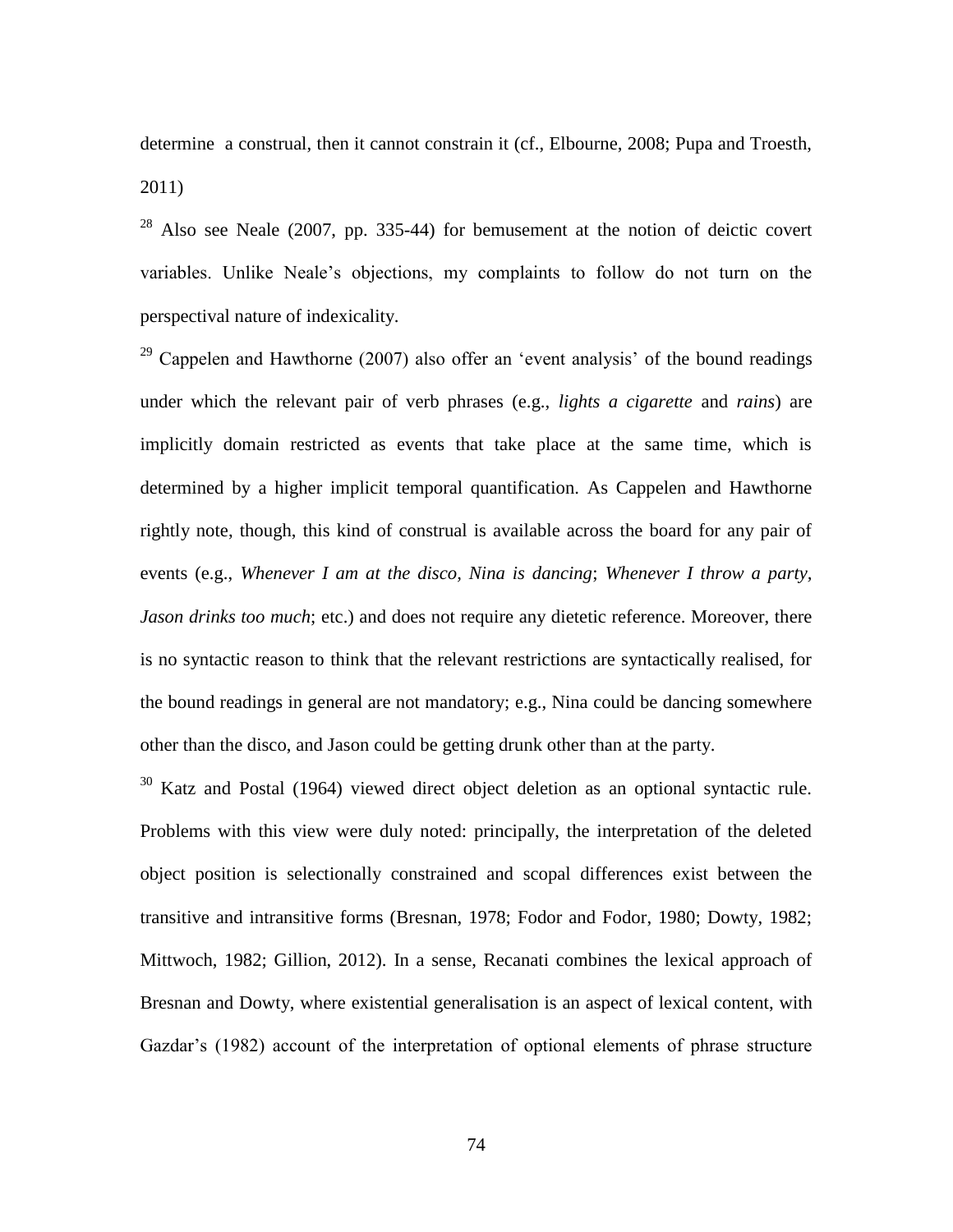determine a construal, then it cannot constrain it (cf., Elbourne, 2008; Pupa and Troesth, 2011)

[28] Also see Neale (2007, pp. 335-44) for bemusement at the notion of deictic covert variables. Unlike Neale's objections, my complaints to follow do not turn on the perspectival nature of indexicality.

[29] Cappelen and Hawthorne (2007) also offer an 'event analysis' of the bound readings under which the relevant pair of verb phrases (e.g., *lights a cigarette* and *rains*) are implicitly domain restricted as events that take place at the same time, which is determined by a higher implicit temporal quantification. As Cappelen and Hawthorne rightly note, though, this kind of construal is available across the board for any pair of events (e.g., *Whenever I am at the disco, Nina is dancing*; *Whenever I throw a party, Jason drinks too much*; etc.) and does not require any dietetic reference. Moreover, there is no syntactic reason to think that the relevant restrictions are syntactically realised, for the bound readings in general are not mandatory; e.g., Nina could be dancing somewhere other than the disco, and Jason could be getting drunk other than at the party.

[30] Katz and Postal (1964) viewed direct object deletion as an optional syntactic rule. Problems with this view were duly noted: principally, the interpretation of the deleted object position is selectionally constrained and scopal differences exist between the transitive and intransitive forms (Bresnan, 1978; Fodor and Fodor, 1980; Dowty, 1982; Mittwoch, 1982; Gillion, 2012). In a sense, Recanati combines the lexical approach of Bresnan and Dowty, where existential generalisation is an aspect of lexical content, with Gazdar's (1982) account of the interpretation of optional elements of phrase structure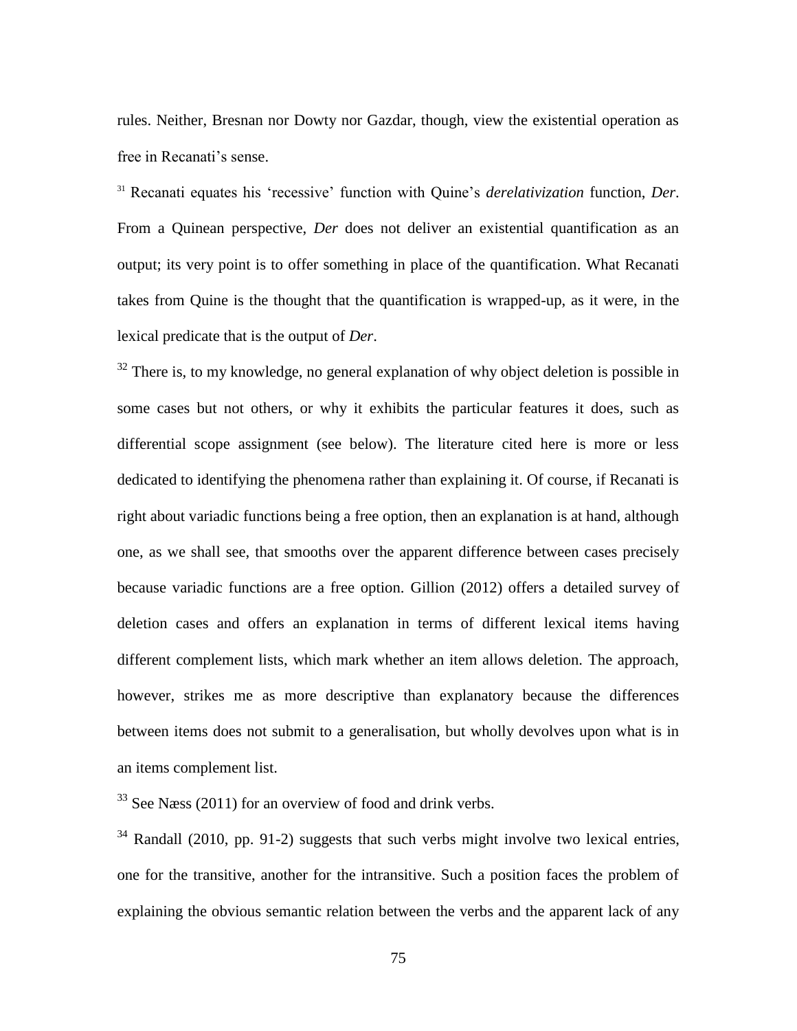rules. Neither, Bresnan nor Dowty nor Gazdar, though, view the existential operation as free in Recanati's sense.

[31] Recanati equates his 'recessive' function with Quine's *derelativization* function, *Der*. From a Quinean perspective, *Der* does not deliver an existential quantification as an output; its very point is to offer something in place of the quantification. What Recanati takes from Quine is the thought that the quantification is wrapped-up, as it were, in the lexical predicate that is the output of *Der*.

[32] There is, to my knowledge, no general explanation of why object deletion is possible in some cases but not others, or why it exhibits the particular features it does, such as differential scope assignment (see below). The literature cited here is more or less dedicated to identifying the phenomena rather than explaining it. Of course, if Recanati is right about variadic functions being a free option, then an explanation is at hand, although one, as we shall see, that smooths over the apparent difference between cases precisely because variadic functions are a free option. Gillion (2012) offers a detailed survey of deletion cases and offers an explanation in terms of different lexical items having different complement lists, which mark whether an item allows deletion. The approach, however, strikes me as more descriptive than explanatory because the differences between items does not submit to a generalisation, but wholly devolves upon what is in an items complement list.

[33] See Næss (2011) for an overview of food and drink verbs.

[34] Randall (2010, pp. 91-2) suggests that such verbs might involve two lexical entries, one for the transitive, another for the intransitive. Such a position faces the problem of explaining the obvious semantic relation between the verbs and the apparent lack of any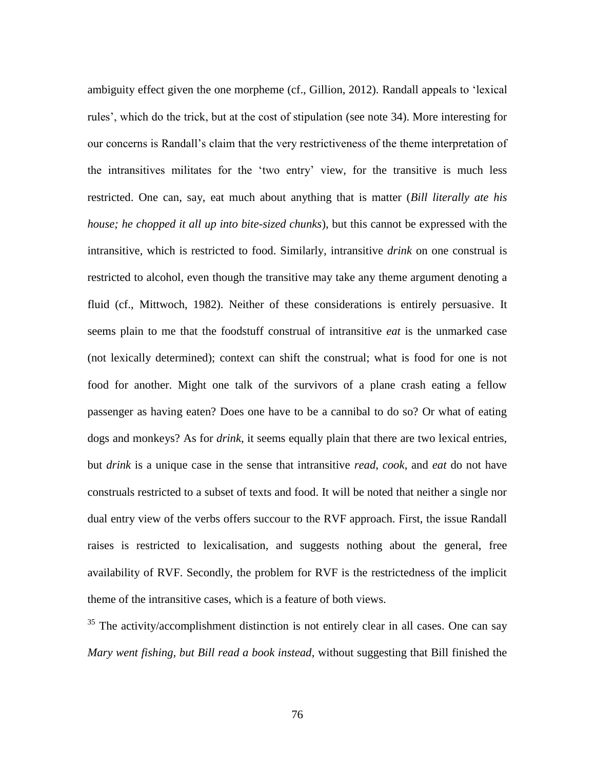ambiguity effect given the one morpheme (cf., Gillion, 2012). Randall appeals to 'lexical rules', which do the trick, but at the cost of stipulation (see note 34). More interesting for our concerns is Randall's claim that the very restrictiveness of the theme interpretation of the intransitives militates for the 'two entry' view, for the transitive is much less restricted. One can, say, eat much about anything that is matter (*Bill literally ate his house; he chopped it all up into bite-sized chunks*), but this cannot be expressed with the intransitive, which is restricted to food. Similarly, intransitive *drink* on one construal is restricted to alcohol, even though the transitive may take any theme argument denoting a fluid (cf., Mittwoch, 1982). Neither of these considerations is entirely persuasive. It seems plain to me that the foodstuff construal of intransitive *eat* is the unmarked case (not lexically determined); context can shift the construal; what is food for one is not food for another. Might one talk of the survivors of a plane crash eating a fellow passenger as having eaten? Does one have to be a cannibal to do so? Or what of eating dogs and monkeys? As for *drink*, it seems equally plain that there are two lexical entries, but *drink* is a unique case in the sense that intransitive *read*, *cook*, and *eat* do not have construals restricted to a subset of texts and food. It will be noted that neither a single nor dual entry view of the verbs offers succour to the RVF approach. First, the issue Randall raises is restricted to lexicalisation, and suggests nothing about the general, free availability of RVF. Secondly, the problem for RVF is the restrictedness of the implicit theme of the intransitive cases, which is a feature of both views.

[35] The activity/accomplishment distinction is not entirely clear in all cases. One can say *Mary went fishing, but Bill read a book instead*, without suggesting that Bill finished the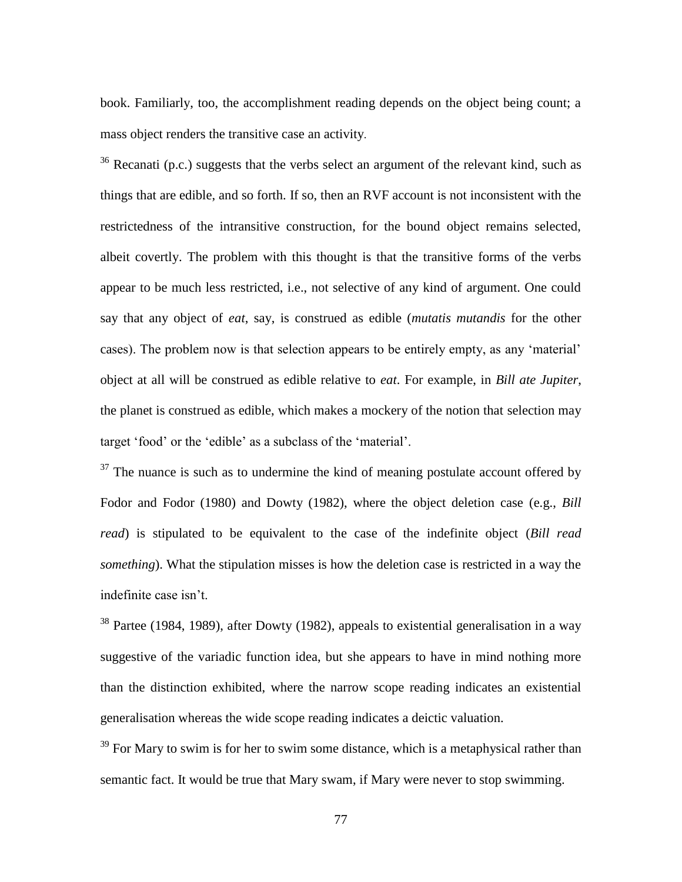book. Familiarly, too, the accomplishment reading depends on the object being count; a mass object renders the transitive case an activity.

[36] Recanati (p.c.) suggests that the verbs select an argument of the relevant kind, such as things that are edible, and so forth. If so, then an RVF account is not inconsistent with the restrictedness of the intransitive construction, for the bound object remains selected, albeit covertly. The problem with this thought is that the transitive forms of the verbs appear to be much less restricted, i.e., not selective of any kind of argument. One could say that any object of *eat*, say, is construed as edible (*mutatis mutandis* for the other cases). The problem now is that selection appears to be entirely empty, as any 'material' object at all will be construed as edible relative to *eat*. For example, in *Bill ate Jupiter*, the planet is construed as edible, which makes a mockery of the notion that selection may target 'food' or the 'edible' as a subclass of the 'material'.

[37] The nuance is such as to undermine the kind of meaning postulate account offered by Fodor and Fodor (1980) and Dowty (1982), where the object deletion case (e.g., *Bill read*) is stipulated to be equivalent to the case of the indefinite object (*Bill read something*). What the stipulation misses is how the deletion case is restricted in a way the indefinite case isn't.

[38] Partee (1984, 1989), after Dowty (1982), appeals to existential generalisation in a way suggestive of the variadic function idea, but she appears to have in mind nothing more than the distinction exhibited, where the narrow scope reading indicates an existential generalisation whereas the wide scope reading indicates a deictic valuation.

[39] For Mary to swim is for her to swim some distance, which is a metaphysical rather than semantic fact. It would be true that Mary swam, if Mary were never to stop swimming.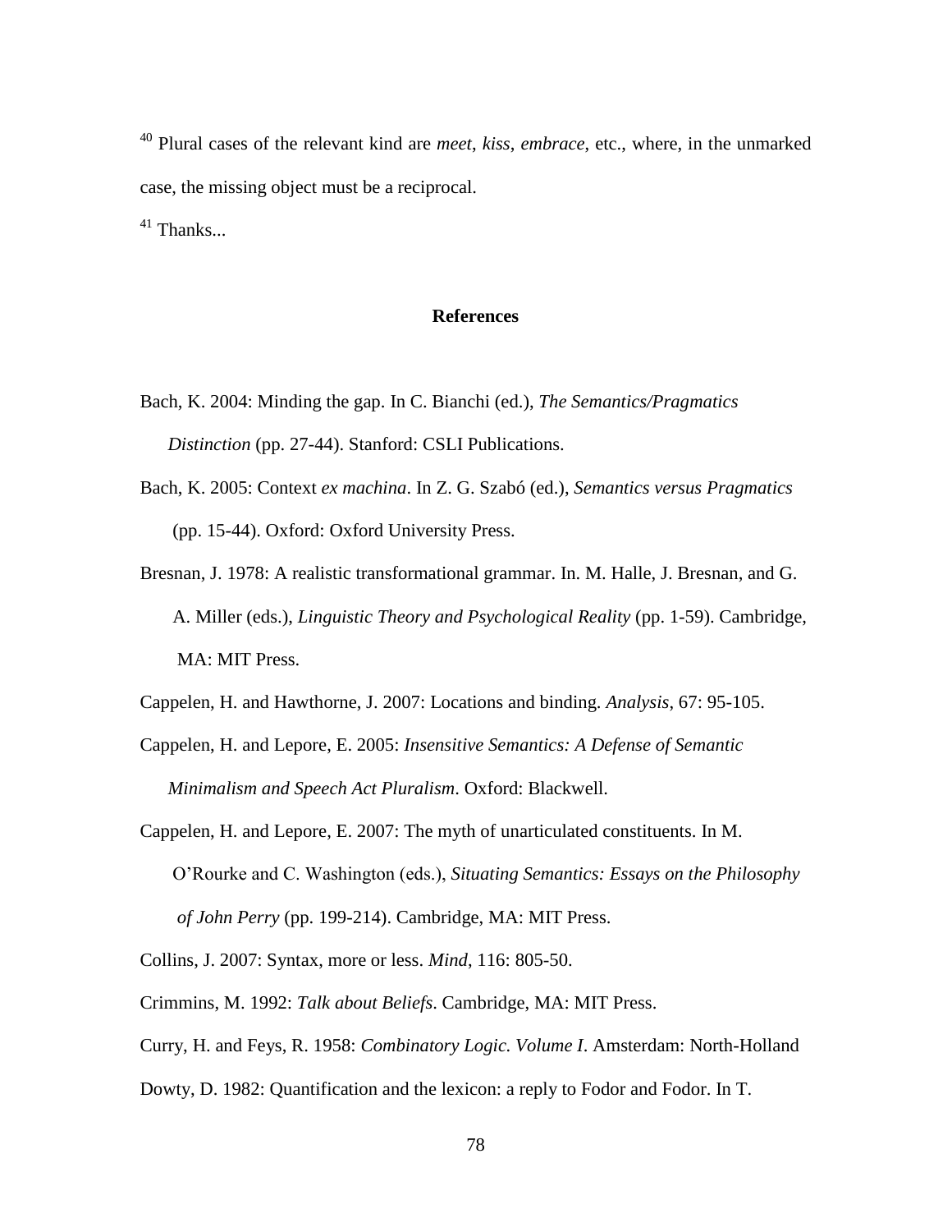[40] Plural cases of the relevant kind are *meet*, *kiss*, *embrace*, etc., where, in the unmarked case, the missing object must be a reciprocal.

[41] Thanks...

## References

Bach, K. 2004: Minding the gap. In C. Bianchi (ed.), *The Semantics/Pragmatics Distinction* (pp. 27-44). Stanford: CSLI Publications.

Bach, K. 2005: Context *ex machina*. In Z. G. Szabó (ed.), *Semantics versus Pragmatics* (pp. 15-44). Oxford: Oxford University Press.

Bresnan, J. 1978: A realistic transformational grammar. In. M. Halle, J. Bresnan, and G. A. Miller (eds.), *Linguistic Theory and Psychological Reality* (pp. 1-59). Cambridge, MA: MIT Press.

Cappelen, H. and Hawthorne, J. 2007: Locations and binding. *Analysis*, 67: 95-105.

Cappelen, H. and Lepore, E. 2005: *Insensitive Semantics: A Defense of Semantic Minimalism and Speech Act Pluralism*. Oxford: Blackwell.

Cappelen, H. and Lepore, E. 2007: The myth of unarticulated constituents. In M. O'Rourke and C. Washington (eds.), *Situating Semantics: Essays on the Philosophy of John Perry* (pp. 199-214). Cambridge, MA: MIT Press.

Collins, J. 2007: Syntax, more or less. *Mind*, 116: 805-50.

Crimmins, M. 1992: *Talk about Beliefs*. Cambridge, MA: MIT Press.

Curry, H. and Feys, R. 1958: *Combinatory Logic. Volume I*. Amsterdam: North-Holland

Dowty, D. 1982: Quantification and the lexicon: a reply to Fodor and Fodor. In T.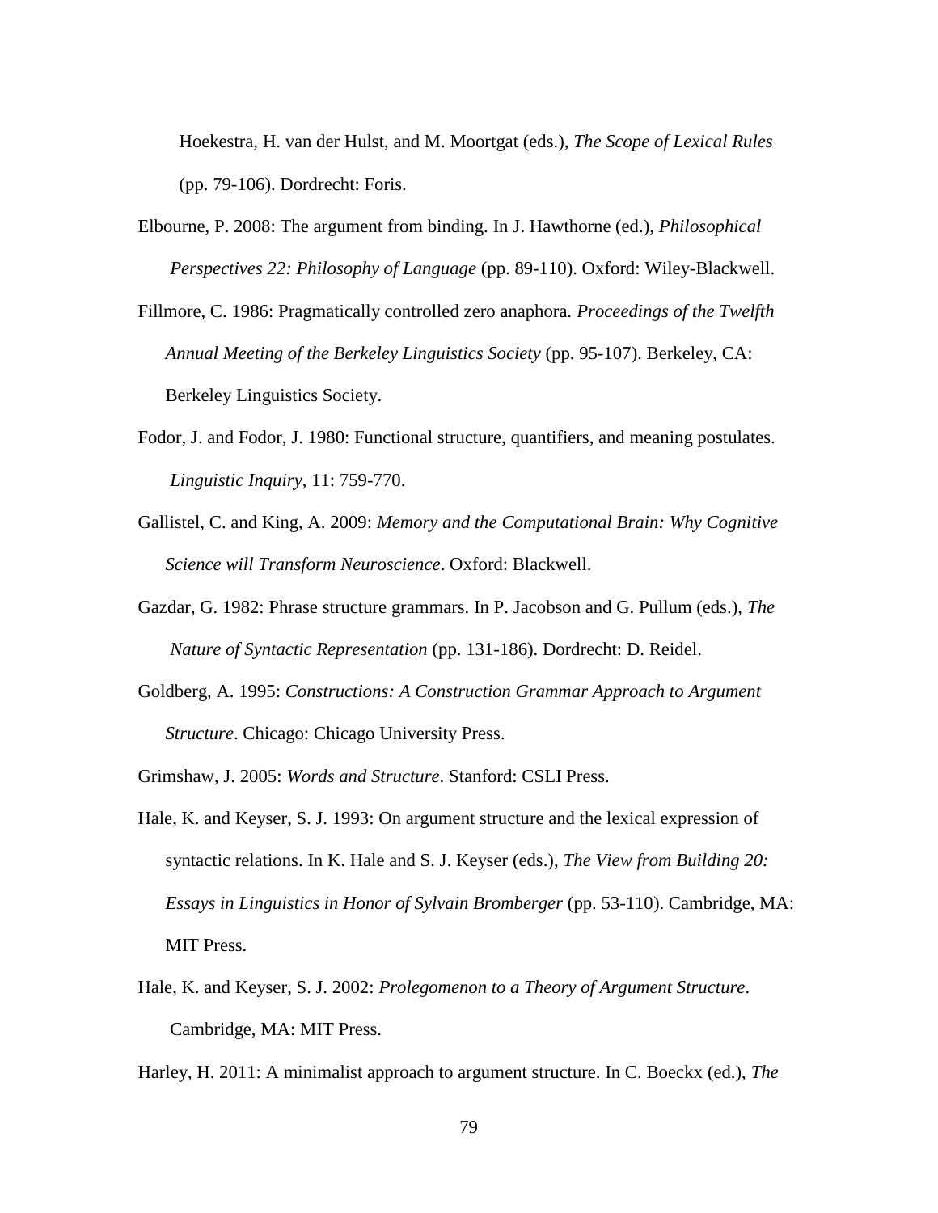Hoekestra, H. van der Hulst, and M. Moortgat (eds.), *The Scope of Lexical Rules* (pp. 79-106). Dordrecht: Foris.

Elbourne, P. 2008: The argument from binding. In J. Hawthorne (ed.), *Philosophical Perspectives 22: Philosophy of Language* (pp. 89-110). Oxford: Wiley-Blackwell.

Fillmore, C. 1986: Pragmatically controlled zero anaphora. *Proceedings of the Twelfth Annual Meeting of the Berkeley Linguistics Society* (pp. 95-107). Berkeley, CA: Berkeley Linguistics Society.

Fodor, J. and Fodor, J. 1980: Functional structure, quantifiers, and meaning postulates. *Linguistic Inquiry*, 11: 759-770.

Gallistel, C. and King, A. 2009: *Memory and the Computational Brain: Why Cognitive Science will Transform Neuroscience*. Oxford: Blackwell.

Gazdar, G. 1982: Phrase structure grammars. In P. Jacobson and G. Pullum (eds.), *The Nature of Syntactic Representation* (pp. 131-186). Dordrecht: D. Reidel.

Goldberg, A. 1995: *Constructions: A Construction Grammar Approach to Argument Structure*. Chicago: Chicago University Press.

Grimshaw, J. 2005: *Words and Structure*. Stanford: CSLI Press.

Hale, K. and Keyser, S. J. 1993: On argument structure and the lexical expression of syntactic relations. In K. Hale and S. J. Keyser (eds.), *The View from Building 20: Essays in Linguistics in Honor of Sylvain Bromberger* (pp. 53-110). Cambridge, MA: MIT Press.

Hale, K. and Keyser, S. J. 2002: *Prolegomenon to a Theory of Argument Structure*. Cambridge, MA: MIT Press.

Harley, H. 2011: A minimalist approach to argument structure. In C. Boeckx (ed.), *The*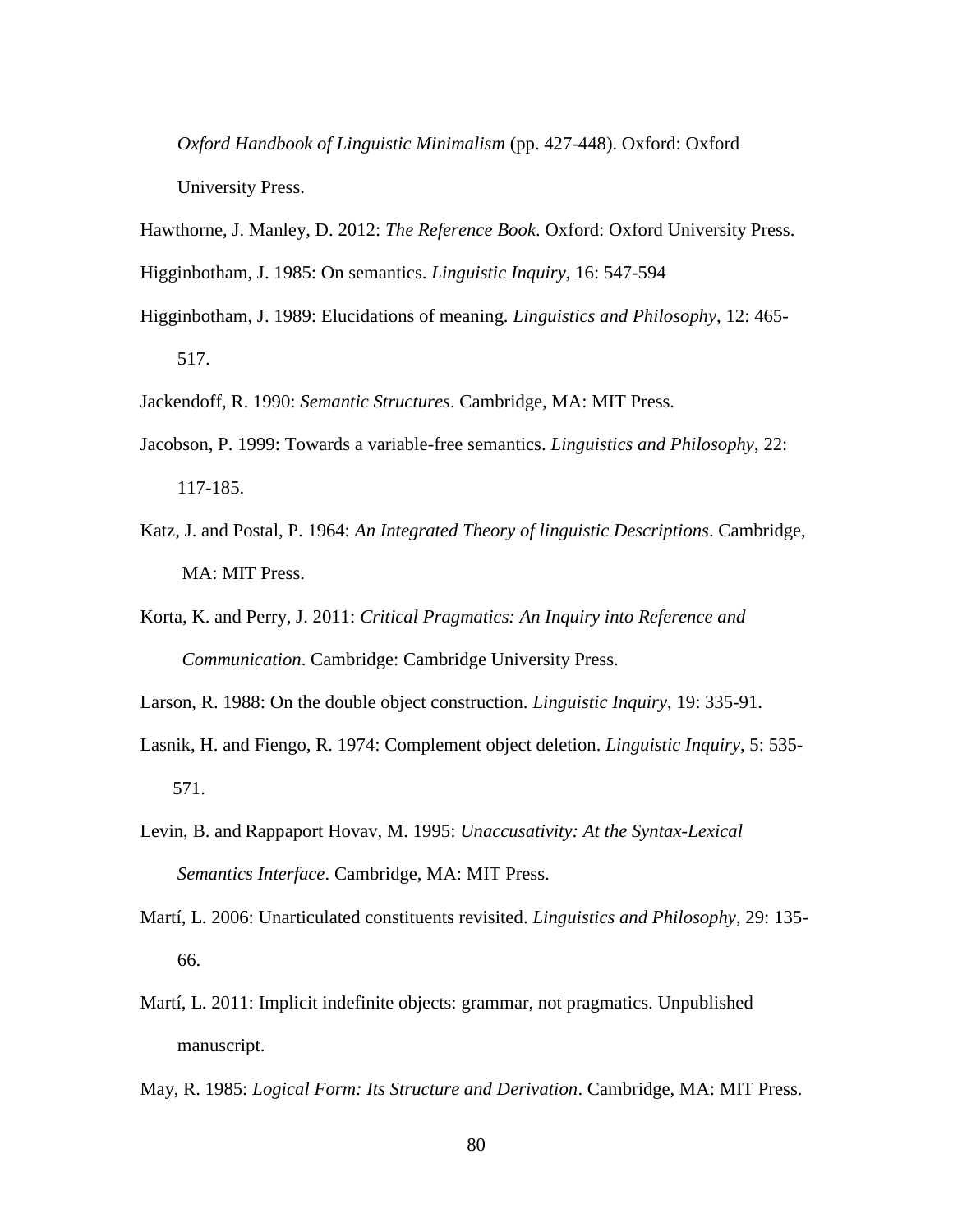*Oxford Handbook of Linguistic Minimalism* (pp. 427-448). Oxford: Oxford University Press.

Hawthorne, J. Manley, D. 2012: *The Reference Book*. Oxford: Oxford University Press.

Higginbotham, J. 1985: On semantics. *Linguistic Inquiry*, 16: 547-594

Higginbotham, J. 1989: Elucidations of meaning. *Linguistics and Philosophy*, 12: 465-517.

Jackendoff, R. 1990: *Semantic Structures*. Cambridge, MA: MIT Press.

Jacobson, P. 1999: Towards a variable-free semantics. *Linguistics and Philosophy*, 22: 117-185.

Katz, J. and Postal, P. 1964: *An Integrated Theory of linguistic Descriptions*. Cambridge, MA: MIT Press.

Korta, K. and Perry, J. 2011: *Critical Pragmatics: An Inquiry into Reference and Communication*. Cambridge: Cambridge University Press.

Larson, R. 1988: On the double object construction. *Linguistic Inquiry*, 19: 335-91.

Lasnik, H. and Fiengo, R. 1974: Complement object deletion. *Linguistic Inquiry*, 5: 535-571.

Levin, B. and Rappaport Hovav, M. 1995: *Unaccusativity: At the Syntax-Lexical Semantics Interface*. Cambridge, MA: MIT Press.

Martí, L. 2006: Unarticulated constituents revisited. *Linguistics and Philosophy*, 29: 135-66.

Martí, L. 2011: Implicit indefinite objects: grammar, not pragmatics. Unpublished manuscript.

May, R. 1985: *Logical Form: Its Structure and Derivation*. Cambridge, MA: MIT Press.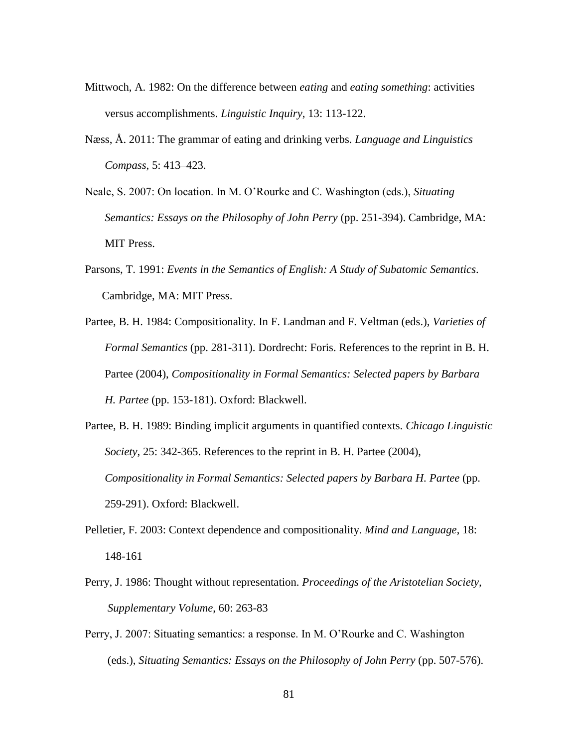Mittwoch, A. 1982: On the difference between *eating* and *eating something*: activities versus accomplishments. *Linguistic Inquiry*, 13: 113-122.

Næss, Å. 2011: The grammar of eating and drinking verbs. *Language and Linguistics Compass*, 5: 413–423.

Neale, S. 2007: On location. In M. O'Rourke and C. Washington (eds.), *Situating Semantics: Essays on the Philosophy of John Perry* (pp. 251-394). Cambridge, MA: MIT Press.

Parsons, T. 1991: *Events in the Semantics of English: A Study of Subatomic Semantics*. Cambridge, MA: MIT Press.

Partee, B. H. 1984: Compositionality. In F. Landman and F. Veltman (eds.), *Varieties of Formal Semantics* (pp. 281-311). Dordrecht: Foris. References to the reprint in B. H. Partee (2004), *Compositionality in Formal Semantics: Selected papers by Barbara H. Partee* (pp. 153-181). Oxford: Blackwell.

Partee, B. H. 1989: Binding implicit arguments in quantified contexts. *Chicago Linguistic Society*, 25: 342-365. References to the reprint in B. H. Partee (2004), *Compositionality in Formal Semantics: Selected papers by Barbara H. Partee* (pp. 259-291). Oxford: Blackwell.

Pelletier, F. 2003: Context dependence and compositionality. *Mind and Language*, 18: 148-161

Perry, J. 1986: Thought without representation. *Proceedings of the Aristotelian Society, Supplementary Volume*, 60: 263-83

Perry, J. 2007: Situating semantics: a response. In M. O'Rourke and C. Washington (eds.), *Situating Semantics: Essays on the Philosophy of John Perry* (pp. 507-576).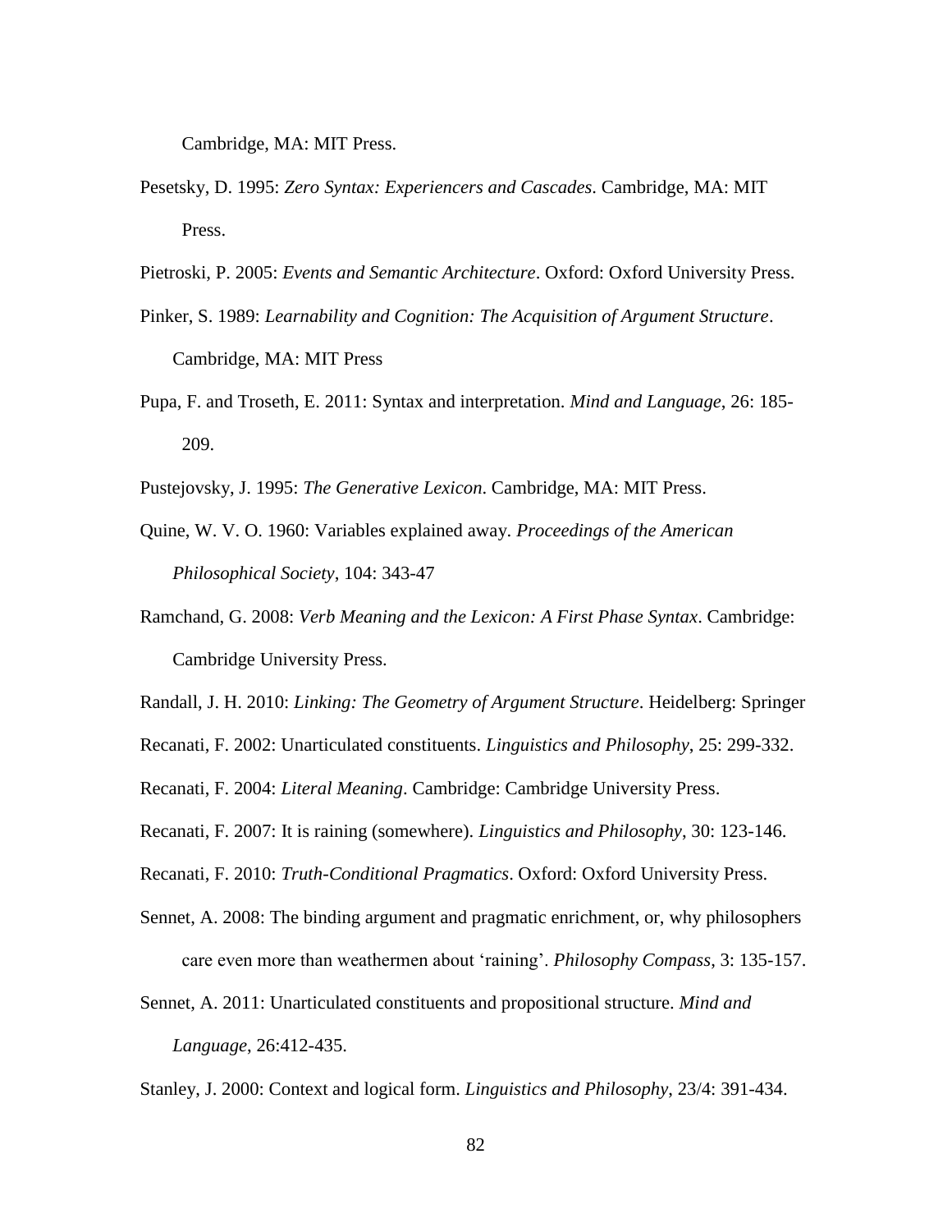Cambridge, MA: MIT Press.

Pesetsky, D. 1995: *Zero Syntax: Experiencers and Cascades*. Cambridge, MA: MIT Press.

Pietroski, P. 2005: *Events and Semantic Architecture*. Oxford: Oxford University Press.

Pinker, S. 1989: *Learnability and Cognition: The Acquisition of Argument Structure*. Cambridge, MA: MIT Press

Pupa, F. and Troseth, E. 2011: Syntax and interpretation. *Mind and Language*, 26: 185-209.

Pustejovsky, J. 1995: *The Generative Lexicon*. Cambridge, MA: MIT Press.

Quine, W. V. O. 1960: Variables explained away. *Proceedings of the American Philosophical Society*, 104: 343-47

Ramchand, G. 2008: *Verb Meaning and the Lexicon: A First Phase Syntax*. Cambridge: Cambridge University Press.

Randall, J. H. 2010: *Linking: The Geometry of Argument Structure*. Heidelberg: Springer

Recanati, F. 2002: Unarticulated constituents. *Linguistics and Philosophy*, 25: 299-332.

Recanati, F. 2004: *Literal Meaning*. Cambridge: Cambridge University Press.

Recanati, F. 2007: It is raining (somewhere). *Linguistics and Philosophy*, 30: 123-146.

Recanati, F. 2010: *Truth-Conditional Pragmatics*. Oxford: Oxford University Press.

Sennet, A. 2008: The binding argument and pragmatic enrichment, or, why philosophers care even more than weathermen about 'raining'. *Philosophy Compass*, 3: 135-157.

Sennet, A. 2011: Unarticulated constituents and propositional structure. *Mind and Language*, 26:412-435.

Stanley, J. 2000: Context and logical form. *Linguistics and Philosophy*, 23/4: 391-434.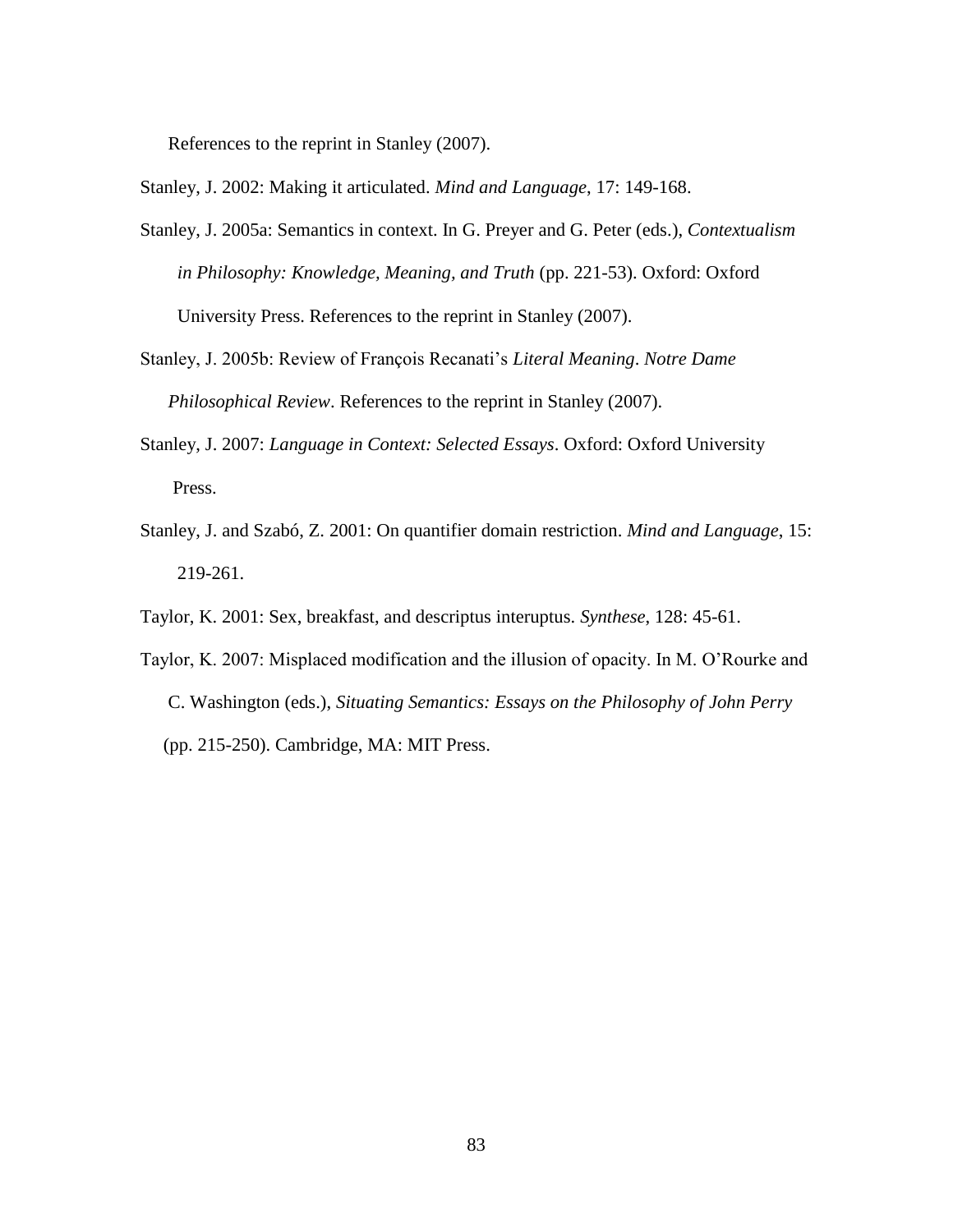References to the reprint in Stanley (2007).

Stanley, J. 2002: Making it articulated. *Mind and Language*, 17: 149-168.

Stanley, J. 2005a: Semantics in context. In G. Preyer and G. Peter (eds.), *Contextualism in Philosophy: Knowledge, Meaning, and Truth* (pp. 221-53). Oxford: Oxford University Press. References to the reprint in Stanley (2007).

Stanley, J. 2005b: Review of François Recanati's *Literal Meaning*. *Notre Dame Philosophical Review*. References to the reprint in Stanley (2007).

Stanley, J. 2007: *Language in Context: Selected Essays*. Oxford: Oxford University Press.

Stanley, J. and Szabó, Z. 2001: On quantifier domain restriction. *Mind and Language*, 15: 219-261.

Taylor, K. 2001: Sex, breakfast, and descriptus interuptus. *Synthese*, 128: 45-61.

Taylor, K. 2007: Misplaced modification and the illusion of opacity. In M. O'Rourke and C. Washington (eds.), *Situating Semantics: Essays on the Philosophy of John Perry* (pp. 215-250). Cambridge, MA: MIT Press.